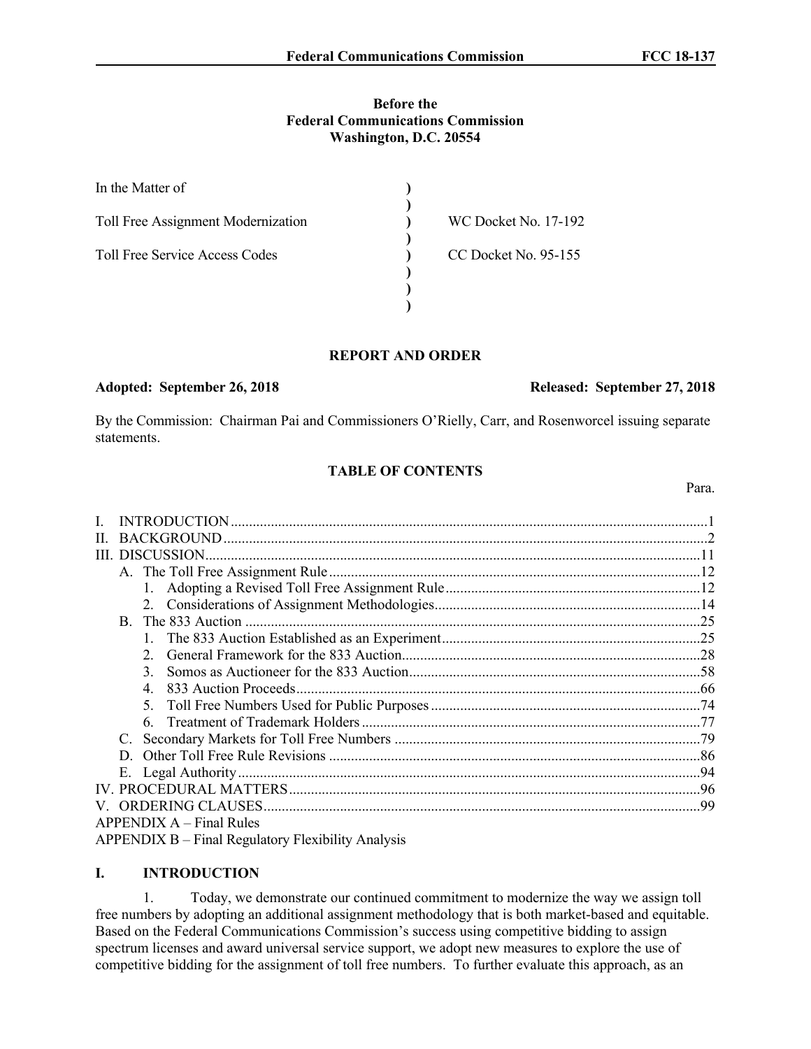**Before the**
**Federal Communications Commission**
**Washington, D.C. 20554**

| | | |
|---|---|---|
| In the Matter of | ) | |
| | ) | |
| Toll Free Assignment Modernization | ) | WC Docket No. 17-192 |
| | ) | |
| Toll Free Service Access Codes | ) | CC Docket No. 95-155 |
| | ) | |
| | ) | |
| | ) | |

## REPORT AND ORDER

**Adopted: September 26, 2018** **Released: September 27, 2018**

By the Commission: Chairman Pai and Commissioners O'Rielly, Carr, and Rosenworcel issuing separate statements.

### TABLE OF CONTENTS

| | Para. |
|---|---|
| I. INTRODUCTION | 1 |
| II. BACKGROUND | 2 |
| III. DISCUSSION | 11 |
| A. The Toll Free Assignment Rule | 12 |
| 1. Adopting a Revised Toll Free Assignment Rule | 12 |
| 2. Considerations of Assignment Methodologies | 14 |
| B. The 833 Auction | 25 |
| 1. The 833 Auction Established as an Experiment | 25 |
| 2. General Framework for the 833 Auction | 28 |
| 3. Somos as Auctioneer for the 833 Auction | 58 |
| 4. 833 Auction Proceeds | 66 |
| 5. Toll Free Numbers Used for Public Purposes | 74 |
| 6. Treatment of Trademark Holders | 77 |
| C. Secondary Markets for Toll Free Numbers | 79 |
| D. Other Toll Free Rule Revisions | 86 |
| E. Legal Authority | 94 |
| IV. PROCEDURAL MATTERS | 96 |
| V. ORDERING CLAUSES | 99 |
| APPENDIX A – Final Rules | |
| APPENDIX B – Final Regulatory Flexibility Analysis | |

## I. INTRODUCTION

1. Today, we demonstrate our continued commitment to modernize the way we assign toll free numbers by adopting an additional assignment methodology that is both market-based and equitable. Based on the Federal Communications Commission's success using competitive bidding to assign spectrum licenses and award universal service support, we adopt new measures to explore the use of competitive bidding for the assignment of toll free numbers. To further evaluate this approach, as an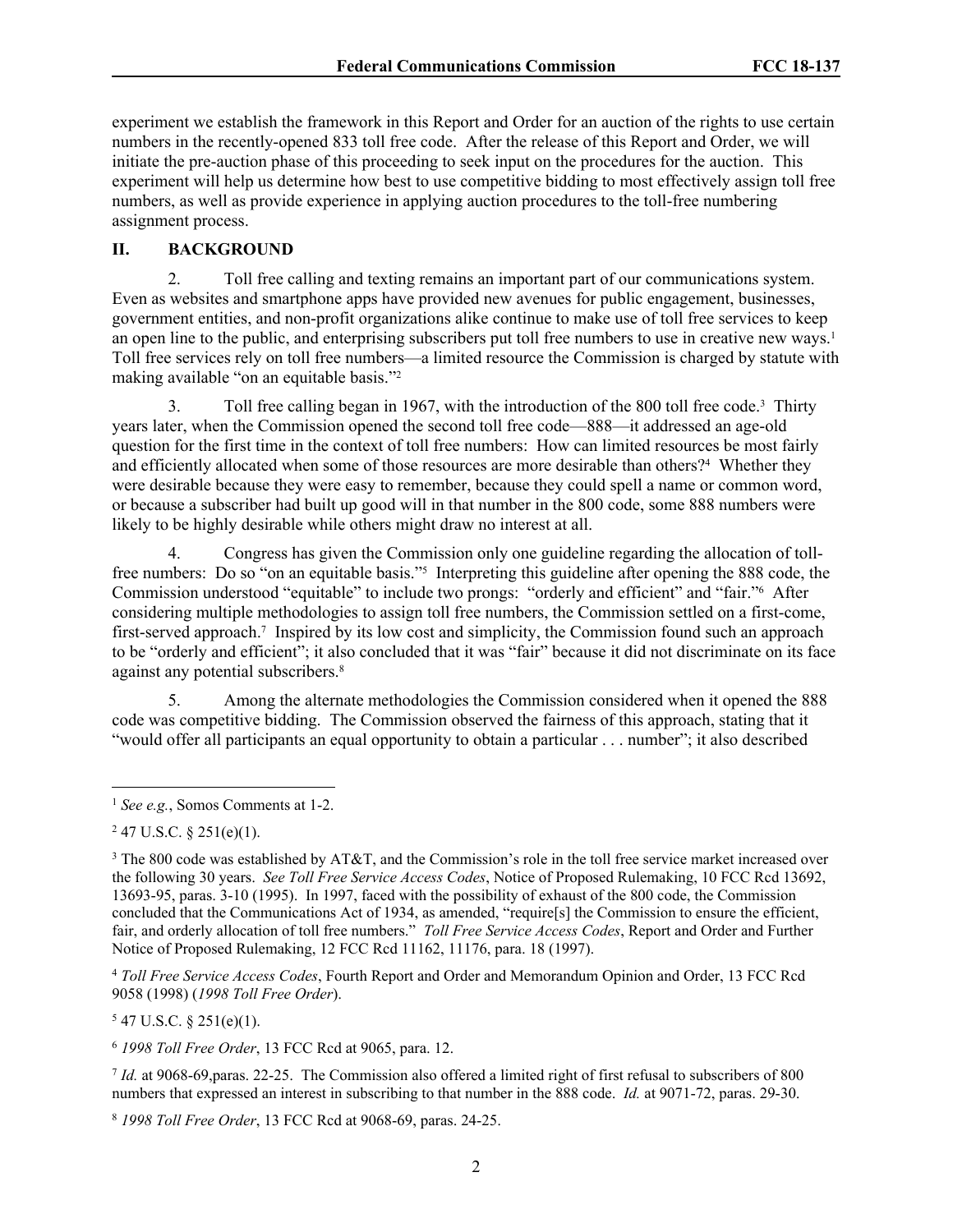experiment we establish the framework in this Report and Order for an auction of the rights to use certain numbers in the recently-opened 833 toll free code. After the release of this Report and Order, we will initiate the pre-auction phase of this proceeding to seek input on the procedures for the auction. This experiment will help us determine how best to use competitive bidding to most effectively assign toll free numbers, as well as provide experience in applying auction procedures to the toll-free numbering assignment process.

## II. BACKGROUND

2. Toll free calling and texting remains an important part of our communications system. Even as websites and smartphone apps have provided new avenues for public engagement, businesses, government entities, and non-profit organizations alike continue to make use of toll free services to keep an open line to the public, and enterprising subscribers put toll free numbers to use in creative new ways.[1] Toll free services rely on toll free numbers—a limited resource the Commission is charged by statute with making available "on an equitable basis."[2]

3. Toll free calling began in 1967, with the introduction of the 800 toll free code.[3] Thirty years later, when the Commission opened the second toll free code—888—it addressed an age-old question for the first time in the context of toll free numbers: How can limited resources be most fairly and efficiently allocated when some of those resources are more desirable than others?[4] Whether they were desirable because they were easy to remember, because they could spell a name or common word, or because a subscriber had built up good will in that number in the 800 code, some 888 numbers were likely to be highly desirable while others might draw no interest at all.

4. Congress has given the Commission only one guideline regarding the allocation of toll-free numbers: Do so "on an equitable basis."[5] Interpreting this guideline after opening the 888 code, the Commission understood "equitable" to include two prongs: "orderly and efficient" and "fair."[6] After considering multiple methodologies to assign toll free numbers, the Commission settled on a first-come, first-served approach.[7] Inspired by its low cost and simplicity, the Commission found such an approach to be "orderly and efficient"; it also concluded that it was "fair" because it did not discriminate on its face against any potential subscribers.[8]

5. Among the alternate methodologies the Commission considered when it opened the 888 code was competitive bidding. The Commission observed the fairness of this approach, stating that it "would offer all participants an equal opportunity to obtain a particular . . . number"; it also described

---

[1] *See e.g.*, Somos Comments at 1-2.

[2] 47 U.S.C. § 251(e)(1).

[3] The 800 code was established by AT&T, and the Commission's role in the toll free service market increased over the following 30 years. *See Toll Free Service Access Codes*, Notice of Proposed Rulemaking, 10 FCC Rcd 13692, 13693-95, paras. 3-10 (1995). In 1997, faced with the possibility of exhaust of the 800 code, the Commission concluded that the Communications Act of 1934, as amended, "require[s] the Commission to ensure the efficient, fair, and orderly allocation of toll free numbers." *Toll Free Service Access Codes*, Report and Order and Further Notice of Proposed Rulemaking, 12 FCC Rcd 11162, 11176, para. 18 (1997).

[4] *Toll Free Service Access Codes*, Fourth Report and Order and Memorandum Opinion and Order, 13 FCC Rcd 9058 (1998) (*1998 Toll Free Order*).

[5] 47 U.S.C. § 251(e)(1).

[6] *1998 Toll Free Order*, 13 FCC Rcd at 9065, para. 12.

[7] *Id.* at 9068-69,paras. 22-25. The Commission also offered a limited right of first refusal to subscribers of 800 numbers that expressed an interest in subscribing to that number in the 888 code. *Id.* at 9071-72, paras. 29-30.

[8] *1998 Toll Free Order*, 13 FCC Rcd at 9068-69, paras. 24-25.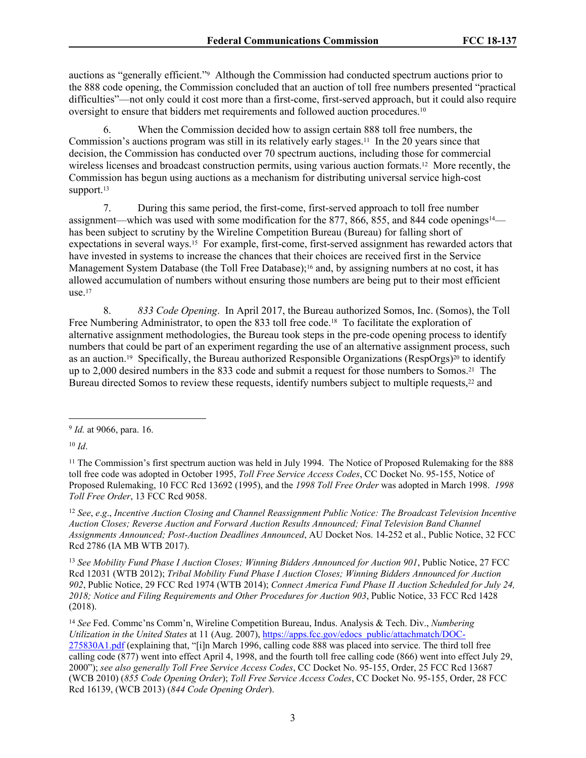auctions as "generally efficient."[9] Although the Commission had conducted spectrum auctions prior to the 888 code opening, the Commission concluded that an auction of toll free numbers presented "practical difficulties"—not only could it cost more than a first-come, first-served approach, but it could also require oversight to ensure that bidders met requirements and followed auction procedures.[10]

6. When the Commission decided how to assign certain 888 toll free numbers, the Commission's auctions program was still in its relatively early stages.[11] In the 20 years since that decision, the Commission has conducted over 70 spectrum auctions, including those for commercial wireless licenses and broadcast construction permits, using various auction formats.[12] More recently, the Commission has begun using auctions as a mechanism for distributing universal service high-cost support.[13]

7. During this same period, the first-come, first-served approach to toll free number assignment—which was used with some modification for the 877, 866, 855, and 844 code openings[14]—has been subject to scrutiny by the Wireline Competition Bureau (Bureau) for falling short of expectations in several ways.[15] For example, first-come, first-served assignment has rewarded actors that have invested in systems to increase the chances that their choices are received first in the Service Management System Database (the Toll Free Database);[16] and, by assigning numbers at no cost, it has allowed accumulation of numbers without ensuring those numbers are being put to their most efficient use.[17]

8. *833 Code Opening*. In April 2017, the Bureau authorized Somos, Inc. (Somos), the Toll Free Numbering Administrator, to open the 833 toll free code.[18] To facilitate the exploration of alternative assignment methodologies, the Bureau took steps in the pre-code opening process to identify numbers that could be part of an experiment regarding the use of an alternative assignment process, such as an auction.[19] Specifically, the Bureau authorized Responsible Organizations (RespOrgs)[20] to identify up to 2,000 desired numbers in the 833 code and submit a request for those numbers to Somos.[21] The Bureau directed Somos to review these requests, identify numbers subject to multiple requests,[22] and

---

[9] *Id.* at 9066, para. 16.

[10] *Id*.

[11] The Commission's first spectrum auction was held in July 1994. The Notice of Proposed Rulemaking for the 888 toll free code was adopted in October 1995, *Toll Free Service Access Codes*, CC Docket No. 95-155, Notice of Proposed Rulemaking, 10 FCC Rcd 13692 (1995), and the *1998 Toll Free Order* was adopted in March 1998. *1998 Toll Free Order*, 13 FCC Rcd 9058.

[12] *See*, *e.g*., *Incentive Auction Closing and Channel Reassignment Public Notice: The Broadcast Television Incentive Auction Closes; Reverse Auction and Forward Auction Results Announced; Final Television Band Channel Assignments Announced; Post-Auction Deadlines Announced*, AU Docket Nos. 14-252 et al., Public Notice, 32 FCC Rcd 2786 (IA MB WTB 2017).

[13] *See Mobility Fund Phase I Auction Closes; Winning Bidders Announced for Auction 901*, Public Notice, 27 FCC Rcd 12031 (WTB 2012); *Tribal Mobility Fund Phase I Auction Closes; Winning Bidders Announced for Auction 902*, Public Notice, 29 FCC Rcd 1974 (WTB 2014); *Connect America Fund Phase II Auction Scheduled for July 24, 2018; Notice and Filing Requirements and Other Procedures for Auction 903*, Public Notice, 33 FCC Rcd 1428 (2018).

[14] *See* Fed. Commc'ns Comm'n, Wireline Competition Bureau, Indus. Analysis & Tech. Div., *Numbering Utilization in the United States* at 11 (Aug. 2007), https://apps.fcc.gov/edocs_public/attachmatch/DOC-275830A1.pdf (explaining that, "[i]n March 1996, calling code 888 was placed into service. The third toll free calling code (877) went into effect April 4, 1998, and the fourth toll free calling code (866) went into effect July 29, 2000"); *see also generally Toll Free Service Access Codes*, CC Docket No. 95-155, Order, 25 FCC Rcd 13687 (WCB 2010) (*855 Code Opening Order*); *Toll Free Service Access Codes*, CC Docket No. 95-155, Order, 28 FCC Rcd 16139, (WCB 2013) (*844 Code Opening Order*).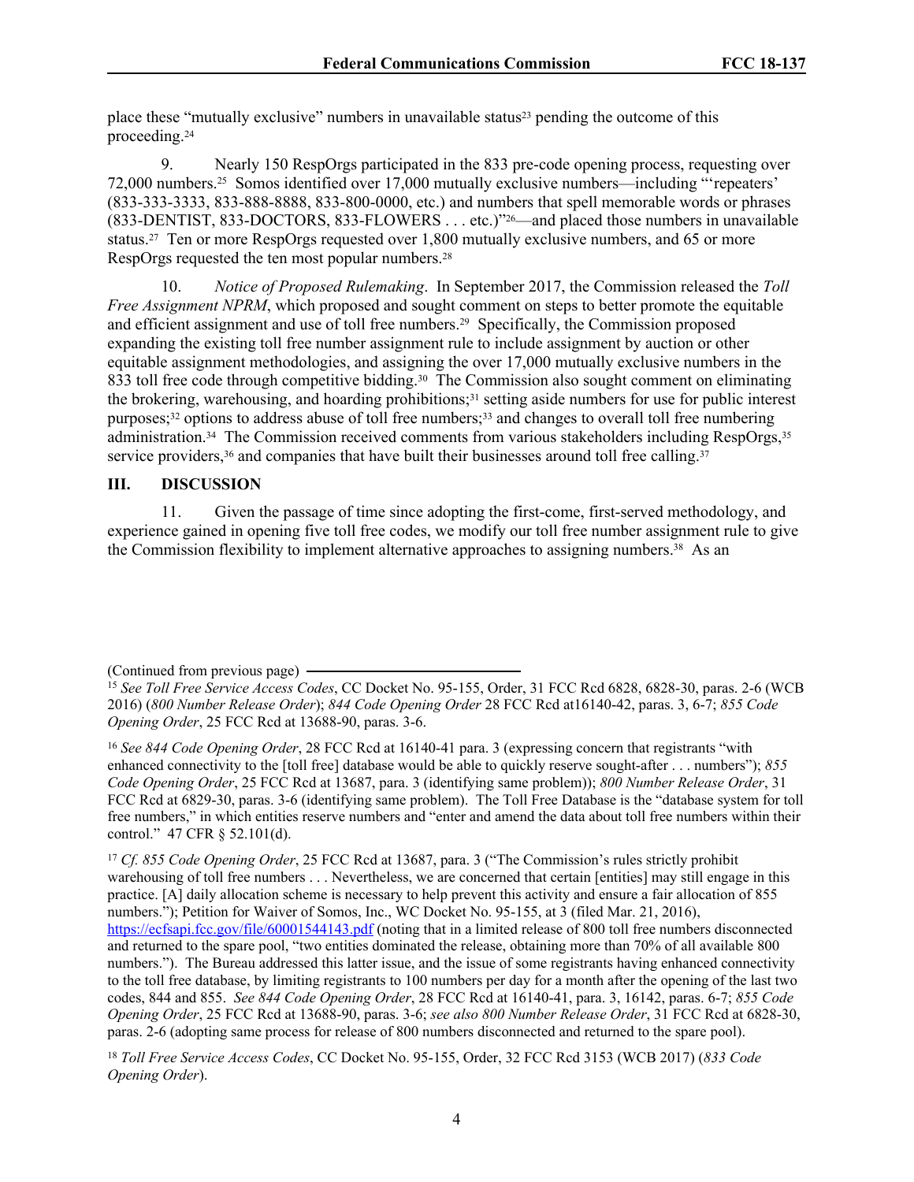place these "mutually exclusive" numbers in unavailable status[23] pending the outcome of this proceeding.[24]

9. Nearly 150 RespOrgs participated in the 833 pre-code opening process, requesting over 72,000 numbers.[25] Somos identified over 17,000 mutually exclusive numbers—including "'repeaters' (833-333-3333, 833-888-8888, 833-800-0000, etc.) and numbers that spell memorable words or phrases (833-DENTIST, 833-DOCTORS, 833-FLOWERS . . . etc.)"[26]—and placed those numbers in unavailable status.[27] Ten or more RespOrgs requested over 1,800 mutually exclusive numbers, and 65 or more RespOrgs requested the ten most popular numbers.[28]

10. *Notice of Proposed Rulemaking*. In September 2017, the Commission released the *Toll Free Assignment NPRM*, which proposed and sought comment on steps to better promote the equitable and efficient assignment and use of toll free numbers.[29] Specifically, the Commission proposed expanding the existing toll free number assignment rule to include assignment by auction or other equitable assignment methodologies, and assigning the over 17,000 mutually exclusive numbers in the 833 toll free code through competitive bidding.[30] The Commission also sought comment on eliminating the brokering, warehousing, and hoarding prohibitions;[31] setting aside numbers for use for public interest purposes;[32] options to address abuse of toll free numbers;[33] and changes to overall toll free numbering administration.[34] The Commission received comments from various stakeholders including RespOrgs,[35] service providers,[36] and companies that have built their businesses around toll free calling.[37]

## III. DISCUSSION

11. Given the passage of time since adopting the first-come, first-served methodology, and experience gained in opening five toll free codes, we modify our toll free number assignment rule to give the Commission flexibility to implement alternative approaches to assigning numbers.[38] As an

---

(Continued from previous page)

[15] *See Toll Free Service Access Codes*, CC Docket No. 95-155, Order, 31 FCC Rcd 6828, 6828-30, paras. 2-6 (WCB 2016) (*800 Number Release Order*); *844 Code Opening Order* 28 FCC Rcd at16140-42, paras. 3, 6-7; *855 Code Opening Order*, 25 FCC Rcd at 13688-90, paras. 3-6.

[16] *See 844 Code Opening Order*, 28 FCC Rcd at 16140-41 para. 3 (expressing concern that registrants "with enhanced connectivity to the [toll free] database would be able to quickly reserve sought-after . . . numbers"); *855 Code Opening Order*, 25 FCC Rcd at 13687, para. 3 (identifying same problem)); *800 Number Release Order*, 31 FCC Rcd at 6829-30, paras. 3-6 (identifying same problem). The Toll Free Database is the "database system for toll free numbers," in which entities reserve numbers and "enter and amend the data about toll free numbers within their control." 47 CFR § 52.101(d).

[17] *Cf. 855 Code Opening Order*, 25 FCC Rcd at 13687, para. 3 ("The Commission's rules strictly prohibit warehousing of toll free numbers . . . Nevertheless, we are concerned that certain [entities] may still engage in this practice. [A] daily allocation scheme is necessary to help prevent this activity and ensure a fair allocation of 855 numbers."); Petition for Waiver of Somos, Inc., WC Docket No. 95-155, at 3 (filed Mar. 21, 2016), https://ecfsapi.fcc.gov/file/60001544143.pdf (noting that in a limited release of 800 toll free numbers disconnected and returned to the spare pool, "two entities dominated the release, obtaining more than 70% of all available 800 numbers."). The Bureau addressed this latter issue, and the issue of some registrants having enhanced connectivity to the toll free database, by limiting registrants to 100 numbers per day for a month after the opening of the last two codes, 844 and 855. *See 844 Code Opening Order*, 28 FCC Rcd at 16140-41, para. 3, 16142, paras. 6-7; *855 Code Opening Order*, 25 FCC Rcd at 13688-90, paras. 3-6; *see also 800 Number Release Order*, 31 FCC Rcd at 6828-30, paras. 2-6 (adopting same process for release of 800 numbers disconnected and returned to the spare pool).

[18] *Toll Free Service Access Codes*, CC Docket No. 95-155, Order, 32 FCC Rcd 3153 (WCB 2017) (*833 Code Opening Order*).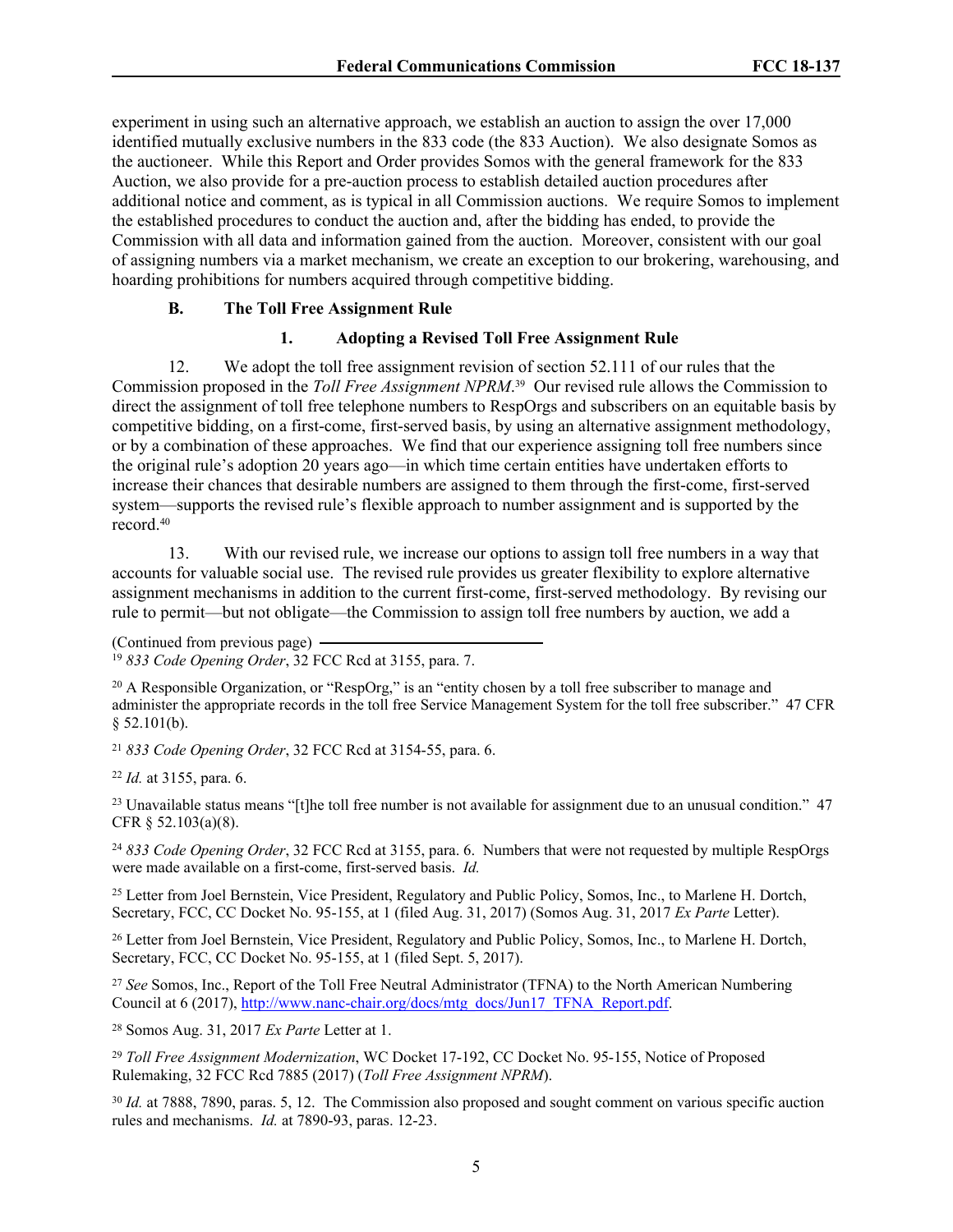experiment in using such an alternative approach, we establish an auction to assign the over 17,000 identified mutually exclusive numbers in the 833 code (the 833 Auction). We also designate Somos as the auctioneer. While this Report and Order provides Somos with the general framework for the 833 Auction, we also provide for a pre-auction process to establish detailed auction procedures after additional notice and comment, as is typical in all Commission auctions. We require Somos to implement the established procedures to conduct the auction and, after the bidding has ended, to provide the Commission with all data and information gained from the auction. Moreover, consistent with our goal of assigning numbers via a market mechanism, we create an exception to our brokering, warehousing, and hoarding prohibitions for numbers acquired through competitive bidding.

### B. The Toll Free Assignment Rule

#### 1. Adopting a Revised Toll Free Assignment Rule

12. We adopt the toll free assignment revision of section 52.111 of our rules that the Commission proposed in the *Toll Free Assignment NPRM*.[39] Our revised rule allows the Commission to direct the assignment of toll free telephone numbers to RespOrgs and subscribers on an equitable basis by competitive bidding, on a first-come, first-served basis, by using an alternative assignment methodology, or by a combination of these approaches. We find that our experience assigning toll free numbers since the original rule's adoption 20 years ago—in which time certain entities have undertaken efforts to increase their chances that desirable numbers are assigned to them through the first-come, first-served system—supports the revised rule's flexible approach to number assignment and is supported by the record.[40]

13. With our revised rule, we increase our options to assign toll free numbers in a way that accounts for valuable social use. The revised rule provides us greater flexibility to explore alternative assignment mechanisms in addition to the current first-come, first-served methodology. By revising our rule to permit—but not obligate—the Commission to assign toll free numbers by auction, we add a

(Continued from previous page)

[19] *833 Code Opening Order*, 32 FCC Rcd at 3155, para. 7.

[20] A Responsible Organization, or "RespOrg," is an "entity chosen by a toll free subscriber to manage and administer the appropriate records in the toll free Service Management System for the toll free subscriber." 47 CFR § 52.101(b).

[21] *833 Code Opening Order*, 32 FCC Rcd at 3154-55, para. 6.

[22] *Id.* at 3155, para. 6.

[23] Unavailable status means "[t]he toll free number is not available for assignment due to an unusual condition." 47 CFR § 52.103(a)(8).

[24] *833 Code Opening Order*, 32 FCC Rcd at 3155, para. 6. Numbers that were not requested by multiple RespOrgs were made available on a first-come, first-served basis. *Id.*

[25] Letter from Joel Bernstein, Vice President, Regulatory and Public Policy, Somos, Inc., to Marlene H. Dortch, Secretary, FCC, CC Docket No. 95-155, at 1 (filed Aug. 31, 2017) (Somos Aug. 31, 2017 *Ex Parte* Letter).

[26] Letter from Joel Bernstein, Vice President, Regulatory and Public Policy, Somos, Inc., to Marlene H. Dortch, Secretary, FCC, CC Docket No. 95-155, at 1 (filed Sept. 5, 2017).

[27] *See* Somos, Inc., Report of the Toll Free Neutral Administrator (TFNA) to the North American Numbering Council at 6 (2017), http://www.nanc-chair.org/docs/mtg_docs/Jun17_TFNA_Report.pdf.

[28] Somos Aug. 31, 2017 *Ex Parte* Letter at 1.

[29] *Toll Free Assignment Modernization*, WC Docket 17-192, CC Docket No. 95-155, Notice of Proposed Rulemaking, 32 FCC Rcd 7885 (2017) (*Toll Free Assignment NPRM*).

[30] *Id.* at 7888, 7890, paras. 5, 12. The Commission also proposed and sought comment on various specific auction rules and mechanisms. *Id.* at 7890-93, paras. 12-23.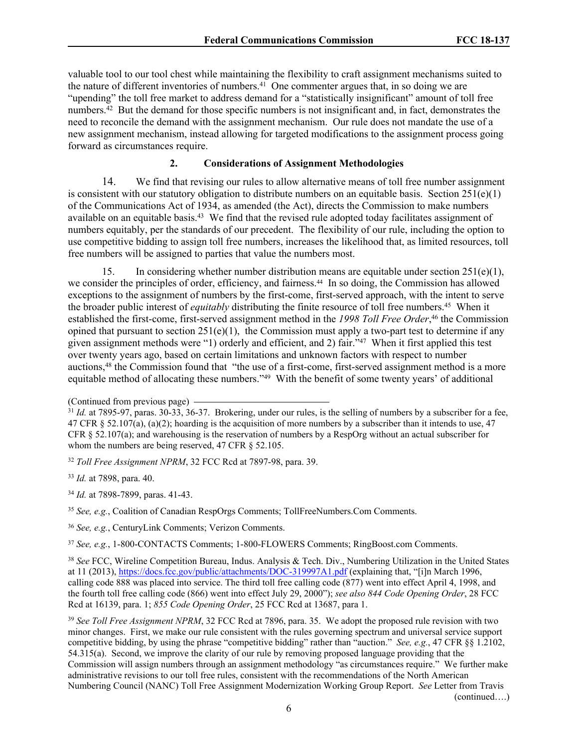valuable tool to our tool chest while maintaining the flexibility to craft assignment mechanisms suited to the nature of different inventories of numbers.[41] One commenter argues that, in so doing we are "upending" the toll free market to address demand for a "statistically insignificant" amount of toll free numbers.[42] But the demand for those specific numbers is not insignificant and, in fact, demonstrates the need to reconcile the demand with the assignment mechanism. Our rule does not mandate the use of a new assignment mechanism, instead allowing for targeted modifications to the assignment process going forward as circumstances require.

### 2. Considerations of Assignment Methodologies

14. We find that revising our rules to allow alternative means of toll free number assignment is consistent with our statutory obligation to distribute numbers on an equitable basis. Section 251(e)(1) of the Communications Act of 1934, as amended (the Act), directs the Commission to make numbers available on an equitable basis.[43] We find that the revised rule adopted today facilitates assignment of numbers equitably, per the standards of our precedent. The flexibility of our rule, including the option to use competitive bidding to assign toll free numbers, increases the likelihood that, as limited resources, toll free numbers will be assigned to parties that value the numbers most.

15. In considering whether number distribution means are equitable under section 251(e)(1), we consider the principles of order, efficiency, and fairness.[44] In so doing, the Commission has allowed exceptions to the assignment of numbers by the first-come, first-served approach, with the intent to serve the broader public interest of *equitably* distributing the finite resource of toll free numbers.[45] When it established the first-come, first-served assignment method in the *1998 Toll Free Order*,[46] the Commission opined that pursuant to section 251(e)(1), the Commission must apply a two-part test to determine if any given assignment methods were "1) orderly and efficient, and 2) fair."[47] When it first applied this test over twenty years ago, based on certain limitations and unknown factors with respect to number auctions,[48] the Commission found that "the use of a first-come, first-served assignment method is a more equitable method of allocating these numbers."[49] With the benefit of some twenty years' of additional

(Continued from previous page)

[31] *Id.* at 7895-97, paras. 30-33, 36-37. Brokering, under our rules, is the selling of numbers by a subscriber for a fee, 47 CFR § 52.107(a), (a)(2); hoarding is the acquisition of more numbers by a subscriber than it intends to use, 47 CFR § 52.107(a); and warehousing is the reservation of numbers by a RespOrg without an actual subscriber for whom the numbers are being reserved, 47 CFR § 52.105.

[32] *Toll Free Assignment NPRM*, 32 FCC Rcd at 7897-98, para. 39.

[33] *Id.* at 7898, para. 40.

[34] *Id.* at 7898-7899, paras. 41-43.

[35] *See, e.g.*, Coalition of Canadian RespOrgs Comments; TollFreeNumbers.Com Comments.

[36] *See, e.g.*, CenturyLink Comments; Verizon Comments.

[37] *See, e.g.*, 1-800-CONTACTS Comments; 1-800-FLOWERS Comments; RingBoost.com Comments.

[38] *See* FCC, Wireline Competition Bureau, Indus. Analysis & Tech. Div., Numbering Utilization in the United States at 11 (2013), https://docs.fcc.gov/public/attachments/DOC-319997A1.pdf (explaining that, "[i]n March 1996, calling code 888 was placed into service. The third toll free calling code (877) went into effect April 4, 1998, and the fourth toll free calling code (866) went into effect July 29, 2000"); *see also 844 Code Opening Order*, 28 FCC Rcd at 16139, para. 1; *855 Code Opening Order*, 25 FCC Rcd at 13687, para 1.

[39] *See Toll Free Assignment NPRM*, 32 FCC Rcd at 7896, para. 35. We adopt the proposed rule revision with two minor changes. First, we make our rule consistent with the rules governing spectrum and universal service support competitive bidding, by using the phrase "competitive bidding" rather than "auction." *See, e.g.*, 47 CFR §§ 1.2102, 54.315(a). Second, we improve the clarity of our rule by removing proposed language providing that the Commission will assign numbers through an assignment methodology "as circumstances require." We further make administrative revisions to our toll free rules, consistent with the recommendations of the North American Numbering Council (NANC) Toll Free Assignment Modernization Working Group Report. *See* Letter from Travis

(continued….)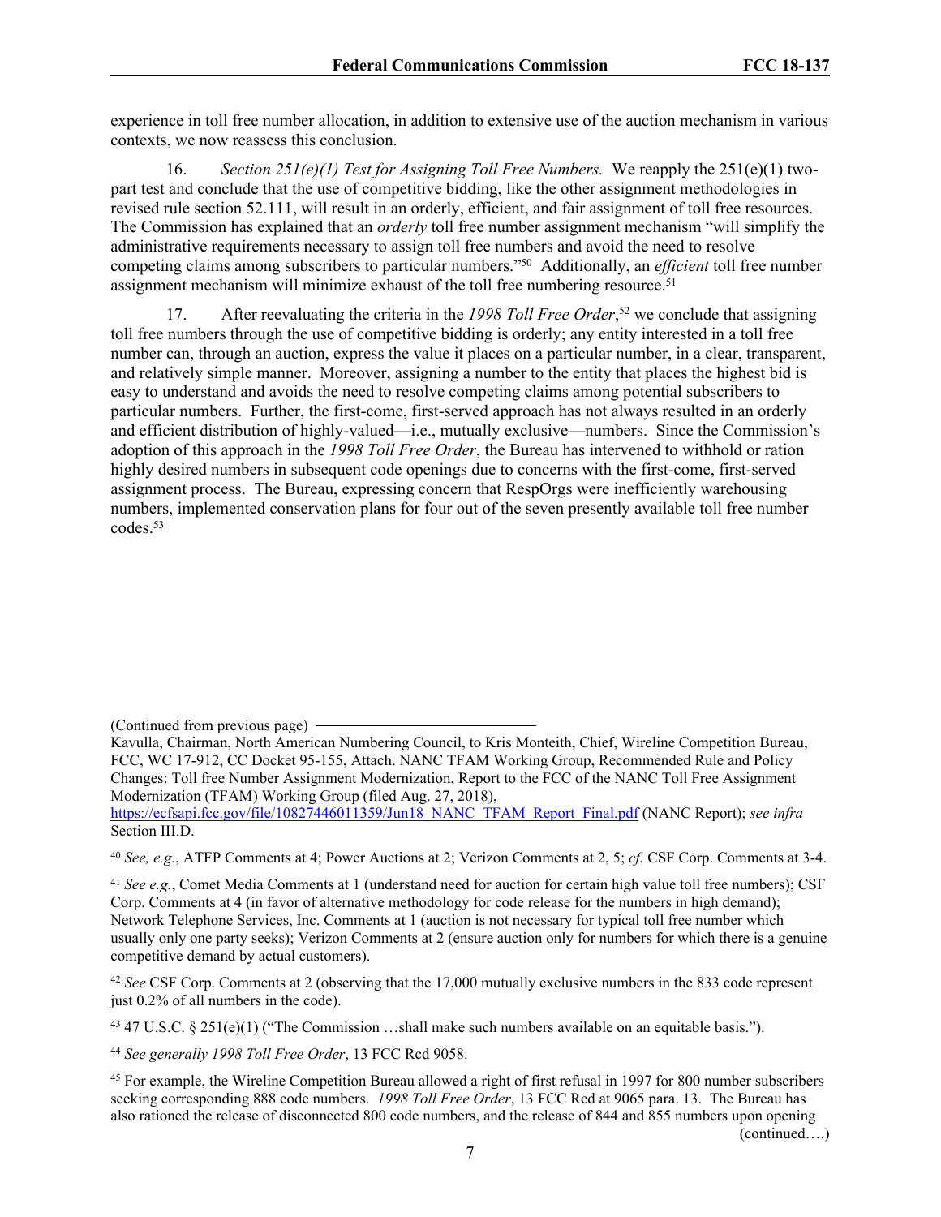experience in toll free number allocation, in addition to extensive use of the auction mechanism in various contexts, we now reassess this conclusion.

16. *Section 251(e)(1) Test for Assigning Toll Free Numbers.* We reapply the 251(e)(1) two-part test and conclude that the use of competitive bidding, like the other assignment methodologies in revised rule section 52.111, will result in an orderly, efficient, and fair assignment of toll free resources. The Commission has explained that an *orderly* toll free number assignment mechanism "will simplify the administrative requirements necessary to assign toll free numbers and avoid the need to resolve competing claims among subscribers to particular numbers."[50] Additionally, an *efficient* toll free number assignment mechanism will minimize exhaust of the toll free numbering resource.[51]

17. After reevaluating the criteria in the *1998 Toll Free Order*,[52] we conclude that assigning toll free numbers through the use of competitive bidding is orderly; any entity interested in a toll free number can, through an auction, express the value it places on a particular number, in a clear, transparent, and relatively simple manner. Moreover, assigning a number to the entity that places the highest bid is easy to understand and avoids the need to resolve competing claims among potential subscribers to particular numbers. Further, the first-come, first-served approach has not always resulted in an orderly and efficient distribution of highly-valued—i.e., mutually exclusive—numbers. Since the Commission's adoption of this approach in the *1998 Toll Free Order*, the Bureau has intervened to withhold or ration highly desired numbers in subsequent code openings due to concerns with the first-come, first-served assignment process. The Bureau, expressing concern that RespOrgs were inefficiently warehousing numbers, implemented conservation plans for four out of the seven presently available toll free number codes.[53]

(Continued from previous page)
Kavulla, Chairman, North American Numbering Council, to Kris Monteith, Chief, Wireline Competition Bureau, FCC, WC 17-912, CC Docket 95-155, Attach. NANC TFAM Working Group, Recommended Rule and Policy Changes: Toll free Number Assignment Modernization, Report to the FCC of the NANC Toll Free Assignment Modernization (TFAM) Working Group (filed Aug. 27, 2018), https://ecfsapi.fcc.gov/file/10827446011359/Jun18_NANC_TFAM_Report_Final.pdf (NANC Report); *see infra* Section III.D.

[40] *See, e.g.*, ATFP Comments at 4; Power Auctions at 2; Verizon Comments at 2, 5; *cf.* CSF Corp. Comments at 3-4.

[41] *See e.g.*, Comet Media Comments at 1 (understand need for auction for certain high value toll free numbers); CSF Corp. Comments at 4 (in favor of alternative methodology for code release for the numbers in high demand); Network Telephone Services, Inc. Comments at 1 (auction is not necessary for typical toll free number which usually only one party seeks); Verizon Comments at 2 (ensure auction only for numbers for which there is a genuine competitive demand by actual customers).

[42] *See* CSF Corp. Comments at 2 (observing that the 17,000 mutually exclusive numbers in the 833 code represent just 0.2% of all numbers in the code).

[43] 47 U.S.C. § 251(e)(1) ("The Commission …shall make such numbers available on an equitable basis.").

[44] *See generally 1998 Toll Free Order*, 13 FCC Rcd 9058.

[45] For example, the Wireline Competition Bureau allowed a right of first refusal in 1997 for 800 number subscribers seeking corresponding 888 code numbers. *1998 Toll Free Order*, 13 FCC Rcd at 9065 para. 13. The Bureau has also rationed the release of disconnected 800 code numbers, and the release of 844 and 855 numbers upon opening (continued….)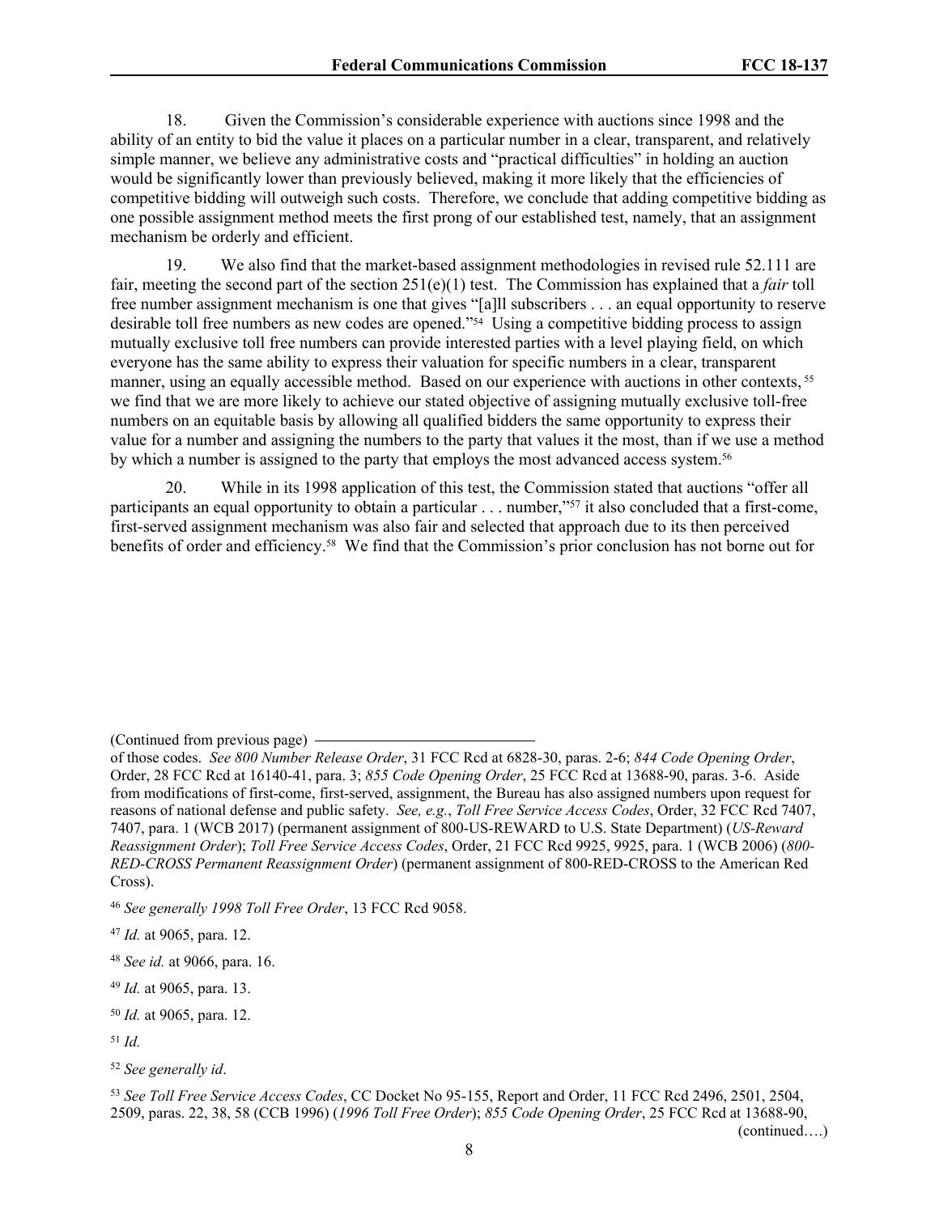18. Given the Commission's considerable experience with auctions since 1998 and the ability of an entity to bid the value it places on a particular number in a clear, transparent, and relatively simple manner, we believe any administrative costs and "practical difficulties" in holding an auction would be significantly lower than previously believed, making it more likely that the efficiencies of competitive bidding will outweigh such costs. Therefore, we conclude that adding competitive bidding as one possible assignment method meets the first prong of our established test, namely, that an assignment mechanism be orderly and efficient.

19. We also find that the market-based assignment methodologies in revised rule 52.111 are fair, meeting the second part of the section 251(e)(1) test. The Commission has explained that a *fair* toll free number assignment mechanism is one that gives "[a]ll subscribers . . . an equal opportunity to reserve desirable toll free numbers as new codes are opened."[54] Using a competitive bidding process to assign mutually exclusive toll free numbers can provide interested parties with a level playing field, on which everyone has the same ability to express their valuation for specific numbers in a clear, transparent manner, using an equally accessible method. Based on our experience with auctions in other contexts,[55] we find that we are more likely to achieve our stated objective of assigning mutually exclusive toll-free numbers on an equitable basis by allowing all qualified bidders the same opportunity to express their value for a number and assigning the numbers to the party that values it the most, than if we use a method by which a number is assigned to the party that employs the most advanced access system.[56]

20. While in its 1998 application of this test, the Commission stated that auctions "offer all participants an equal opportunity to obtain a particular . . . number,"[57] it also concluded that a first-come, first-served assignment mechanism was also fair and selected that approach due to its then perceived benefits of order and efficiency.[58] We find that the Commission's prior conclusion has not borne out for

---

(Continued from previous page)

of those codes. *See 800 Number Release Order*, 31 FCC Rcd at 6828-30, paras. 2-6; *844 Code Opening Order*, Order, 28 FCC Rcd at 16140-41, para. 3; *855 Code Opening Order*, 25 FCC Rcd at 13688-90, paras. 3-6. Aside from modifications of first-come, first-served, assignment, the Bureau has also assigned numbers upon request for reasons of national defense and public safety. *See, e.g.*, *Toll Free Service Access Codes*, Order, 32 FCC Rcd 7407, 7407, para. 1 (WCB 2017) (permanent assignment of 800-US-REWARD to U.S. State Department) (*US-Reward Reassignment Order*); *Toll Free Service Access Codes*, Order, 21 FCC Rcd 9925, 9925, para. 1 (WCB 2006) (*800-RED-CROSS Permanent Reassignment Order*) (permanent assignment of 800-RED-CROSS to the American Red Cross).

[46] *See generally 1998 Toll Free Order*, 13 FCC Rcd 9058.

[47] *Id.* at 9065, para. 12.

[48] *See id.* at 9066, para. 16.

[49] *Id.* at 9065, para. 13.

[50] *Id.* at 9065, para. 12.

[51] *Id.*

[52] *See generally id*.

[53] *See Toll Free Service Access Codes*, CC Docket No 95-155, Report and Order, 11 FCC Rcd 2496, 2501, 2504, 2509, paras. 22, 38, 58 (CCB 1996) (*1996 Toll Free Order*); *855 Code Opening Order*, 25 FCC Rcd at 13688-90, (continued….)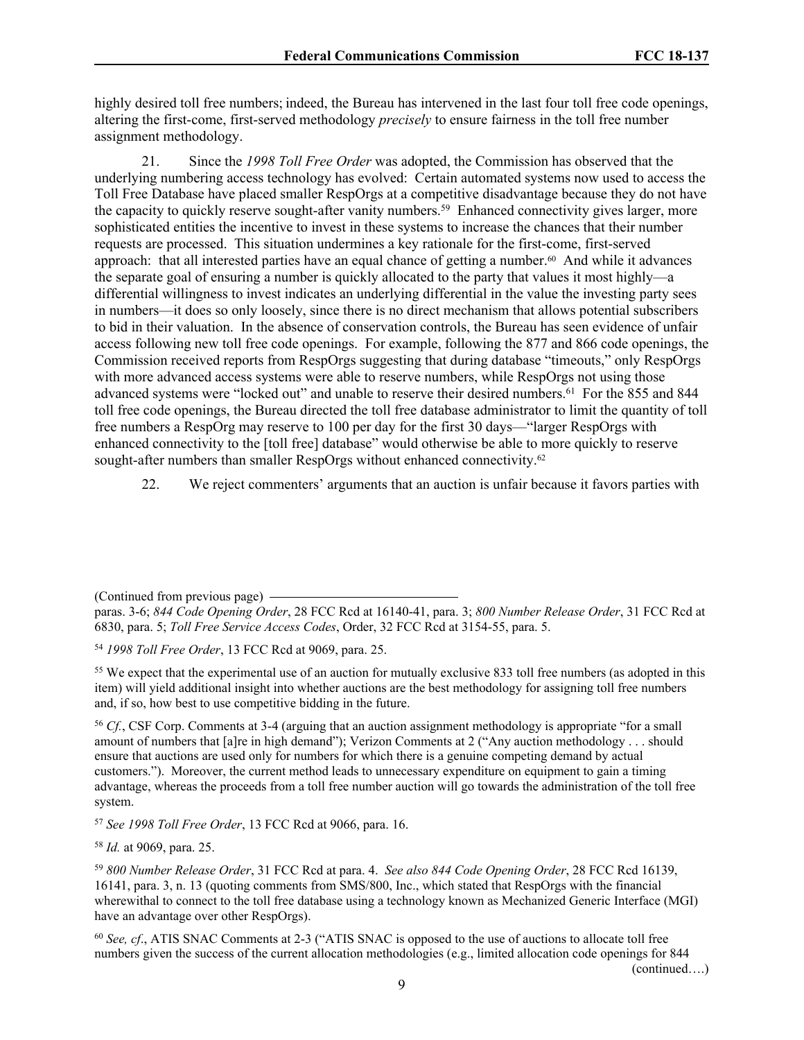highly desired toll free numbers; indeed, the Bureau has intervened in the last four toll free code openings, altering the first-come, first-served methodology *precisely* to ensure fairness in the toll free number assignment methodology.

21. Since the *1998 Toll Free Order* was adopted, the Commission has observed that the underlying numbering access technology has evolved: Certain automated systems now used to access the Toll Free Database have placed smaller RespOrgs at a competitive disadvantage because they do not have the capacity to quickly reserve sought-after vanity numbers.[59] Enhanced connectivity gives larger, more sophisticated entities the incentive to invest in these systems to increase the chances that their number requests are processed. This situation undermines a key rationale for the first-come, first-served approach: that all interested parties have an equal chance of getting a number.[60] And while it advances the separate goal of ensuring a number is quickly allocated to the party that values it most highly—a differential willingness to invest indicates an underlying differential in the value the investing party sees in numbers—it does so only loosely, since there is no direct mechanism that allows potential subscribers to bid in their valuation. In the absence of conservation controls, the Bureau has seen evidence of unfair access following new toll free code openings. For example, following the 877 and 866 code openings, the Commission received reports from RespOrgs suggesting that during database "timeouts," only RespOrgs with more advanced access systems were able to reserve numbers, while RespOrgs not using those advanced systems were "locked out" and unable to reserve their desired numbers.[61] For the 855 and 844 toll free code openings, the Bureau directed the toll free database administrator to limit the quantity of toll free numbers a RespOrg may reserve to 100 per day for the first 30 days—"larger RespOrgs with enhanced connectivity to the [toll free] database" would otherwise be able to more quickly to reserve sought-after numbers than smaller RespOrgs without enhanced connectivity.[62]

22. We reject commenters' arguments that an auction is unfair because it favors parties with

---

(Continued from previous page)

paras. 3-6; *844 Code Opening Order*, 28 FCC Rcd at 16140-41, para. 3; *800 Number Release Order*, 31 FCC Rcd at 6830, para. 5; *Toll Free Service Access Codes*, Order, 32 FCC Rcd at 3154-55, para. 5.

[54] *1998 Toll Free Order*, 13 FCC Rcd at 9069, para. 25.

[55] We expect that the experimental use of an auction for mutually exclusive 833 toll free numbers (as adopted in this item) will yield additional insight into whether auctions are the best methodology for assigning toll free numbers and, if so, how best to use competitive bidding in the future.

[56] *Cf.*, CSF Corp. Comments at 3-4 (arguing that an auction assignment methodology is appropriate "for a small amount of numbers that [a]re in high demand"); Verizon Comments at 2 ("Any auction methodology . . . should ensure that auctions are used only for numbers for which there is a genuine competing demand by actual customers."). Moreover, the current method leads to unnecessary expenditure on equipment to gain a timing advantage, whereas the proceeds from a toll free number auction will go towards the administration of the toll free system.

[57] *See 1998 Toll Free Order*, 13 FCC Rcd at 9066, para. 16.

[58] *Id.* at 9069, para. 25.

[59] *800 Number Release Order*, 31 FCC Rcd at para. 4. *See also 844 Code Opening Order*, 28 FCC Rcd 16139, 16141, para. 3, n. 13 (quoting comments from SMS/800, Inc., which stated that RespOrgs with the financial wherewithal to connect to the toll free database using a technology known as Mechanized Generic Interface (MGI) have an advantage over other RespOrgs).

[60] *See, cf*., ATIS SNAC Comments at 2-3 ("ATIS SNAC is opposed to the use of auctions to allocate toll free numbers given the success of the current allocation methodologies (e.g., limited allocation code openings for 844

(continued….)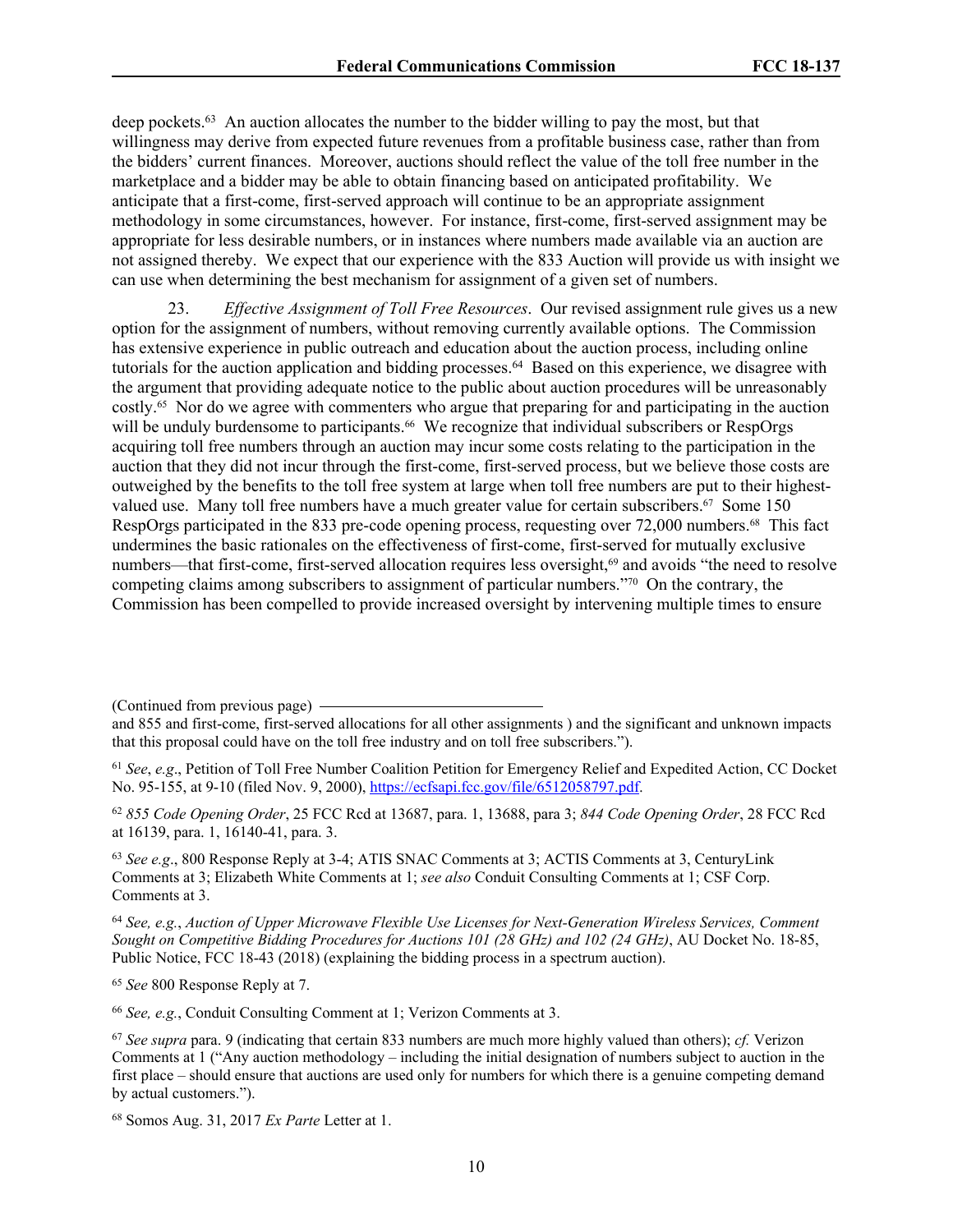deep pockets.[63] An auction allocates the number to the bidder willing to pay the most, but that willingness may derive from expected future revenues from a profitable business case, rather than from the bidders' current finances. Moreover, auctions should reflect the value of the toll free number in the marketplace and a bidder may be able to obtain financing based on anticipated profitability. We anticipate that a first-come, first-served approach will continue to be an appropriate assignment methodology in some circumstances, however. For instance, first-come, first-served assignment may be appropriate for less desirable numbers, or in instances where numbers made available via an auction are not assigned thereby. We expect that our experience with the 833 Auction will provide us with insight we can use when determining the best mechanism for assignment of a given set of numbers.

23. *Effective Assignment of Toll Free Resources*. Our revised assignment rule gives us a new option for the assignment of numbers, without removing currently available options. The Commission has extensive experience in public outreach and education about the auction process, including online tutorials for the auction application and bidding processes.[64] Based on this experience, we disagree with the argument that providing adequate notice to the public about auction procedures will be unreasonably costly.[65] Nor do we agree with commenters who argue that preparing for and participating in the auction will be unduly burdensome to participants.[66] We recognize that individual subscribers or RespOrgs acquiring toll free numbers through an auction may incur some costs relating to the participation in the auction that they did not incur through the first-come, first-served process, but we believe those costs are outweighed by the benefits to the toll free system at large when toll free numbers are put to their highest-valued use. Many toll free numbers have a much greater value for certain subscribers.[67] Some 150 RespOrgs participated in the 833 pre-code opening process, requesting over 72,000 numbers.[68] This fact undermines the basic rationales on the effectiveness of first-come, first-served for mutually exclusive numbers—that first-come, first-served allocation requires less oversight,[69] and avoids "the need to resolve competing claims among subscribers to assignment of particular numbers."[70] On the contrary, the Commission has been compelled to provide increased oversight by intervening multiple times to ensure

(Continued from previous page)
and 855 and first-come, first-served allocations for all other assignments ) and the significant and unknown impacts that this proposal could have on the toll free industry and on toll free subscribers.").

[61] *See*, *e.g*., Petition of Toll Free Number Coalition Petition for Emergency Relief and Expedited Action, CC Docket No. 95-155, at 9-10 (filed Nov. 9, 2000), https://ecfsapi.fcc.gov/file/6512058797.pdf.

[62] *855 Code Opening Order*, 25 FCC Rcd at 13687, para. 1, 13688, para 3; *844 Code Opening Order*, 28 FCC Rcd at 16139, para. 1, 16140-41, para. 3.

[63] *See e.g*., 800 Response Reply at 3-4; ATIS SNAC Comments at 3; ACTIS Comments at 3, CenturyLink Comments at 3; Elizabeth White Comments at 1; *see also* Conduit Consulting Comments at 1; CSF Corp. Comments at 3.

[64] *See, e.g.*, *Auction of Upper Microwave Flexible Use Licenses for Next-Generation Wireless Services, Comment Sought on Competitive Bidding Procedures for Auctions 101 (28 GHz) and 102 (24 GHz)*, AU Docket No. 18-85, Public Notice, FCC 18-43 (2018) (explaining the bidding process in a spectrum auction).

[65] *See* 800 Response Reply at 7.

[66] *See, e.g.*, Conduit Consulting Comment at 1; Verizon Comments at 3.

[67] *See supra* para. 9 (indicating that certain 833 numbers are much more highly valued than others); *cf.* Verizon Comments at 1 ("Any auction methodology – including the initial designation of numbers subject to auction in the first place – should ensure that auctions are used only for numbers for which there is a genuine competing demand by actual customers.").

[68] Somos Aug. 31, 2017 *Ex Parte* Letter at 1.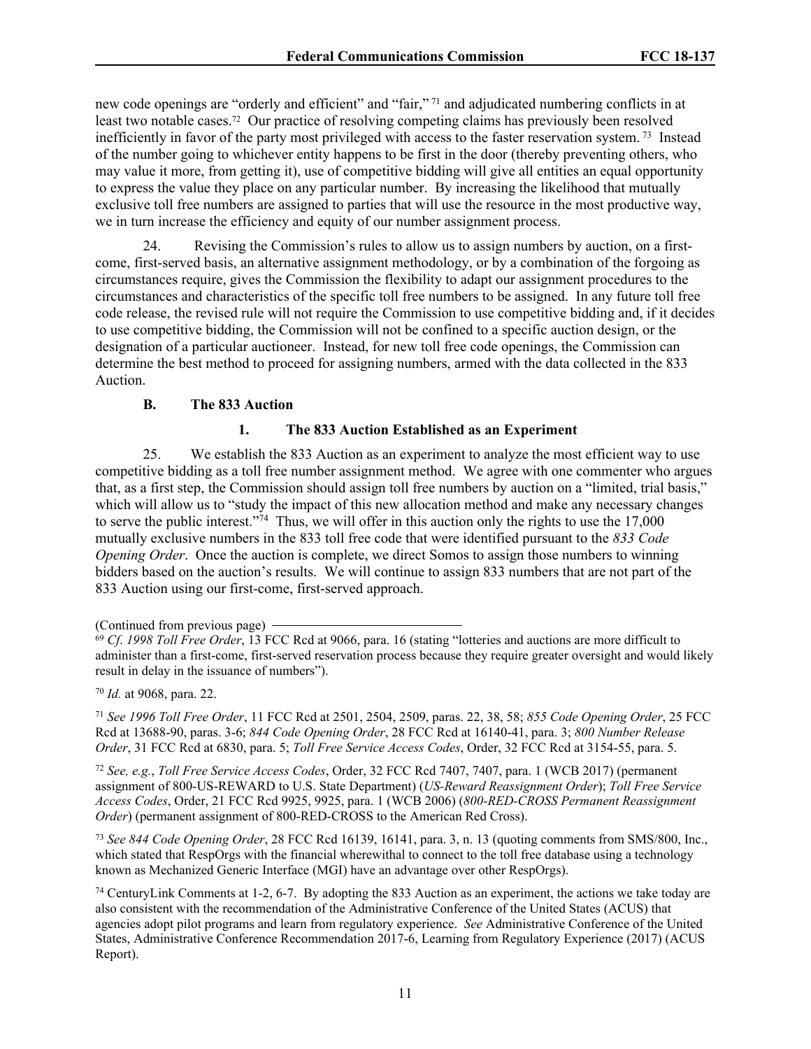new code openings are "orderly and efficient" and "fair,"[71] and adjudicated numbering conflicts in at least two notable cases.[72] Our practice of resolving competing claims has previously been resolved inefficiently in favor of the party most privileged with access to the faster reservation system.[73] Instead of the number going to whichever entity happens to be first in the door (thereby preventing others, who may value it more, from getting it), use of competitive bidding will give all entities an equal opportunity to express the value they place on any particular number. By increasing the likelihood that mutually exclusive toll free numbers are assigned to parties that will use the resource in the most productive way, we in turn increase the efficiency and equity of our number assignment process.

24. Revising the Commission's rules to allow us to assign numbers by auction, on a first-come, first-served basis, an alternative assignment methodology, or by a combination of the forgoing as circumstances require, gives the Commission the flexibility to adapt our assignment procedures to the circumstances and characteristics of the specific toll free numbers to be assigned. In any future toll free code release, the revised rule will not require the Commission to use competitive bidding and, if it decides to use competitive bidding, the Commission will not be confined to a specific auction design, or the designation of a particular auctioneer. Instead, for new toll free code openings, the Commission can determine the best method to proceed for assigning numbers, armed with the data collected in the 833 Auction.

### B. The 833 Auction

#### 1. The 833 Auction Established as an Experiment

25. We establish the 833 Auction as an experiment to analyze the most efficient way to use competitive bidding as a toll free number assignment method. We agree with one commenter who argues that, as a first step, the Commission should assign toll free numbers by auction on a "limited, trial basis," which will allow us to "study the impact of this new allocation method and make any necessary changes to serve the public interest."[74] Thus, we will offer in this auction only the rights to use the 17,000 mutually exclusive numbers in the 833 toll free code that were identified pursuant to the *833 Code Opening Order*. Once the auction is complete, we direct Somos to assign those numbers to winning bidders based on the auction's results. We will continue to assign 833 numbers that are not part of the 833 Auction using our first-come, first-served approach.

---

(Continued from previous page)

[69] *Cf. 1998 Toll Free Order*, 13 FCC Rcd at 9066, para. 16 (stating "lotteries and auctions are more difficult to administer than a first-come, first-served reservation process because they require greater oversight and would likely result in delay in the issuance of numbers").

[70] *Id.* at 9068, para. 22.

[71] *See 1996 Toll Free Order*, 11 FCC Rcd at 2501, 2504, 2509, paras. 22, 38, 58; *855 Code Opening Order*, 25 FCC Rcd at 13688-90, paras. 3-6; *844 Code Opening Order*, 28 FCC Rcd at 16140-41, para. 3; *800 Number Release Order*, 31 FCC Rcd at 6830, para. 5; *Toll Free Service Access Codes*, Order, 32 FCC Rcd at 3154-55, para. 5.

[72] *See, e.g.*, *Toll Free Service Access Codes*, Order, 32 FCC Rcd 7407, 7407, para. 1 (WCB 2017) (permanent assignment of 800-US-REWARD to U.S. State Department) (*US-Reward Reassignment Order*); *Toll Free Service Access Codes*, Order, 21 FCC Rcd 9925, 9925, para. 1 (WCB 2006) (*800-RED-CROSS Permanent Reassignment Order*) (permanent assignment of 800-RED-CROSS to the American Red Cross).

[73] *See 844 Code Opening Order*, 28 FCC Rcd 16139, 16141, para. 3, n. 13 (quoting comments from SMS/800, Inc., which stated that RespOrgs with the financial wherewithal to connect to the toll free database using a technology known as Mechanized Generic Interface (MGI) have an advantage over other RespOrgs).

[74] CenturyLink Comments at 1-2, 6-7. By adopting the 833 Auction as an experiment, the actions we take today are also consistent with the recommendation of the Administrative Conference of the United States (ACUS) that agencies adopt pilot programs and learn from regulatory experience. *See* Administrative Conference of the United States, Administrative Conference Recommendation 2017-6, Learning from Regulatory Experience (2017) (ACUS Report).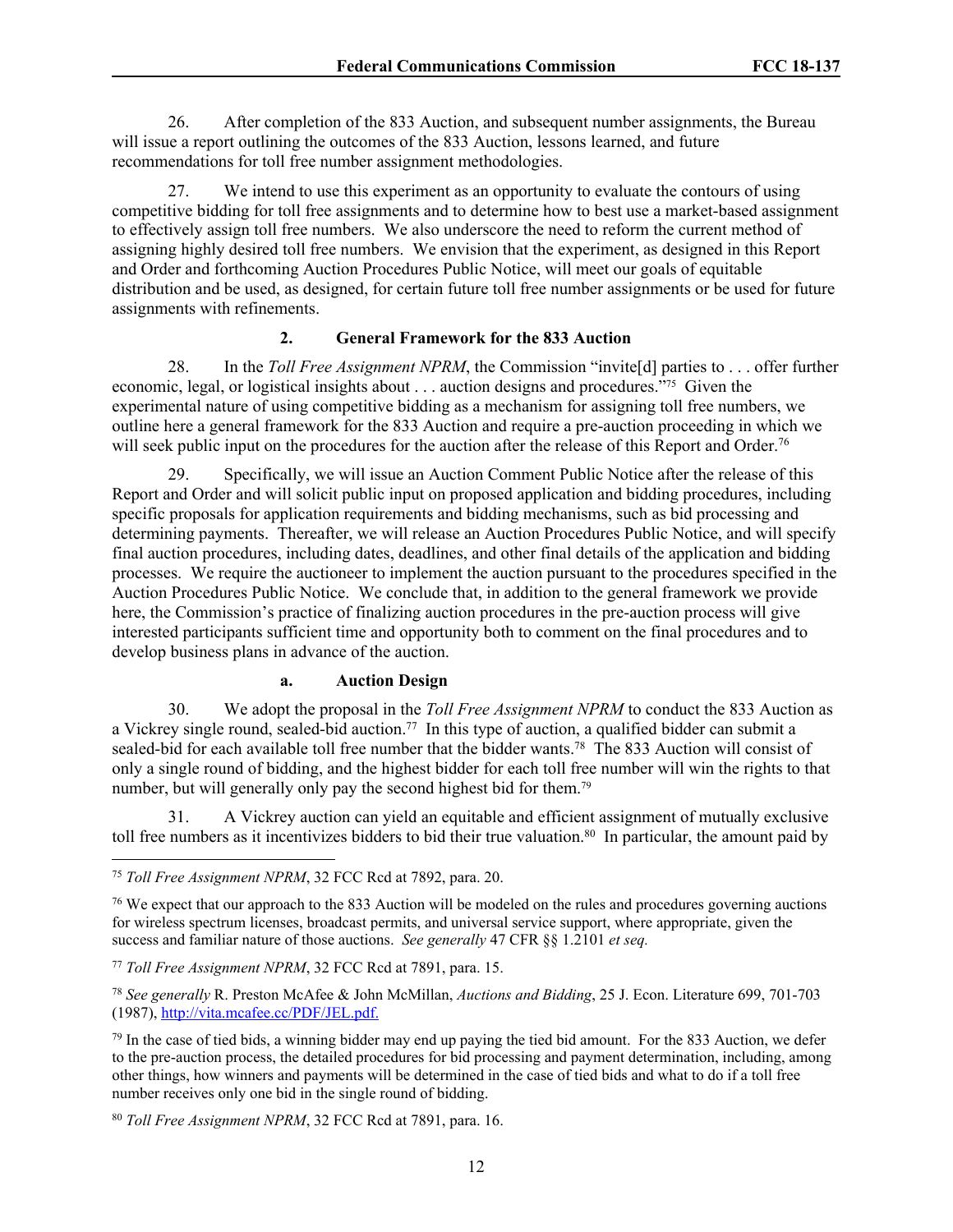26. After completion of the 833 Auction, and subsequent number assignments, the Bureau will issue a report outlining the outcomes of the 833 Auction, lessons learned, and future recommendations for toll free number assignment methodologies.

27. We intend to use this experiment as an opportunity to evaluate the contours of using competitive bidding for toll free assignments and to determine how to best use a market-based assignment to effectively assign toll free numbers. We also underscore the need to reform the current method of assigning highly desired toll free numbers. We envision that the experiment, as designed in this Report and Order and forthcoming Auction Procedures Public Notice, will meet our goals of equitable distribution and be used, as designed, for certain future toll free number assignments or be used for future assignments with refinements.

### 2. General Framework for the 833 Auction

28. In the *Toll Free Assignment NPRM*, the Commission "invite[d] parties to . . . offer further economic, legal, or logistical insights about . . . auction designs and procedures."[75] Given the experimental nature of using competitive bidding as a mechanism for assigning toll free numbers, we outline here a general framework for the 833 Auction and require a pre-auction proceeding in which we will seek public input on the procedures for the auction after the release of this Report and Order.[76]

29. Specifically, we will issue an Auction Comment Public Notice after the release of this Report and Order and will solicit public input on proposed application and bidding procedures, including specific proposals for application requirements and bidding mechanisms, such as bid processing and determining payments. Thereafter, we will release an Auction Procedures Public Notice, and will specify final auction procedures, including dates, deadlines, and other final details of the application and bidding processes. We require the auctioneer to implement the auction pursuant to the procedures specified in the Auction Procedures Public Notice. We conclude that, in addition to the general framework we provide here, the Commission's practice of finalizing auction procedures in the pre-auction process will give interested participants sufficient time and opportunity both to comment on the final procedures and to develop business plans in advance of the auction.

#### a. Auction Design

30. We adopt the proposal in the *Toll Free Assignment NPRM* to conduct the 833 Auction as a Vickrey single round, sealed-bid auction.[77] In this type of auction, a qualified bidder can submit a sealed-bid for each available toll free number that the bidder wants.[78] The 833 Auction will consist of only a single round of bidding, and the highest bidder for each toll free number will win the rights to that number, but will generally only pay the second highest bid for them.[79]

31. A Vickrey auction can yield an equitable and efficient assignment of mutually exclusive toll free numbers as it incentivizes bidders to bid their true valuation.[80] In particular, the amount paid by

---

[75] *Toll Free Assignment NPRM*, 32 FCC Rcd at 7892, para. 20.

[76] We expect that our approach to the 833 Auction will be modeled on the rules and procedures governing auctions for wireless spectrum licenses, broadcast permits, and universal service support, where appropriate, given the success and familiar nature of those auctions. *See generally* 47 CFR §§ 1.2101 *et seq.*

[77] *Toll Free Assignment NPRM*, 32 FCC Rcd at 7891, para. 15.

[78] *See generally* R. Preston McAfee & John McMillan, *Auctions and Bidding*, 25 J. Econ. Literature 699, 701-703 (1987), http://vita.mcafee.cc/PDF/JEL.pdf.

[79] In the case of tied bids, a winning bidder may end up paying the tied bid amount. For the 833 Auction, we defer to the pre-auction process, the detailed procedures for bid processing and payment determination, including, among other things, how winners and payments will be determined in the case of tied bids and what to do if a toll free number receives only one bid in the single round of bidding.

[80] *Toll Free Assignment NPRM*, 32 FCC Rcd at 7891, para. 16.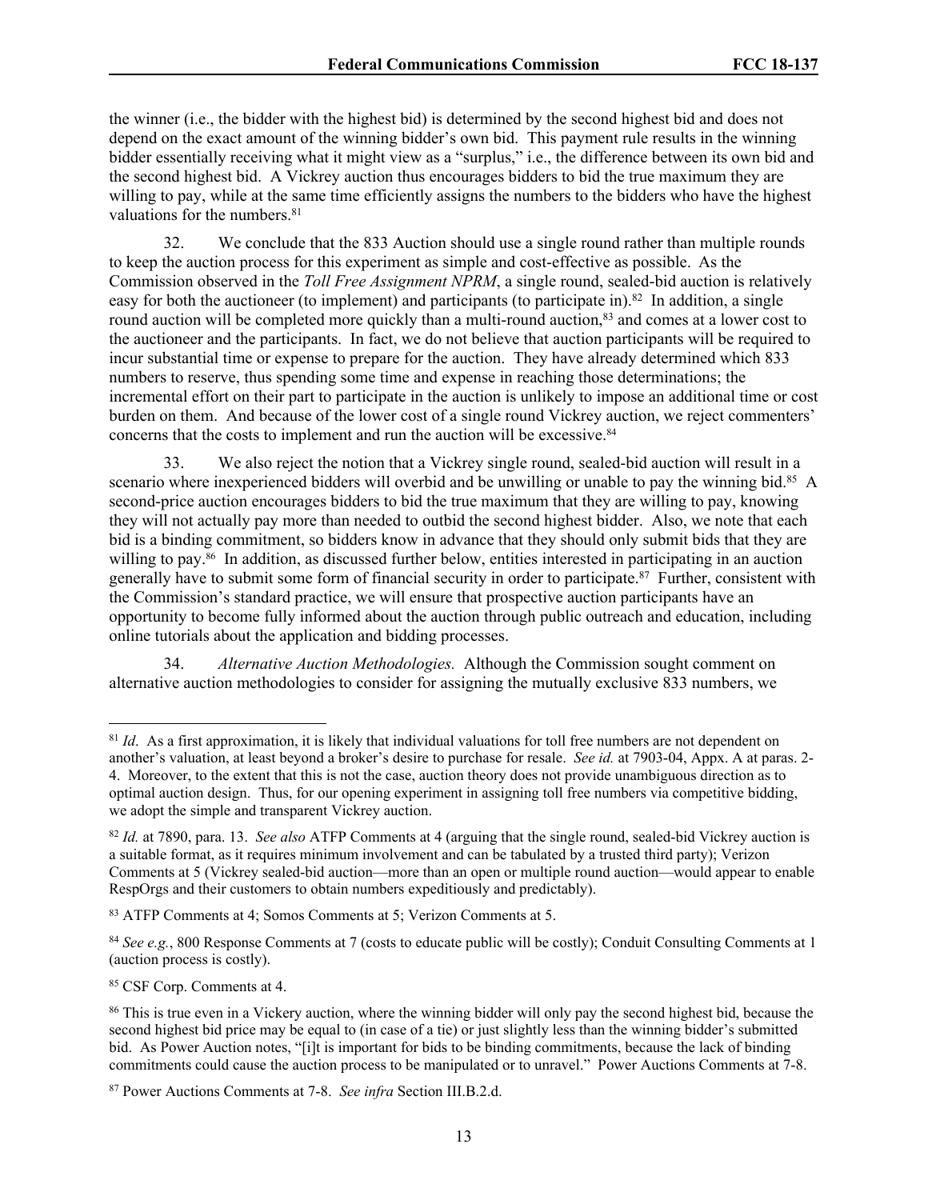the winner (i.e., the bidder with the highest bid) is determined by the second highest bid and does not depend on the exact amount of the winning bidder's own bid. This payment rule results in the winning bidder essentially receiving what it might view as a "surplus," i.e., the difference between its own bid and the second highest bid. A Vickrey auction thus encourages bidders to bid the true maximum they are willing to pay, while at the same time efficiently assigns the numbers to the bidders who have the highest valuations for the numbers.[81]

32. We conclude that the 833 Auction should use a single round rather than multiple rounds to keep the auction process for this experiment as simple and cost-effective as possible. As the Commission observed in the *Toll Free Assignment NPRM*, a single round, sealed-bid auction is relatively easy for both the auctioneer (to implement) and participants (to participate in).[82] In addition, a single round auction will be completed more quickly than a multi-round auction,[83] and comes at a lower cost to the auctioneer and the participants. In fact, we do not believe that auction participants will be required to incur substantial time or expense to prepare for the auction. They have already determined which 833 numbers to reserve, thus spending some time and expense in reaching those determinations; the incremental effort on their part to participate in the auction is unlikely to impose an additional time or cost burden on them. And because of the lower cost of a single round Vickrey auction, we reject commenters' concerns that the costs to implement and run the auction will be excessive.[84]

33. We also reject the notion that a Vickrey single round, sealed-bid auction will result in a scenario where inexperienced bidders will overbid and be unwilling or unable to pay the winning bid.[85] A second-price auction encourages bidders to bid the true maximum that they are willing to pay, knowing they will not actually pay more than needed to outbid the second highest bidder. Also, we note that each bid is a binding commitment, so bidders know in advance that they should only submit bids that they are willing to pay.[86] In addition, as discussed further below, entities interested in participating in an auction generally have to submit some form of financial security in order to participate.[87] Further, consistent with the Commission's standard practice, we will ensure that prospective auction participants have an opportunity to become fully informed about the auction through public outreach and education, including online tutorials about the application and bidding processes.

34. *Alternative Auction Methodologies.* Although the Commission sought comment on alternative auction methodologies to consider for assigning the mutually exclusive 833 numbers, we

---

[81] *Id*. As a first approximation, it is likely that individual valuations for toll free numbers are not dependent on another's valuation, at least beyond a broker's desire to purchase for resale. *See id.* at 7903-04, Appx. A at paras. 2-4. Moreover, to the extent that this is not the case, auction theory does not provide unambiguous direction as to optimal auction design. Thus, for our opening experiment in assigning toll free numbers via competitive bidding, we adopt the simple and transparent Vickrey auction.

[82] *Id.* at 7890, para. 13. *See also* ATFP Comments at 4 (arguing that the single round, sealed-bid Vickrey auction is a suitable format, as it requires minimum involvement and can be tabulated by a trusted third party); Verizon Comments at 5 (Vickrey sealed-bid auction—more than an open or multiple round auction—would appear to enable RespOrgs and their customers to obtain numbers expeditiously and predictably).

[83] ATFP Comments at 4; Somos Comments at 5; Verizon Comments at 5.

[84] *See e.g.*, 800 Response Comments at 7 (costs to educate public will be costly); Conduit Consulting Comments at 1 (auction process is costly).

[85] CSF Corp. Comments at 4.

[86] This is true even in a Vickery auction, where the winning bidder will only pay the second highest bid, because the second highest bid price may be equal to (in case of a tie) or just slightly less than the winning bidder's submitted bid. As Power Auction notes, "[i]t is important for bids to be binding commitments, because the lack of binding commitments could cause the auction process to be manipulated or to unravel." Power Auctions Comments at 7-8.

[87] Power Auctions Comments at 7-8. *See infra* Section III.B.2.d.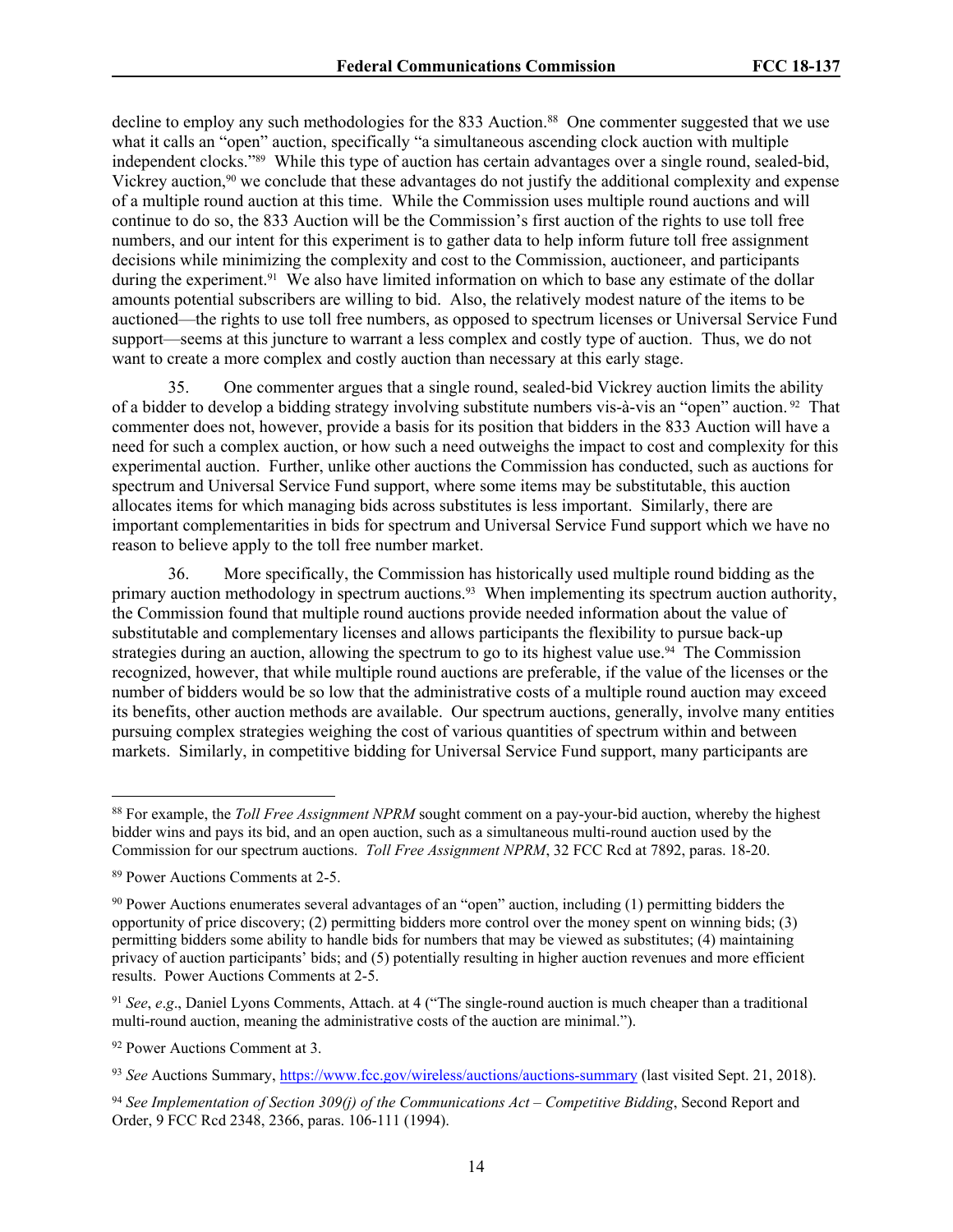decline to employ any such methodologies for the 833 Auction.[88] One commenter suggested that we use what it calls an "open" auction, specifically "a simultaneous ascending clock auction with multiple independent clocks."[89] While this type of auction has certain advantages over a single round, sealed-bid, Vickrey auction,[90] we conclude that these advantages do not justify the additional complexity and expense of a multiple round auction at this time. While the Commission uses multiple round auctions and will continue to do so, the 833 Auction will be the Commission's first auction of the rights to use toll free numbers, and our intent for this experiment is to gather data to help inform future toll free assignment decisions while minimizing the complexity and cost to the Commission, auctioneer, and participants during the experiment.[91] We also have limited information on which to base any estimate of the dollar amounts potential subscribers are willing to bid. Also, the relatively modest nature of the items to be auctioned—the rights to use toll free numbers, as opposed to spectrum licenses or Universal Service Fund support—seems at this juncture to warrant a less complex and costly type of auction. Thus, we do not want to create a more complex and costly auction than necessary at this early stage.

35. One commenter argues that a single round, sealed-bid Vickrey auction limits the ability of a bidder to develop a bidding strategy involving substitute numbers vis-à-vis an "open" auction.[92] That commenter does not, however, provide a basis for its position that bidders in the 833 Auction will have a need for such a complex auction, or how such a need outweighs the impact to cost and complexity for this experimental auction. Further, unlike other auctions the Commission has conducted, such as auctions for spectrum and Universal Service Fund support, where some items may be substitutable, this auction allocates items for which managing bids across substitutes is less important. Similarly, there are important complementarities in bids for spectrum and Universal Service Fund support which we have no reason to believe apply to the toll free number market.

36. More specifically, the Commission has historically used multiple round bidding as the primary auction methodology in spectrum auctions.[93] When implementing its spectrum auction authority, the Commission found that multiple round auctions provide needed information about the value of substitutable and complementary licenses and allows participants the flexibility to pursue back-up strategies during an auction, allowing the spectrum to go to its highest value use.[94] The Commission recognized, however, that while multiple round auctions are preferable, if the value of the licenses or the number of bidders would be so low that the administrative costs of a multiple round auction may exceed its benefits, other auction methods are available. Our spectrum auctions, generally, involve many entities pursuing complex strategies weighing the cost of various quantities of spectrum within and between markets. Similarly, in competitive bidding for Universal Service Fund support, many participants are

---

[88] For example, the *Toll Free Assignment NPRM* sought comment on a pay-your-bid auction, whereby the highest bidder wins and pays its bid, and an open auction, such as a simultaneous multi-round auction used by the Commission for our spectrum auctions. *Toll Free Assignment NPRM*, 32 FCC Rcd at 7892, paras. 18-20.

[89] Power Auctions Comments at 2-5.

[90] Power Auctions enumerates several advantages of an "open" auction, including (1) permitting bidders the opportunity of price discovery; (2) permitting bidders more control over the money spent on winning bids; (3) permitting bidders some ability to handle bids for numbers that may be viewed as substitutes; (4) maintaining privacy of auction participants' bids; and (5) potentially resulting in higher auction revenues and more efficient results. Power Auctions Comments at 2-5.

[91] *See*, *e.g*., Daniel Lyons Comments, Attach. at 4 ("The single-round auction is much cheaper than a traditional multi-round auction, meaning the administrative costs of the auction are minimal.").

[92] Power Auctions Comment at 3.

[93] *See* Auctions Summary, https://www.fcc.gov/wireless/auctions/auctions-summary (last visited Sept. 21, 2018).

[94] *See Implementation of Section 309(j) of the Communications Act – Competitive Bidding*, Second Report and Order, 9 FCC Rcd 2348, 2366, paras. 106-111 (1994).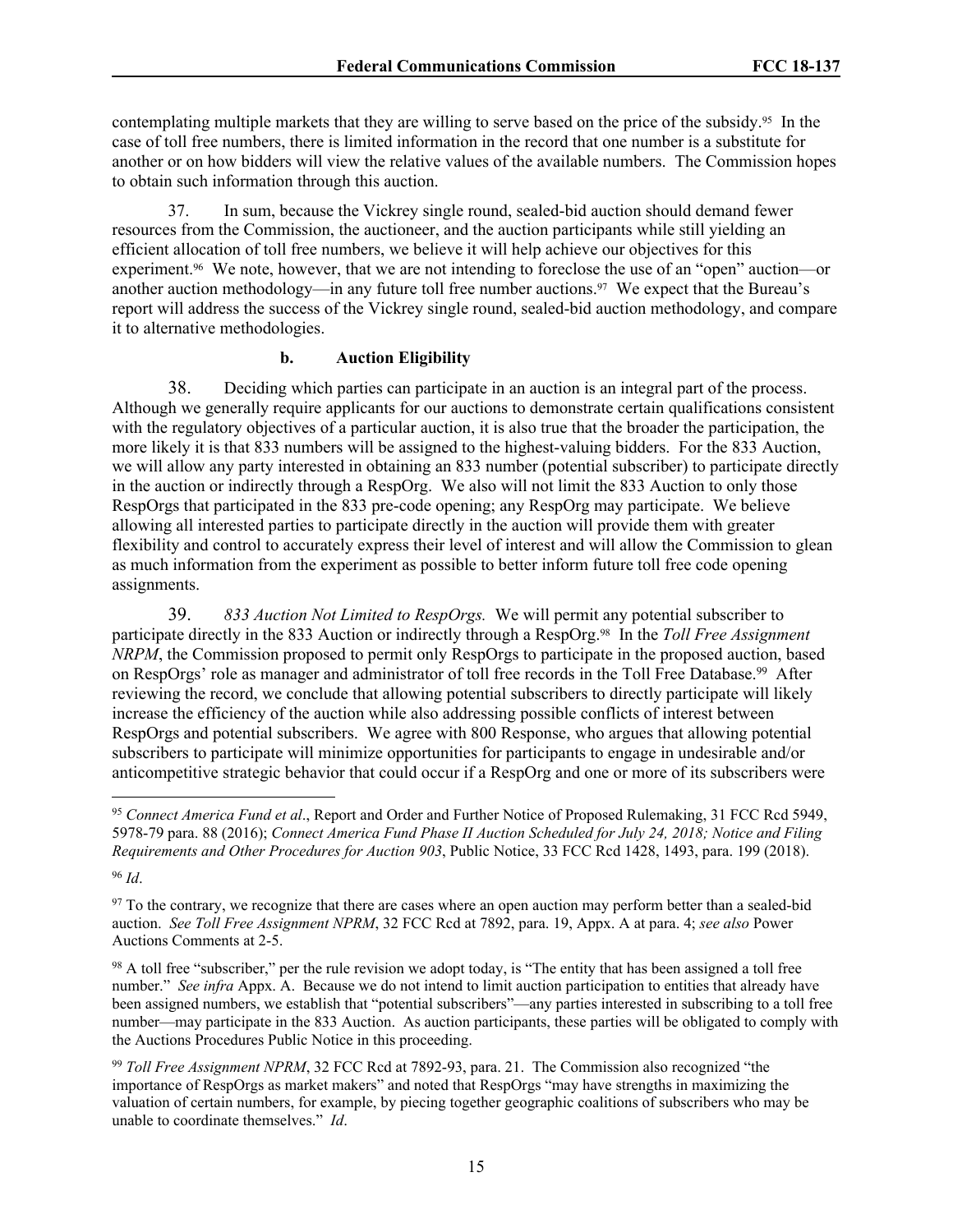contemplating multiple markets that they are willing to serve based on the price of the subsidy.[95] In the case of toll free numbers, there is limited information in the record that one number is a substitute for another or on how bidders will view the relative values of the available numbers. The Commission hopes to obtain such information through this auction.

37. In sum, because the Vickrey single round, sealed-bid auction should demand fewer resources from the Commission, the auctioneer, and the auction participants while still yielding an efficient allocation of toll free numbers, we believe it will help achieve our objectives for this experiment.[96] We note, however, that we are not intending to foreclose the use of an "open" auction—or another auction methodology—in any future toll free number auctions.[97] We expect that the Bureau's report will address the success of the Vickrey single round, sealed-bid auction methodology, and compare it to alternative methodologies.

#### b. Auction Eligibility

38. Deciding which parties can participate in an auction is an integral part of the process. Although we generally require applicants for our auctions to demonstrate certain qualifications consistent with the regulatory objectives of a particular auction, it is also true that the broader the participation, the more likely it is that 833 numbers will be assigned to the highest-valuing bidders. For the 833 Auction, we will allow any party interested in obtaining an 833 number (potential subscriber) to participate directly in the auction or indirectly through a RespOrg. We also will not limit the 833 Auction to only those RespOrgs that participated in the 833 pre-code opening; any RespOrg may participate. We believe allowing all interested parties to participate directly in the auction will provide them with greater flexibility and control to accurately express their level of interest and will allow the Commission to glean as much information from the experiment as possible to better inform future toll free code opening assignments.

39. *833 Auction Not Limited to RespOrgs.* We will permit any potential subscriber to participate directly in the 833 Auction or indirectly through a RespOrg.[98] In the *Toll Free Assignment NRPM*, the Commission proposed to permit only RespOrgs to participate in the proposed auction, based on RespOrgs' role as manager and administrator of toll free records in the Toll Free Database.[99] After reviewing the record, we conclude that allowing potential subscribers to directly participate will likely increase the efficiency of the auction while also addressing possible conflicts of interest between RespOrgs and potential subscribers. We agree with 800 Response, who argues that allowing potential subscribers to participate will minimize opportunities for participants to engage in undesirable and/or anticompetitive strategic behavior that could occur if a RespOrg and one or more of its subscribers were

---

[95] *Connect America Fund et al*., Report and Order and Further Notice of Proposed Rulemaking, 31 FCC Rcd 5949, 5978-79 para. 88 (2016); *Connect America Fund Phase II Auction Scheduled for July 24, 2018; Notice and Filing Requirements and Other Procedures for Auction 903*, Public Notice, 33 FCC Rcd 1428, 1493, para. 199 (2018).

[96] *Id*.

[97] To the contrary, we recognize that there are cases where an open auction may perform better than a sealed-bid auction. *See Toll Free Assignment NPRM*, 32 FCC Rcd at 7892, para. 19, Appx. A at para. 4; *see also* Power Auctions Comments at 2-5.

[98] A toll free "subscriber," per the rule revision we adopt today, is "The entity that has been assigned a toll free number." *See infra* Appx. A. Because we do not intend to limit auction participation to entities that already have been assigned numbers, we establish that "potential subscribers"—any parties interested in subscribing to a toll free number—may participate in the 833 Auction. As auction participants, these parties will be obligated to comply with the Auctions Procedures Public Notice in this proceeding.

[99] *Toll Free Assignment NPRM*, 32 FCC Rcd at 7892-93, para. 21. The Commission also recognized "the importance of RespOrgs as market makers" and noted that RespOrgs "may have strengths in maximizing the valuation of certain numbers, for example, by piecing together geographic coalitions of subscribers who may be unable to coordinate themselves." *Id*.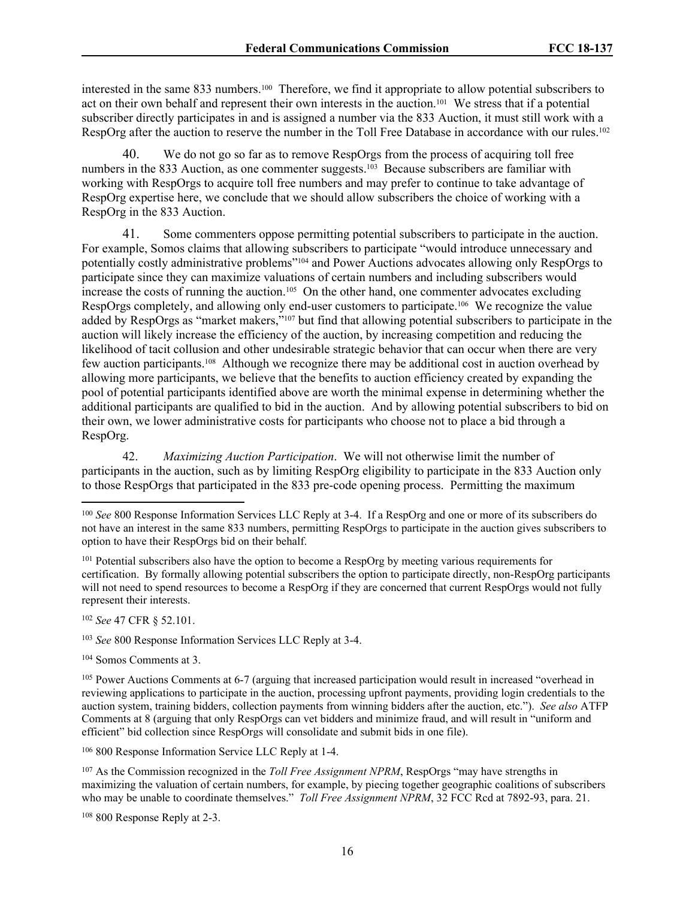interested in the same 833 numbers.[100] Therefore, we find it appropriate to allow potential subscribers to act on their own behalf and represent their own interests in the auction.[101] We stress that if a potential subscriber directly participates in and is assigned a number via the 833 Auction, it must still work with a RespOrg after the auction to reserve the number in the Toll Free Database in accordance with our rules.[102]

40. We do not go so far as to remove RespOrgs from the process of acquiring toll free numbers in the 833 Auction, as one commenter suggests.[103] Because subscribers are familiar with working with RespOrgs to acquire toll free numbers and may prefer to continue to take advantage of RespOrg expertise here, we conclude that we should allow subscribers the choice of working with a RespOrg in the 833 Auction.

41. Some commenters oppose permitting potential subscribers to participate in the auction. For example, Somos claims that allowing subscribers to participate "would introduce unnecessary and potentially costly administrative problems"[104] and Power Auctions advocates allowing only RespOrgs to participate since they can maximize valuations of certain numbers and including subscribers would increase the costs of running the auction.[105] On the other hand, one commenter advocates excluding RespOrgs completely, and allowing only end-user customers to participate.[106] We recognize the value added by RespOrgs as "market makers,"[107] but find that allowing potential subscribers to participate in the auction will likely increase the efficiency of the auction, by increasing competition and reducing the likelihood of tacit collusion and other undesirable strategic behavior that can occur when there are very few auction participants.[108] Although we recognize there may be additional cost in auction overhead by allowing more participants, we believe that the benefits to auction efficiency created by expanding the pool of potential participants identified above are worth the minimal expense in determining whether the additional participants are qualified to bid in the auction. And by allowing potential subscribers to bid on their own, we lower administrative costs for participants who choose not to place a bid through a RespOrg.

42. *Maximizing Auction Participation*. We will not otherwise limit the number of participants in the auction, such as by limiting RespOrg eligibility to participate in the 833 Auction only to those RespOrgs that participated in the 833 pre-code opening process. Permitting the maximum

---

[100] *See* 800 Response Information Services LLC Reply at 3-4. If a RespOrg and one or more of its subscribers do not have an interest in the same 833 numbers, permitting RespOrgs to participate in the auction gives subscribers to option to have their RespOrgs bid on their behalf.

[101] Potential subscribers also have the option to become a RespOrg by meeting various requirements for certification. By formally allowing potential subscribers the option to participate directly, non-RespOrg participants will not need to spend resources to become a RespOrg if they are concerned that current RespOrgs would not fully represent their interests.

[102] *See* 47 CFR § 52.101.

[103] *See* 800 Response Information Services LLC Reply at 3-4.

[104] Somos Comments at 3.

[105] Power Auctions Comments at 6-7 (arguing that increased participation would result in increased "overhead in reviewing applications to participate in the auction, processing upfront payments, providing login credentials to the auction system, training bidders, collection payments from winning bidders after the auction, etc."). *See also* ATFP Comments at 8 (arguing that only RespOrgs can vet bidders and minimize fraud, and will result in "uniform and efficient" bid collection since RespOrgs will consolidate and submit bids in one file).

[106] 800 Response Information Service LLC Reply at 1-4.

[107] As the Commission recognized in the *Toll Free Assignment NPRM*, RespOrgs "may have strengths in maximizing the valuation of certain numbers, for example, by piecing together geographic coalitions of subscribers who may be unable to coordinate themselves." *Toll Free Assignment NPRM*, 32 FCC Rcd at 7892-93, para. 21.

[108] 800 Response Reply at 2-3.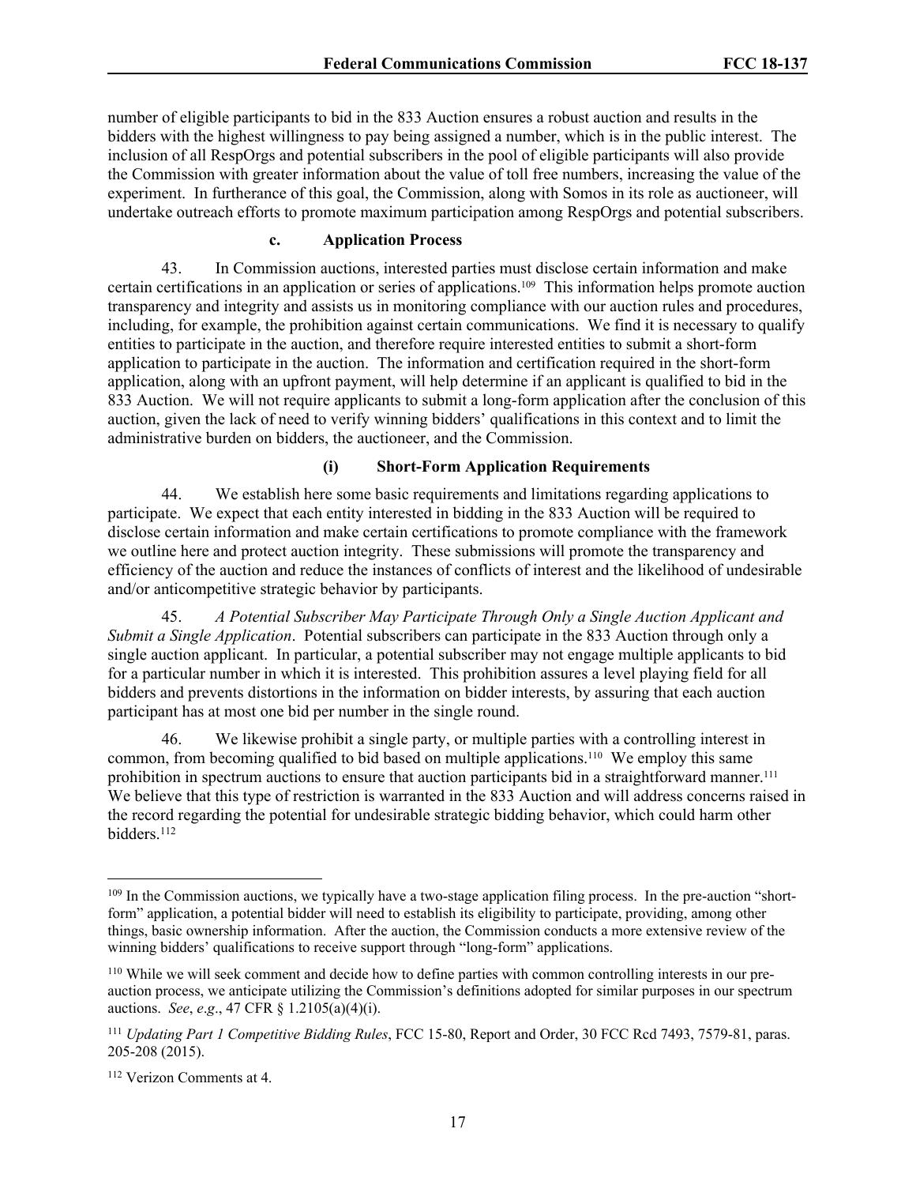number of eligible participants to bid in the 833 Auction ensures a robust auction and results in the bidders with the highest willingness to pay being assigned a number, which is in the public interest. The inclusion of all RespOrgs and potential subscribers in the pool of eligible participants will also provide the Commission with greater information about the value of toll free numbers, increasing the value of the experiment. In furtherance of this goal, the Commission, along with Somos in its role as auctioneer, will undertake outreach efforts to promote maximum participation among RespOrgs and potential subscribers.

#### c. Application Process

43. In Commission auctions, interested parties must disclose certain information and make certain certifications in an application or series of applications.[109] This information helps promote auction transparency and integrity and assists us in monitoring compliance with our auction rules and procedures, including, for example, the prohibition against certain communications. We find it is necessary to qualify entities to participate in the auction, and therefore require interested entities to submit a short-form application to participate in the auction. The information and certification required in the short-form application, along with an upfront payment, will help determine if an applicant is qualified to bid in the 833 Auction. We will not require applicants to submit a long-form application after the conclusion of this auction, given the lack of need to verify winning bidders' qualifications in this context and to limit the administrative burden on bidders, the auctioneer, and the Commission.

##### (i) Short-Form Application Requirements

44. We establish here some basic requirements and limitations regarding applications to participate. We expect that each entity interested in bidding in the 833 Auction will be required to disclose certain information and make certain certifications to promote compliance with the framework we outline here and protect auction integrity. These submissions will promote the transparency and efficiency of the auction and reduce the instances of conflicts of interest and the likelihood of undesirable and/or anticompetitive strategic behavior by participants.

45. *A Potential Subscriber May Participate Through Only a Single Auction Applicant and Submit a Single Application*. Potential subscribers can participate in the 833 Auction through only a single auction applicant. In particular, a potential subscriber may not engage multiple applicants to bid for a particular number in which it is interested. This prohibition assures a level playing field for all bidders and prevents distortions in the information on bidder interests, by assuring that each auction participant has at most one bid per number in the single round.

46. We likewise prohibit a single party, or multiple parties with a controlling interest in common, from becoming qualified to bid based on multiple applications.[110] We employ this same prohibition in spectrum auctions to ensure that auction participants bid in a straightforward manner.[111] We believe that this type of restriction is warranted in the 833 Auction and will address concerns raised in the record regarding the potential for undesirable strategic bidding behavior, which could harm other bidders.[112]

---

[109] In the Commission auctions, we typically have a two-stage application filing process. In the pre-auction "short-form" application, a potential bidder will need to establish its eligibility to participate, providing, among other things, basic ownership information. After the auction, the Commission conducts a more extensive review of the winning bidders' qualifications to receive support through "long-form" applications.

[110] While we will seek comment and decide how to define parties with common controlling interests in our pre-auction process, we anticipate utilizing the Commission's definitions adopted for similar purposes in our spectrum auctions. *See*, *e.g*., 47 CFR § 1.2105(a)(4)(i).

[111] *Updating Part 1 Competitive Bidding Rules*, FCC 15-80, Report and Order, 30 FCC Rcd 7493, 7579-81, paras. 205-208 (2015).

[112] Verizon Comments at 4.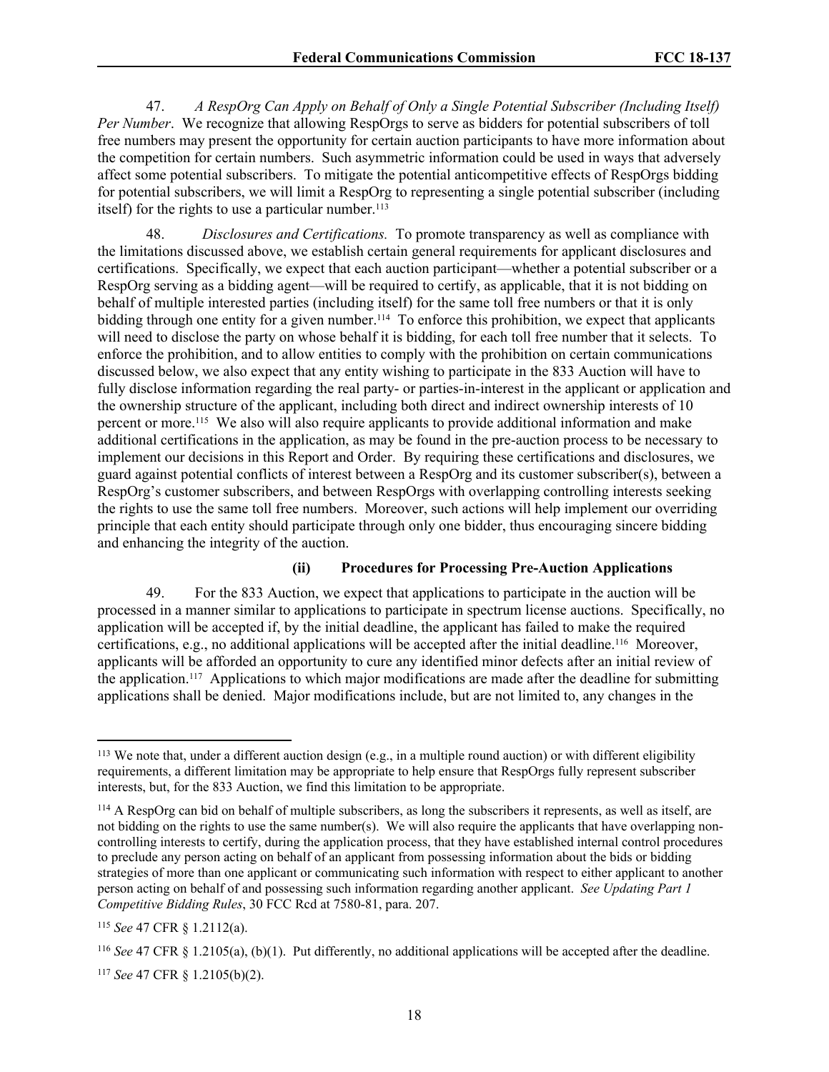47. *A RespOrg Can Apply on Behalf of Only a Single Potential Subscriber (Including Itself) Per Number*. We recognize that allowing RespOrgs to serve as bidders for potential subscribers of toll free numbers may present the opportunity for certain auction participants to have more information about the competition for certain numbers. Such asymmetric information could be used in ways that adversely affect some potential subscribers. To mitigate the potential anticompetitive effects of RespOrgs bidding for potential subscribers, we will limit a RespOrg to representing a single potential subscriber (including itself) for the rights to use a particular number.[113]

48. *Disclosures and Certifications.* To promote transparency as well as compliance with the limitations discussed above, we establish certain general requirements for applicant disclosures and certifications. Specifically, we expect that each auction participant—whether a potential subscriber or a RespOrg serving as a bidding agent—will be required to certify, as applicable, that it is not bidding on behalf of multiple interested parties (including itself) for the same toll free numbers or that it is only bidding through one entity for a given number.[114] To enforce this prohibition, we expect that applicants will need to disclose the party on whose behalf it is bidding, for each toll free number that it selects. To enforce the prohibition, and to allow entities to comply with the prohibition on certain communications discussed below, we also expect that any entity wishing to participate in the 833 Auction will have to fully disclose information regarding the real party- or parties-in-interest in the applicant or application and the ownership structure of the applicant, including both direct and indirect ownership interests of 10 percent or more.[115] We also will also require applicants to provide additional information and make additional certifications in the application, as may be found in the pre-auction process to be necessary to implement our decisions in this Report and Order. By requiring these certifications and disclosures, we guard against potential conflicts of interest between a RespOrg and its customer subscriber(s), between a RespOrg's customer subscribers, and between RespOrgs with overlapping controlling interests seeking the rights to use the same toll free numbers. Moreover, such actions will help implement our overriding principle that each entity should participate through only one bidder, thus encouraging sincere bidding and enhancing the integrity of the auction.

#### (ii) Procedures for Processing Pre-Auction Applications

49. For the 833 Auction, we expect that applications to participate in the auction will be processed in a manner similar to applications to participate in spectrum license auctions. Specifically, no application will be accepted if, by the initial deadline, the applicant has failed to make the required certifications, e.g., no additional applications will be accepted after the initial deadline.[116] Moreover, applicants will be afforded an opportunity to cure any identified minor defects after an initial review of the application.[117] Applications to which major modifications are made after the deadline for submitting applications shall be denied. Major modifications include, but are not limited to, any changes in the

---

[113] We note that, under a different auction design (e.g., in a multiple round auction) or with different eligibility requirements, a different limitation may be appropriate to help ensure that RespOrgs fully represent subscriber interests, but, for the 833 Auction, we find this limitation to be appropriate.

[114] A RespOrg can bid on behalf of multiple subscribers, as long the subscribers it represents, as well as itself, are not bidding on the rights to use the same number(s). We will also require the applicants that have overlapping non-controlling interests to certify, during the application process, that they have established internal control procedures to preclude any person acting on behalf of an applicant from possessing information about the bids or bidding strategies of more than one applicant or communicating such information with respect to either applicant to another person acting on behalf of and possessing such information regarding another applicant. *See Updating Part 1 Competitive Bidding Rules*, 30 FCC Rcd at 7580-81, para. 207.

[115] *See* 47 CFR § 1.2112(a).

[116] *See* 47 CFR § 1.2105(a), (b)(1). Put differently, no additional applications will be accepted after the deadline.

[117] *See* 47 CFR § 1.2105(b)(2).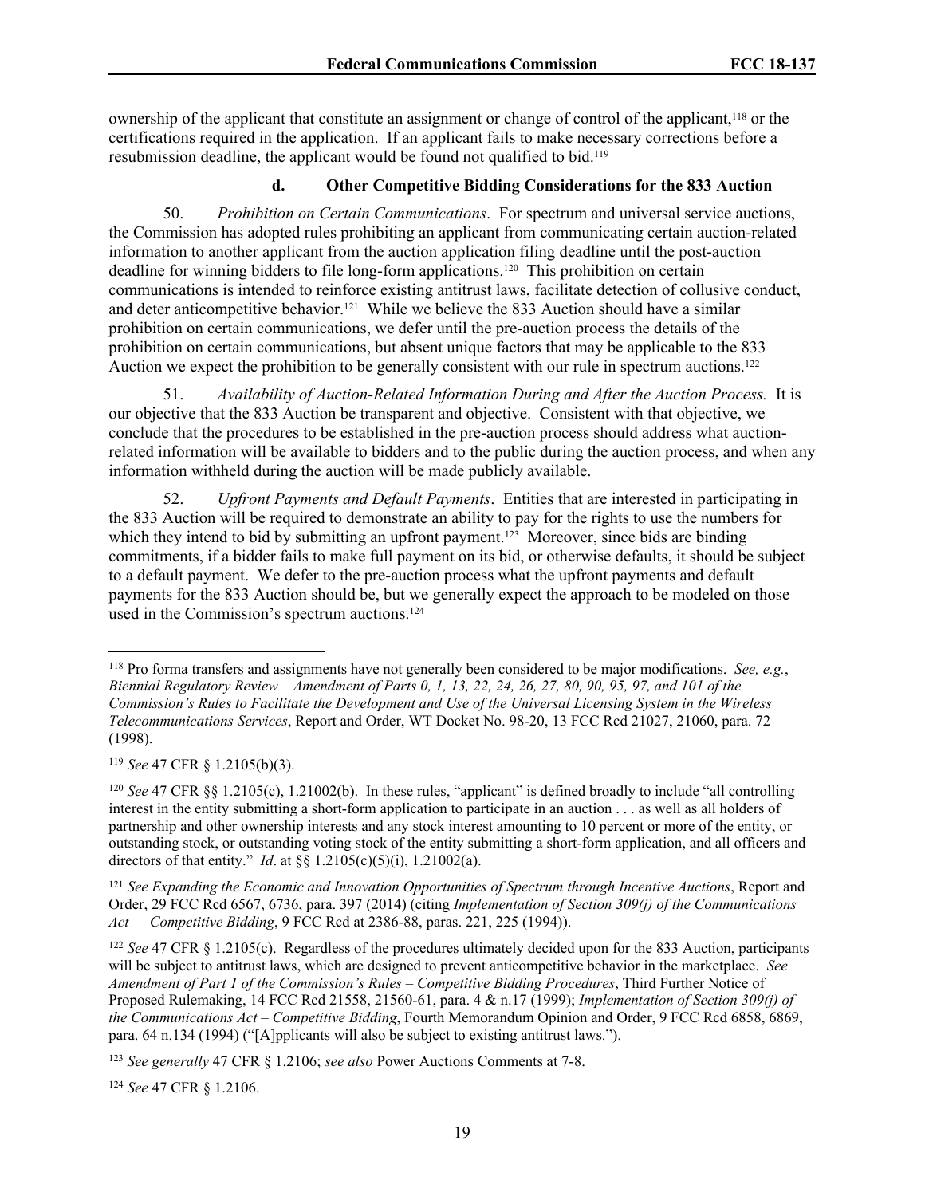ownership of the applicant that constitute an assignment or change of control of the applicant,[118] or the certifications required in the application. If an applicant fails to make necessary corrections before a resubmission deadline, the applicant would be found not qualified to bid.[119]

#### d. Other Competitive Bidding Considerations for the 833 Auction

50. *Prohibition on Certain Communications*. For spectrum and universal service auctions, the Commission has adopted rules prohibiting an applicant from communicating certain auction-related information to another applicant from the auction application filing deadline until the post-auction deadline for winning bidders to file long-form applications.[120] This prohibition on certain communications is intended to reinforce existing antitrust laws, facilitate detection of collusive conduct, and deter anticompetitive behavior.[121] While we believe the 833 Auction should have a similar prohibition on certain communications, we defer until the pre-auction process the details of the prohibition on certain communications, but absent unique factors that may be applicable to the 833 Auction we expect the prohibition to be generally consistent with our rule in spectrum auctions.[122]

51. *Availability of Auction-Related Information During and After the Auction Process.* It is our objective that the 833 Auction be transparent and objective. Consistent with that objective, we conclude that the procedures to be established in the pre-auction process should address what auction-related information will be available to bidders and to the public during the auction process, and when any information withheld during the auction will be made publicly available.

52. *Upfront Payments and Default Payments*. Entities that are interested in participating in the 833 Auction will be required to demonstrate an ability to pay for the rights to use the numbers for which they intend to bid by submitting an upfront payment.[123] Moreover, since bids are binding commitments, if a bidder fails to make full payment on its bid, or otherwise defaults, it should be subject to a default payment. We defer to the pre-auction process what the upfront payments and default payments for the 833 Auction should be, but we generally expect the approach to be modeled on those used in the Commission's spectrum auctions.[124]

---

[118] Pro forma transfers and assignments have not generally been considered to be major modifications. *See, e.g.*, *Biennial Regulatory Review – Amendment of Parts 0, 1, 13, 22, 24, 26, 27, 80, 90, 95, 97, and 101 of the Commission's Rules to Facilitate the Development and Use of the Universal Licensing System in the Wireless Telecommunications Services*, Report and Order, WT Docket No. 98-20, 13 FCC Rcd 21027, 21060, para. 72 (1998).

[119] *See* 47 CFR § 1.2105(b)(3).

[120] *See* 47 CFR §§ 1.2105(c), 1.21002(b). In these rules, "applicant" is defined broadly to include "all controlling interest in the entity submitting a short-form application to participate in an auction . . . as well as all holders of partnership and other ownership interests and any stock interest amounting to 10 percent or more of the entity, or outstanding stock, or outstanding voting stock of the entity submitting a short-form application, and all officers and directors of that entity." *Id*. at §§ 1.2105(c)(5)(i), 1.21002(a).

[121] *See Expanding the Economic and Innovation Opportunities of Spectrum through Incentive Auctions*, Report and Order, 29 FCC Rcd 6567, 6736, para. 397 (2014) (citing *Implementation of Section 309(j) of the Communications Act — Competitive Bidding*, 9 FCC Rcd at 2386-88, paras. 221, 225 (1994)).

[122] *See* 47 CFR § 1.2105(c). Regardless of the procedures ultimately decided upon for the 833 Auction, participants will be subject to antitrust laws, which are designed to prevent anticompetitive behavior in the marketplace. *See Amendment of Part 1 of the Commission's Rules – Competitive Bidding Procedures*, Third Further Notice of Proposed Rulemaking, 14 FCC Rcd 21558, 21560-61, para. 4 & n.17 (1999); *Implementation of Section 309(j) of the Communications Act – Competitive Bidding*, Fourth Memorandum Opinion and Order, 9 FCC Rcd 6858, 6869, para. 64 n.134 (1994) ("[A]pplicants will also be subject to existing antitrust laws.").

[123] *See generally* 47 CFR § 1.2106; *see also* Power Auctions Comments at 7-8.

[124] *See* 47 CFR § 1.2106.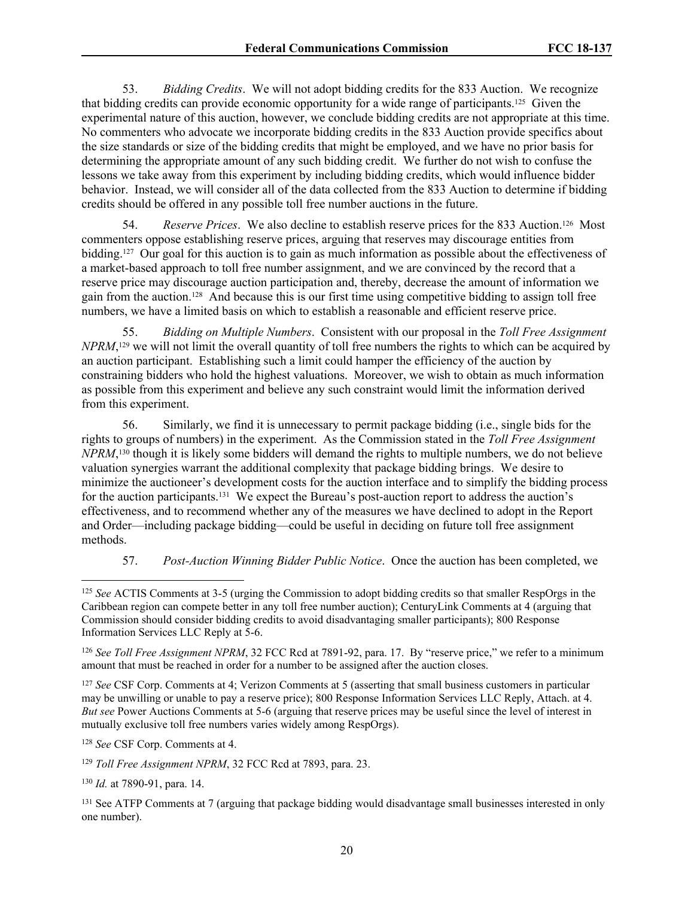53. *Bidding Credits*. We will not adopt bidding credits for the 833 Auction. We recognize that bidding credits can provide economic opportunity for a wide range of participants.[125] Given the experimental nature of this auction, however, we conclude bidding credits are not appropriate at this time. No commenters who advocate we incorporate bidding credits in the 833 Auction provide specifics about the size standards or size of the bidding credits that might be employed, and we have no prior basis for determining the appropriate amount of any such bidding credit. We further do not wish to confuse the lessons we take away from this experiment by including bidding credits, which would influence bidder behavior. Instead, we will consider all of the data collected from the 833 Auction to determine if bidding credits should be offered in any possible toll free number auctions in the future.

54. *Reserve Prices*. We also decline to establish reserve prices for the 833 Auction.[126] Most commenters oppose establishing reserve prices, arguing that reserves may discourage entities from bidding.[127] Our goal for this auction is to gain as much information as possible about the effectiveness of a market-based approach to toll free number assignment, and we are convinced by the record that a reserve price may discourage auction participation and, thereby, decrease the amount of information we gain from the auction.[128] And because this is our first time using competitive bidding to assign toll free numbers, we have a limited basis on which to establish a reasonable and efficient reserve price.

55. *Bidding on Multiple Numbers*. Consistent with our proposal in the *Toll Free Assignment NPRM*,[129] we will not limit the overall quantity of toll free numbers the rights to which can be acquired by an auction participant. Establishing such a limit could hamper the efficiency of the auction by constraining bidders who hold the highest valuations. Moreover, we wish to obtain as much information as possible from this experiment and believe any such constraint would limit the information derived from this experiment.

56. Similarly, we find it is unnecessary to permit package bidding (i.e., single bids for the rights to groups of numbers) in the experiment. As the Commission stated in the *Toll Free Assignment NPRM*,[130] though it is likely some bidders will demand the rights to multiple numbers, we do not believe valuation synergies warrant the additional complexity that package bidding brings. We desire to minimize the auctioneer's development costs for the auction interface and to simplify the bidding process for the auction participants.[131] We expect the Bureau's post-auction report to address the auction's effectiveness, and to recommend whether any of the measures we have declined to adopt in the Report and Order—including package bidding—could be useful in deciding on future toll free assignment methods.

57. *Post-Auction Winning Bidder Public Notice*. Once the auction has been completed, we

---

[125] *See* ACTIS Comments at 3-5 (urging the Commission to adopt bidding credits so that smaller RespOrgs in the Caribbean region can compete better in any toll free number auction); CenturyLink Comments at 4 (arguing that Commission should consider bidding credits to avoid disadvantaging smaller participants); 800 Response Information Services LLC Reply at 5-6.

[126] *See Toll Free Assignment NPRM*, 32 FCC Rcd at 7891-92, para. 17. By "reserve price," we refer to a minimum amount that must be reached in order for a number to be assigned after the auction closes.

[127] *See* CSF Corp. Comments at 4; Verizon Comments at 5 (asserting that small business customers in particular may be unwilling or unable to pay a reserve price); 800 Response Information Services LLC Reply, Attach. at 4. *But see* Power Auctions Comments at 5-6 (arguing that reserve prices may be useful since the level of interest in mutually exclusive toll free numbers varies widely among RespOrgs).

[128] *See* CSF Corp. Comments at 4.

[129] *Toll Free Assignment NPRM*, 32 FCC Rcd at 7893, para. 23.

[130] *Id.* at 7890-91, para. 14.

[131] See ATFP Comments at 7 (arguing that package bidding would disadvantage small businesses interested in only one number).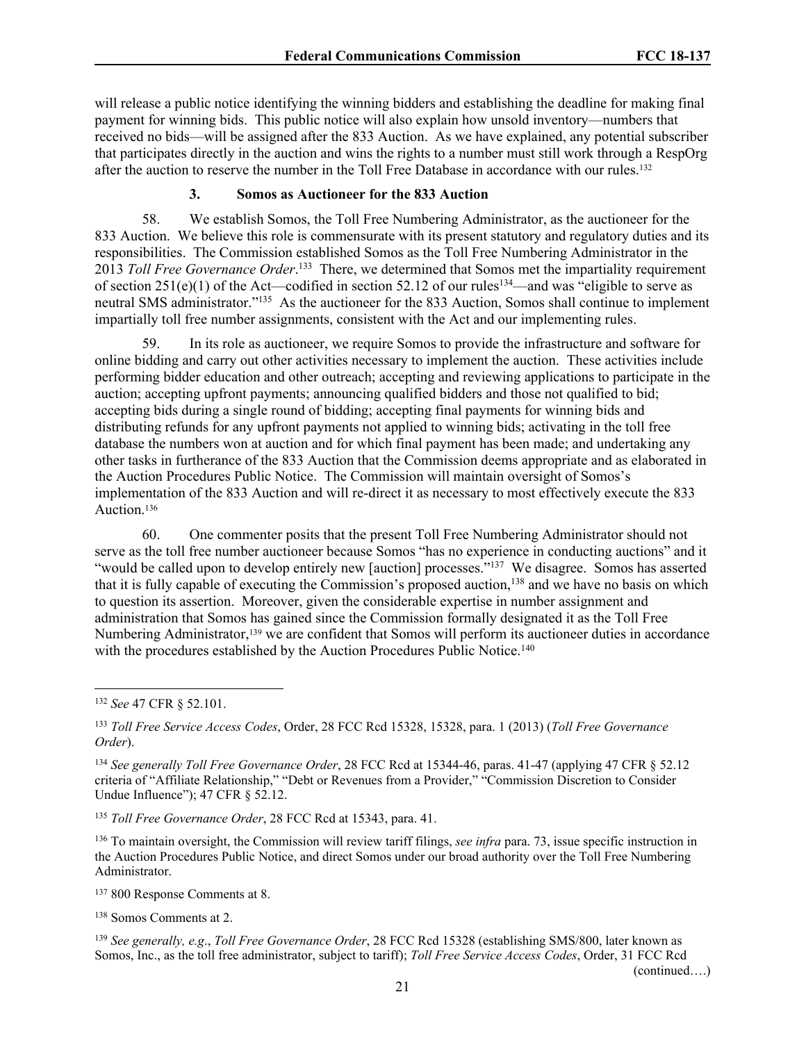will release a public notice identifying the winning bidders and establishing the deadline for making final payment for winning bids. This public notice will also explain how unsold inventory—numbers that received no bids—will be assigned after the 833 Auction. As we have explained, any potential subscriber that participates directly in the auction and wins the rights to a number must still work through a RespOrg after the auction to reserve the number in the Toll Free Database in accordance with our rules.[132]

### 3. Somos as Auctioneer for the 833 Auction

58. We establish Somos, the Toll Free Numbering Administrator, as the auctioneer for the 833 Auction. We believe this role is commensurate with its present statutory and regulatory duties and its responsibilities. The Commission established Somos as the Toll Free Numbering Administrator in the 2013 *Toll Free Governance Order*.[133] There, we determined that Somos met the impartiality requirement of section 251(e)(1) of the Act—codified in section 52.12 of our rules[134]—and was "eligible to serve as neutral SMS administrator."[135] As the auctioneer for the 833 Auction, Somos shall continue to implement impartially toll free number assignments, consistent with the Act and our implementing rules.

59. In its role as auctioneer, we require Somos to provide the infrastructure and software for online bidding and carry out other activities necessary to implement the auction. These activities include performing bidder education and other outreach; accepting and reviewing applications to participate in the auction; accepting upfront payments; announcing qualified bidders and those not qualified to bid; accepting bids during a single round of bidding; accepting final payments for winning bids and distributing refunds for any upfront payments not applied to winning bids; activating in the toll free database the numbers won at auction and for which final payment has been made; and undertaking any other tasks in furtherance of the 833 Auction that the Commission deems appropriate and as elaborated in the Auction Procedures Public Notice. The Commission will maintain oversight of Somos's implementation of the 833 Auction and will re-direct it as necessary to most effectively execute the 833 Auction.[136]

60. One commenter posits that the present Toll Free Numbering Administrator should not serve as the toll free number auctioneer because Somos "has no experience in conducting auctions" and it "would be called upon to develop entirely new [auction] processes."[137] We disagree. Somos has asserted that it is fully capable of executing the Commission's proposed auction,[138] and we have no basis on which to question its assertion. Moreover, given the considerable expertise in number assignment and administration that Somos has gained since the Commission formally designated it as the Toll Free Numbering Administrator,[139] we are confident that Somos will perform its auctioneer duties in accordance with the procedures established by the Auction Procedures Public Notice.[140]

---

[132] *See* 47 CFR § 52.101.

[133] *Toll Free Service Access Codes*, Order, 28 FCC Rcd 15328, 15328, para. 1 (2013) (*Toll Free Governance Order*).

[134] *See generally Toll Free Governance Order*, 28 FCC Rcd at 15344-46, paras. 41-47 (applying 47 CFR § 52.12 criteria of "Affiliate Relationship," "Debt or Revenues from a Provider," "Commission Discretion to Consider Undue Influence"); 47 CFR § 52.12.

[135] *Toll Free Governance Order*, 28 FCC Rcd at 15343, para. 41.

[136] To maintain oversight, the Commission will review tariff filings, *see infra* para. 73, issue specific instruction in the Auction Procedures Public Notice, and direct Somos under our broad authority over the Toll Free Numbering Administrator.

[137] 800 Response Comments at 8.

[138] Somos Comments at 2.

[139] *See generally, e.g.*, *Toll Free Governance Order*, 28 FCC Rcd 15328 (establishing SMS/800, later known as Somos, Inc., as the toll free administrator, subject to tariff); *Toll Free Service Access Codes*, Order, 31 FCC Rcd

(continued….)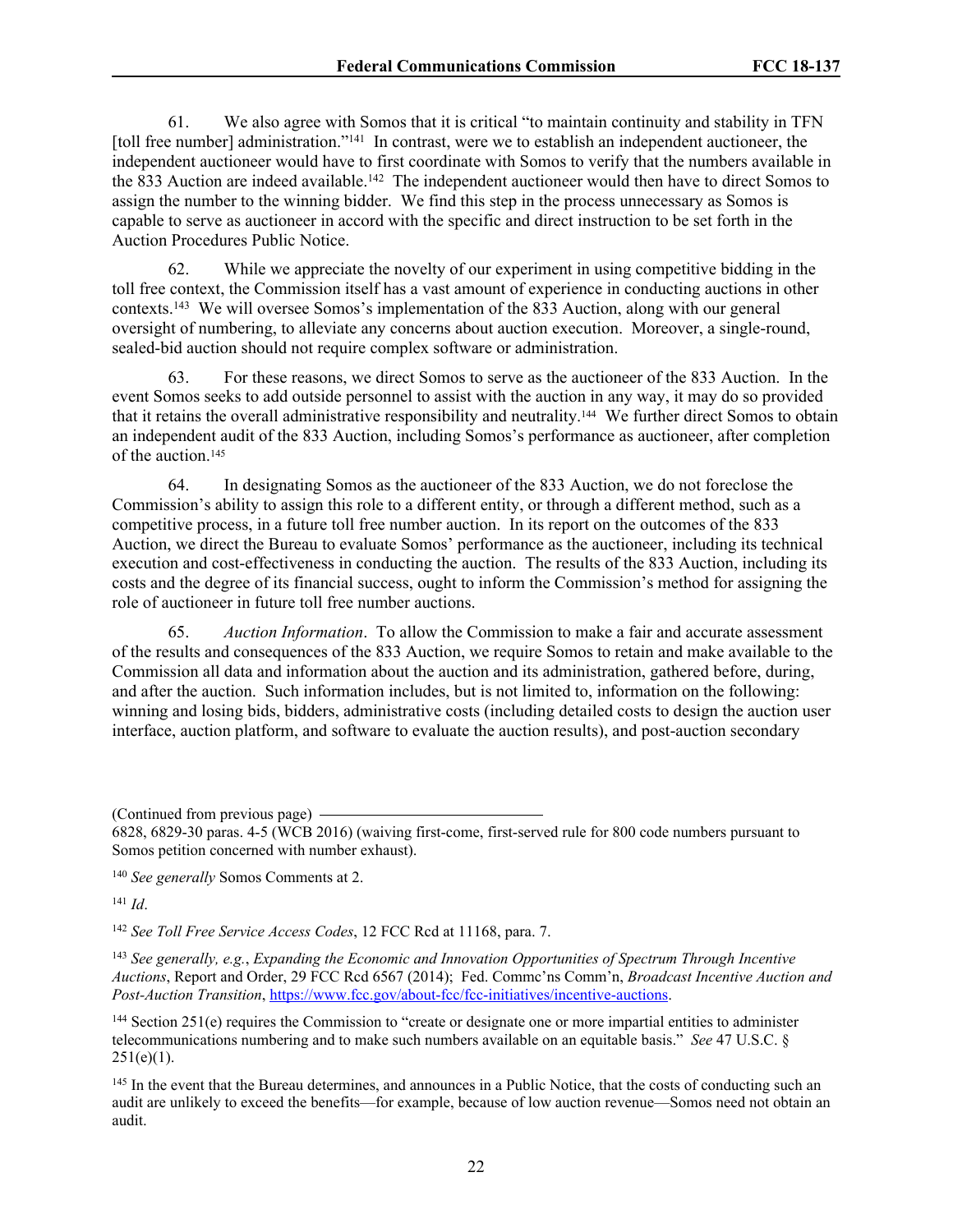61. We also agree with Somos that it is critical "to maintain continuity and stability in TFN [toll free number] administration."[141] In contrast, were we to establish an independent auctioneer, the independent auctioneer would have to first coordinate with Somos to verify that the numbers available in the 833 Auction are indeed available.[142] The independent auctioneer would then have to direct Somos to assign the number to the winning bidder. We find this step in the process unnecessary as Somos is capable to serve as auctioneer in accord with the specific and direct instruction to be set forth in the Auction Procedures Public Notice.

62. While we appreciate the novelty of our experiment in using competitive bidding in the toll free context, the Commission itself has a vast amount of experience in conducting auctions in other contexts.[143] We will oversee Somos's implementation of the 833 Auction, along with our general oversight of numbering, to alleviate any concerns about auction execution. Moreover, a single-round, sealed-bid auction should not require complex software or administration.

63. For these reasons, we direct Somos to serve as the auctioneer of the 833 Auction. In the event Somos seeks to add outside personnel to assist with the auction in any way, it may do so provided that it retains the overall administrative responsibility and neutrality.[144] We further direct Somos to obtain an independent audit of the 833 Auction, including Somos's performance as auctioneer, after completion of the auction.[145]

64. In designating Somos as the auctioneer of the 833 Auction, we do not foreclose the Commission's ability to assign this role to a different entity, or through a different method, such as a competitive process, in a future toll free number auction. In its report on the outcomes of the 833 Auction, we direct the Bureau to evaluate Somos' performance as the auctioneer, including its technical execution and cost-effectiveness in conducting the auction. The results of the 833 Auction, including its costs and the degree of its financial success, ought to inform the Commission's method for assigning the role of auctioneer in future toll free number auctions.

65. *Auction Information*. To allow the Commission to make a fair and accurate assessment of the results and consequences of the 833 Auction, we require Somos to retain and make available to the Commission all data and information about the auction and its administration, gathered before, during, and after the auction. Such information includes, but is not limited to, information on the following: winning and losing bids, bidders, administrative costs (including detailed costs to design the auction user interface, auction platform, and software to evaluate the auction results), and post-auction secondary

---

(Continued from previous page)
6828, 6829-30 paras. 4-5 (WCB 2016) (waiving first-come, first-served rule for 800 code numbers pursuant to Somos petition concerned with number exhaust).

[140] *See generally* Somos Comments at 2.

[141] *Id*.

[142] *See Toll Free Service Access Codes*, 12 FCC Rcd at 11168, para. 7.

[143] *See generally, e.g.*, *Expanding the Economic and Innovation Opportunities of Spectrum Through Incentive Auctions*, Report and Order, 29 FCC Rcd 6567 (2014); Fed. Commc'ns Comm'n, *Broadcast Incentive Auction and Post-Auction Transition*, https://www.fcc.gov/about-fcc/fcc-initiatives/incentive-auctions.

[144] Section 251(e) requires the Commission to "create or designate one or more impartial entities to administer telecommunications numbering and to make such numbers available on an equitable basis." *See* 47 U.S.C. § 251(e)(1).

[145] In the event that the Bureau determines, and announces in a Public Notice, that the costs of conducting such an audit are unlikely to exceed the benefits—for example, because of low auction revenue—Somos need not obtain an audit.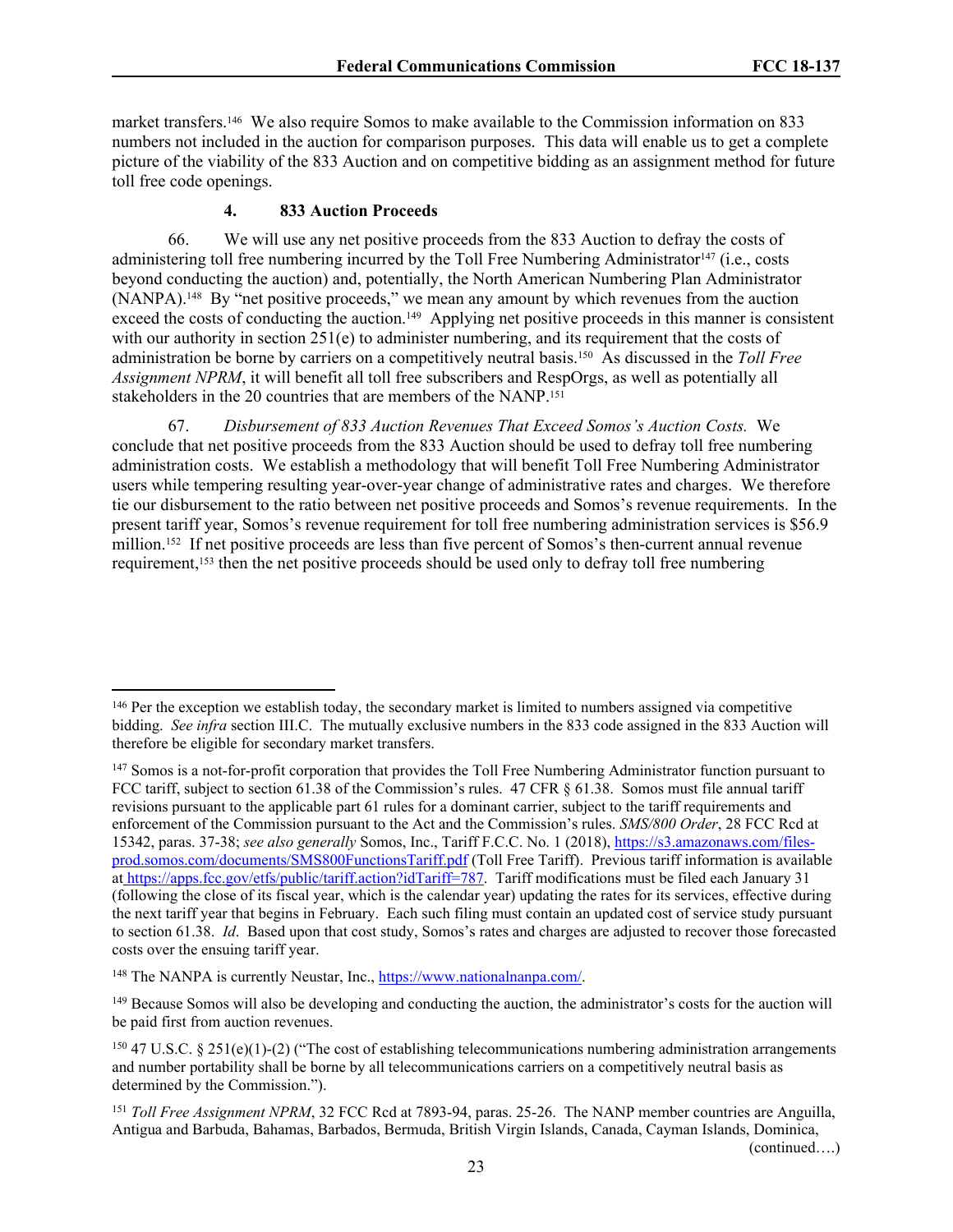market transfers.[146] We also require Somos to make available to the Commission information on 833 numbers not included in the auction for comparison purposes. This data will enable us to get a complete picture of the viability of the 833 Auction and on competitive bidding as an assignment method for future toll free code openings.

#### 4. 833 Auction Proceeds

66. We will use any net positive proceeds from the 833 Auction to defray the costs of administering toll free numbering incurred by the Toll Free Numbering Administrator[147] (i.e., costs beyond conducting the auction) and, potentially, the North American Numbering Plan Administrator (NANPA).[148] By "net positive proceeds," we mean any amount by which revenues from the auction exceed the costs of conducting the auction.[149] Applying net positive proceeds in this manner is consistent with our authority in section 251(e) to administer numbering, and its requirement that the costs of administration be borne by carriers on a competitively neutral basis.[150] As discussed in the *Toll Free Assignment NPRM*, it will benefit all toll free subscribers and RespOrgs, as well as potentially all stakeholders in the 20 countries that are members of the NANP.[151]

67. *Disbursement of 833 Auction Revenues That Exceed Somos's Auction Costs.* We conclude that net positive proceeds from the 833 Auction should be used to defray toll free numbering administration costs. We establish a methodology that will benefit Toll Free Numbering Administrator users while tempering resulting year-over-year change of administrative rates and charges. We therefore tie our disbursement to the ratio between net positive proceeds and Somos's revenue requirements. In the present tariff year, Somos's revenue requirement for toll free numbering administration services is $56.9 million.[152] If net positive proceeds are less than five percent of Somos's then-current annual revenue requirement,[153] then the net positive proceeds should be used only to defray toll free numbering

---

[146] Per the exception we establish today, the secondary market is limited to numbers assigned via competitive bidding. *See infra* section III.C. The mutually exclusive numbers in the 833 code assigned in the 833 Auction will therefore be eligible for secondary market transfers.

[147] Somos is a not-for-profit corporation that provides the Toll Free Numbering Administrator function pursuant to FCC tariff, subject to section 61.38 of the Commission's rules. 47 CFR § 61.38. Somos must file annual tariff revisions pursuant to the applicable part 61 rules for a dominant carrier, subject to the tariff requirements and enforcement of the Commission pursuant to the Act and the Commission's rules. *SMS/800 Order*, 28 FCC Rcd at 15342, paras. 37-38; *see also generally* Somos, Inc., Tariff F.C.C. No. 1 (2018), https://s3.amazonaws.com/files-prod.somos.com/documents/SMS800FunctionsTariff.pdf (Toll Free Tariff). Previous tariff information is available at https://apps.fcc.gov/etfs/public/tariff.action?idTariff=787. Tariff modifications must be filed each January 31 (following the close of its fiscal year, which is the calendar year) updating the rates for its services, effective during the next tariff year that begins in February. Each such filing must contain an updated cost of service study pursuant to section 61.38. *Id*. Based upon that cost study, Somos's rates and charges are adjusted to recover those forecasted costs over the ensuing tariff year.

[148] The NANPA is currently Neustar, Inc., https://www.nationalnanpa.com/.

[149] Because Somos will also be developing and conducting the auction, the administrator's costs for the auction will be paid first from auction revenues.

[150] 47 U.S.C. § 251(e)(1)-(2) ("The cost of establishing telecommunications numbering administration arrangements and number portability shall be borne by all telecommunications carriers on a competitively neutral basis as determined by the Commission.").

[151] *Toll Free Assignment NPRM*, 32 FCC Rcd at 7893-94, paras. 25-26. The NANP member countries are Anguilla, Antigua and Barbuda, Bahamas, Barbados, Bermuda, British Virgin Islands, Canada, Cayman Islands, Dominica,

(continued….)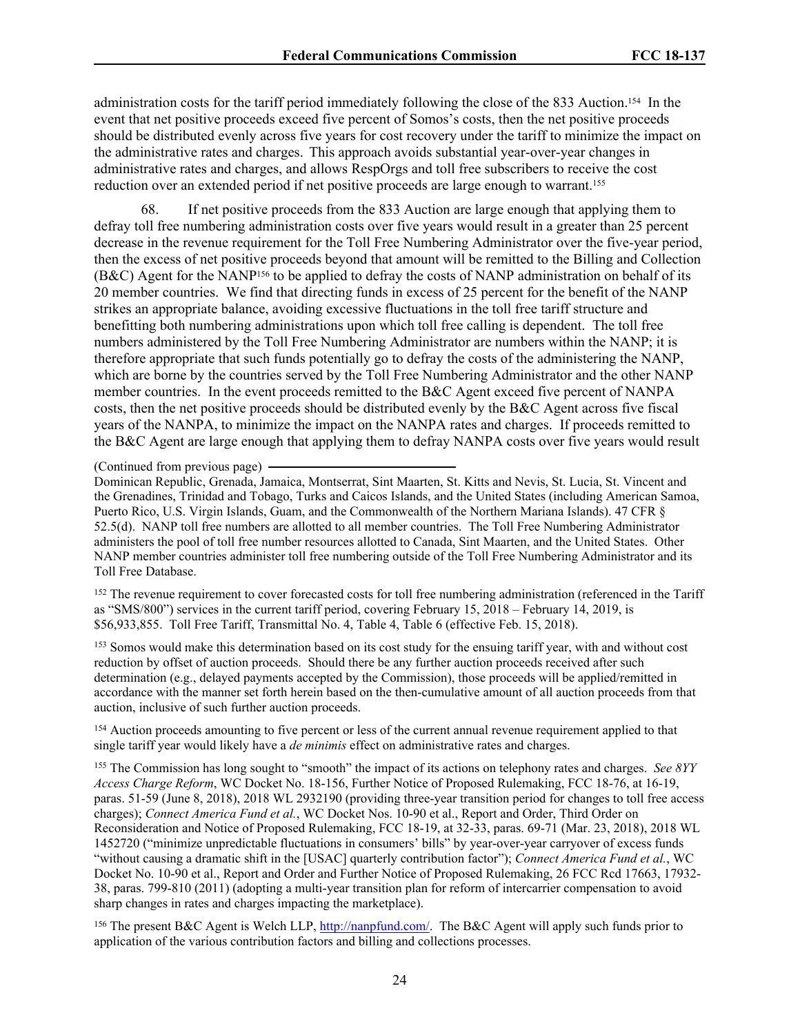administration costs for the tariff period immediately following the close of the 833 Auction.[154] In the event that net positive proceeds exceed five percent of Somos's costs, then the net positive proceeds should be distributed evenly across five years for cost recovery under the tariff to minimize the impact on the administrative rates and charges. This approach avoids substantial year-over-year changes in administrative rates and charges, and allows RespOrgs and toll free subscribers to receive the cost reduction over an extended period if net positive proceeds are large enough to warrant.[155]

68. If net positive proceeds from the 833 Auction are large enough that applying them to defray toll free numbering administration costs over five years would result in a greater than 25 percent decrease in the revenue requirement for the Toll Free Numbering Administrator over the five-year period, then the excess of net positive proceeds beyond that amount will be remitted to the Billing and Collection (B&C) Agent for the NANP[156] to be applied to defray the costs of NANP administration on behalf of its 20 member countries. We find that directing funds in excess of 25 percent for the benefit of the NANP strikes an appropriate balance, avoiding excessive fluctuations in the toll free tariff structure and benefitting both numbering administrations upon which toll free calling is dependent. The toll free numbers administered by the Toll Free Numbering Administrator are numbers within the NANP; it is therefore appropriate that such funds potentially go to defray the costs of the administering the NANP, which are borne by the countries served by the Toll Free Numbering Administrator and the other NANP member countries. In the event proceeds remitted to the B&C Agent exceed five percent of NANPA costs, then the net positive proceeds should be distributed evenly by the B&C Agent across five fiscal years of the NANPA, to minimize the impact on the NANPA rates and charges. If proceeds remitted to the B&C Agent are large enough that applying them to defray NANPA costs over five years would result

(Continued from previous page)

Dominican Republic, Grenada, Jamaica, Montserrat, Sint Maarten, St. Kitts and Nevis, St. Lucia, St. Vincent and the Grenadines, Trinidad and Tobago, Turks and Caicos Islands, and the United States (including American Samoa, Puerto Rico, U.S. Virgin Islands, Guam, and the Commonwealth of the Northern Mariana Islands). 47 CFR § 52.5(d). NANP toll free numbers are allotted to all member countries. The Toll Free Numbering Administrator administers the pool of toll free number resources allotted to Canada, Sint Maarten, and the United States. Other NANP member countries administer toll free numbering outside of the Toll Free Numbering Administrator and its Toll Free Database.

[152] The revenue requirement to cover forecasted costs for toll free numbering administration (referenced in the Tariff as "SMS/800") services in the current tariff period, covering February 15, 2018 – February 14, 2019, is $56,933,855. Toll Free Tariff, Transmittal No. 4, Table 4, Table 6 (effective Feb. 15, 2018).

[153] Somos would make this determination based on its cost study for the ensuing tariff year, with and without cost reduction by offset of auction proceeds. Should there be any further auction proceeds received after such determination (e.g., delayed payments accepted by the Commission), those proceeds will be applied/remitted in accordance with the manner set forth herein based on the then-cumulative amount of all auction proceeds from that auction, inclusive of such further auction proceeds.

[154] Auction proceeds amounting to five percent or less of the current annual revenue requirement applied to that single tariff year would likely have a *de minimis* effect on administrative rates and charges.

[155] The Commission has long sought to "smooth" the impact of its actions on telephony rates and charges. *See 8YY Access Charge Reform*, WC Docket No. 18-156, Further Notice of Proposed Rulemaking, FCC 18-76, at 16-19, paras. 51-59 (June 8, 2018), 2018 WL 2932190 (providing three-year transition period for changes to toll free access charges); *Connect America Fund et al.*, WC Docket Nos. 10-90 et al., Report and Order, Third Order on Reconsideration and Notice of Proposed Rulemaking, FCC 18-19, at 32-33, paras. 69-71 (Mar. 23, 2018), 2018 WL 1452720 ("minimize unpredictable fluctuations in consumers' bills" by year-over-year carryover of excess funds "without causing a dramatic shift in the [USAC] quarterly contribution factor"); *Connect America Fund et al.*, WC Docket No. 10-90 et al., Report and Order and Further Notice of Proposed Rulemaking, 26 FCC Rcd 17663, 17932-38, paras. 799-810 (2011) (adopting a multi-year transition plan for reform of intercarrier compensation to avoid sharp changes in rates and charges impacting the marketplace).

[156] The present B&C Agent is Welch LLP, http://nanpfund.com/. The B&C Agent will apply such funds prior to application of the various contribution factors and billing and collections processes.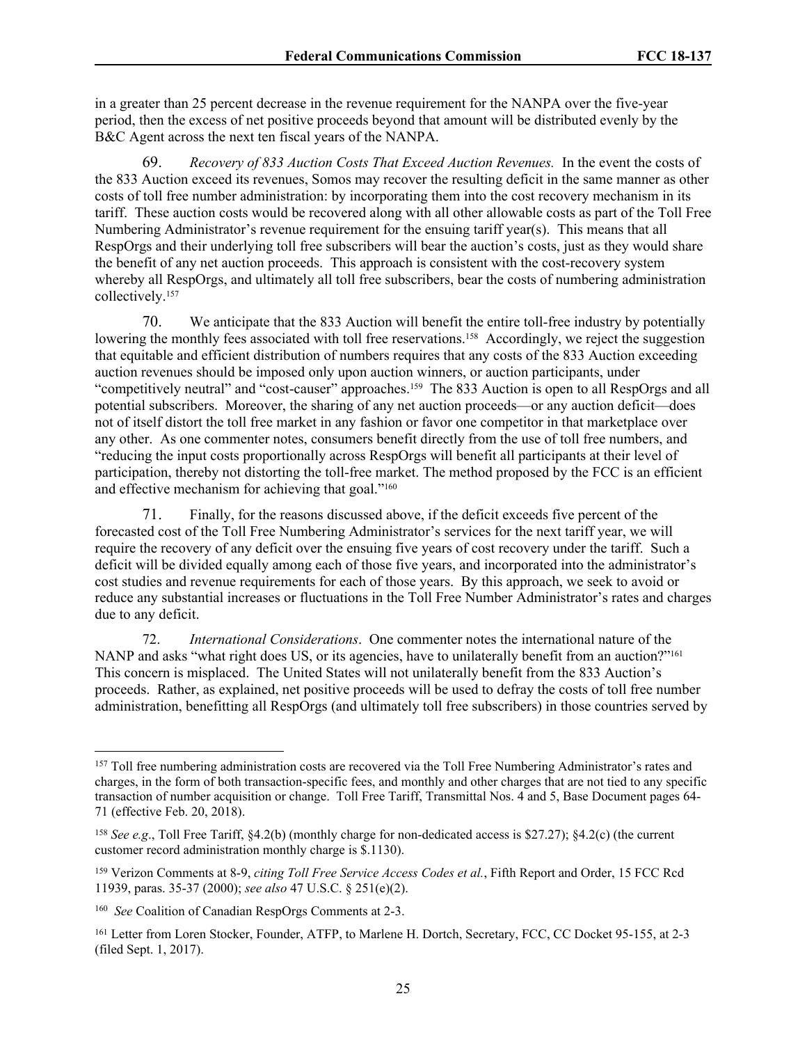in a greater than 25 percent decrease in the revenue requirement for the NANPA over the five-year period, then the excess of net positive proceeds beyond that amount will be distributed evenly by the B&C Agent across the next ten fiscal years of the NANPA.

69. *Recovery of 833 Auction Costs That Exceed Auction Revenues.* In the event the costs of the 833 Auction exceed its revenues, Somos may recover the resulting deficit in the same manner as other costs of toll free number administration: by incorporating them into the cost recovery mechanism in its tariff. These auction costs would be recovered along with all other allowable costs as part of the Toll Free Numbering Administrator's revenue requirement for the ensuing tariff year(s). This means that all RespOrgs and their underlying toll free subscribers will bear the auction's costs, just as they would share the benefit of any net auction proceeds. This approach is consistent with the cost-recovery system whereby all RespOrgs, and ultimately all toll free subscribers, bear the costs of numbering administration collectively.[157]

70. We anticipate that the 833 Auction will benefit the entire toll-free industry by potentially lowering the monthly fees associated with toll free reservations.[158] Accordingly, we reject the suggestion that equitable and efficient distribution of numbers requires that any costs of the 833 Auction exceeding auction revenues should be imposed only upon auction winners, or auction participants, under "competitively neutral" and "cost-causer" approaches.[159] The 833 Auction is open to all RespOrgs and all potential subscribers. Moreover, the sharing of any net auction proceeds—or any auction deficit—does not of itself distort the toll free market in any fashion or favor one competitor in that marketplace over any other. As one commenter notes, consumers benefit directly from the use of toll free numbers, and "reducing the input costs proportionally across RespOrgs will benefit all participants at their level of participation, thereby not distorting the toll-free market. The method proposed by the FCC is an efficient and effective mechanism for achieving that goal."[160]

71. Finally, for the reasons discussed above, if the deficit exceeds five percent of the forecasted cost of the Toll Free Numbering Administrator's services for the next tariff year, we will require the recovery of any deficit over the ensuing five years of cost recovery under the tariff. Such a deficit will be divided equally among each of those five years, and incorporated into the administrator's cost studies and revenue requirements for each of those years. By this approach, we seek to avoid or reduce any substantial increases or fluctuations in the Toll Free Number Administrator's rates and charges due to any deficit.

72. *International Considerations*. One commenter notes the international nature of the NANP and asks "what right does US, or its agencies, have to unilaterally benefit from an auction?"[161] This concern is misplaced. The United States will not unilaterally benefit from the 833 Auction's proceeds. Rather, as explained, net positive proceeds will be used to defray the costs of toll free number administration, benefitting all RespOrgs (and ultimately toll free subscribers) in those countries served by

---

[157] Toll free numbering administration costs are recovered via the Toll Free Numbering Administrator's rates and charges, in the form of both transaction-specific fees, and monthly and other charges that are not tied to any specific transaction of number acquisition or change. Toll Free Tariff, Transmittal Nos. 4 and 5, Base Document pages 64-71 (effective Feb. 20, 2018).

[158] *See e.g*., Toll Free Tariff, §4.2(b) (monthly charge for non-dedicated access is $27.27); §4.2(c) (the current customer record administration monthly charge is $.1130).

[159] Verizon Comments at 8-9, *citing Toll Free Service Access Codes et al.*, Fifth Report and Order, 15 FCC Rcd 11939, paras. 35-37 (2000); *see also* 47 U.S.C. § 251(e)(2).

[160] *See* Coalition of Canadian RespOrgs Comments at 2-3.

[161] Letter from Loren Stocker, Founder, ATFP, to Marlene H. Dortch, Secretary, FCC, CC Docket 95-155, at 2-3 (filed Sept. 1, 2017).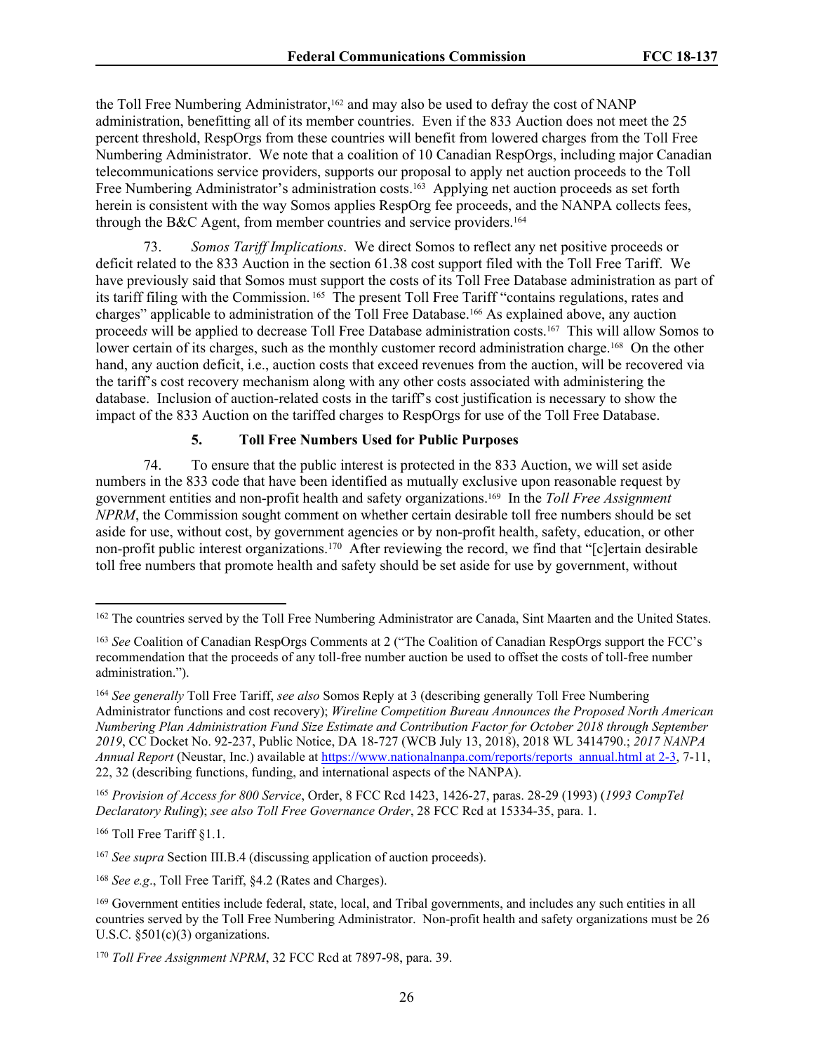the Toll Free Numbering Administrator,[162] and may also be used to defray the cost of NANP administration, benefitting all of its member countries. Even if the 833 Auction does not meet the 25 percent threshold, RespOrgs from these countries will benefit from lowered charges from the Toll Free Numbering Administrator. We note that a coalition of 10 Canadian RespOrgs, including major Canadian telecommunications service providers, supports our proposal to apply net auction proceeds to the Toll Free Numbering Administrator's administration costs.[163] Applying net auction proceeds as set forth herein is consistent with the way Somos applies RespOrg fee proceeds, and the NANPA collects fees, through the B&C Agent, from member countries and service providers.[164]

73. *Somos Tariff Implications*. We direct Somos to reflect any net positive proceeds or deficit related to the 833 Auction in the section 61.38 cost support filed with the Toll Free Tariff. We have previously said that Somos must support the costs of its Toll Free Database administration as part of its tariff filing with the Commission.[165] The present Toll Free Tariff "contains regulations, rates and charges" applicable to administration of the Toll Free Database.[166] As explained above, any auction proceed*s* will be applied to decrease Toll Free Database administration costs.[167] This will allow Somos to lower certain of its charges, such as the monthly customer record administration charge.[168] On the other hand, any auction deficit, i.e., auction costs that exceed revenues from the auction, will be recovered via the tariff's cost recovery mechanism along with any other costs associated with administering the database. Inclusion of auction-related costs in the tariff's cost justification is necessary to show the impact of the 833 Auction on the tariffed charges to RespOrgs for use of the Toll Free Database.

### 5. Toll Free Numbers Used for Public Purposes

74. To ensure that the public interest is protected in the 833 Auction, we will set aside numbers in the 833 code that have been identified as mutually exclusive upon reasonable request by government entities and non-profit health and safety organizations.[169] In the *Toll Free Assignment NPRM*, the Commission sought comment on whether certain desirable toll free numbers should be set aside for use, without cost, by government agencies or by non-profit health, safety, education, or other non-profit public interest organizations.[170] After reviewing the record, we find that "[c]ertain desirable toll free numbers that promote health and safety should be set aside for use by government, without

---

[162] The countries served by the Toll Free Numbering Administrator are Canada, Sint Maarten and the United States.

[163] *See* Coalition of Canadian RespOrgs Comments at 2 ("The Coalition of Canadian RespOrgs support the FCC's recommendation that the proceeds of any toll-free number auction be used to offset the costs of toll-free number administration.").

[164] *See generally* Toll Free Tariff, *see also* Somos Reply at 3 (describing generally Toll Free Numbering Administrator functions and cost recovery); *Wireline Competition Bureau Announces the Proposed North American Numbering Plan Administration Fund Size Estimate and Contribution Factor for October 2018 through September 2019*, CC Docket No. 92-237, Public Notice, DA 18-727 (WCB July 13, 2018), 2018 WL 3414790.; *2017 NANPA Annual Report* (Neustar, Inc.) available at https://www.nationalnanpa.com/reports/reports_annual.html at 2-3, 7-11, 22, 32 (describing functions, funding, and international aspects of the NANPA).

[165] *Provision of Access for 800 Service*, Order, 8 FCC Rcd 1423, 1426-27, paras. 28-29 (1993) (*1993 CompTel Declaratory Ruling*); *see also Toll Free Governance Order*, 28 FCC Rcd at 15334-35, para. 1.

[166] Toll Free Tariff §1.1.

[167] *See supra* Section III.B.4 (discussing application of auction proceeds).

[168] *See e.g*., Toll Free Tariff, §4.2 (Rates and Charges).

[169] Government entities include federal, state, local, and Tribal governments, and includes any such entities in all countries served by the Toll Free Numbering Administrator. Non-profit health and safety organizations must be 26 U.S.C. §501(c)(3) organizations.

[170] *Toll Free Assignment NPRM*, 32 FCC Rcd at 7897-98, para. 39.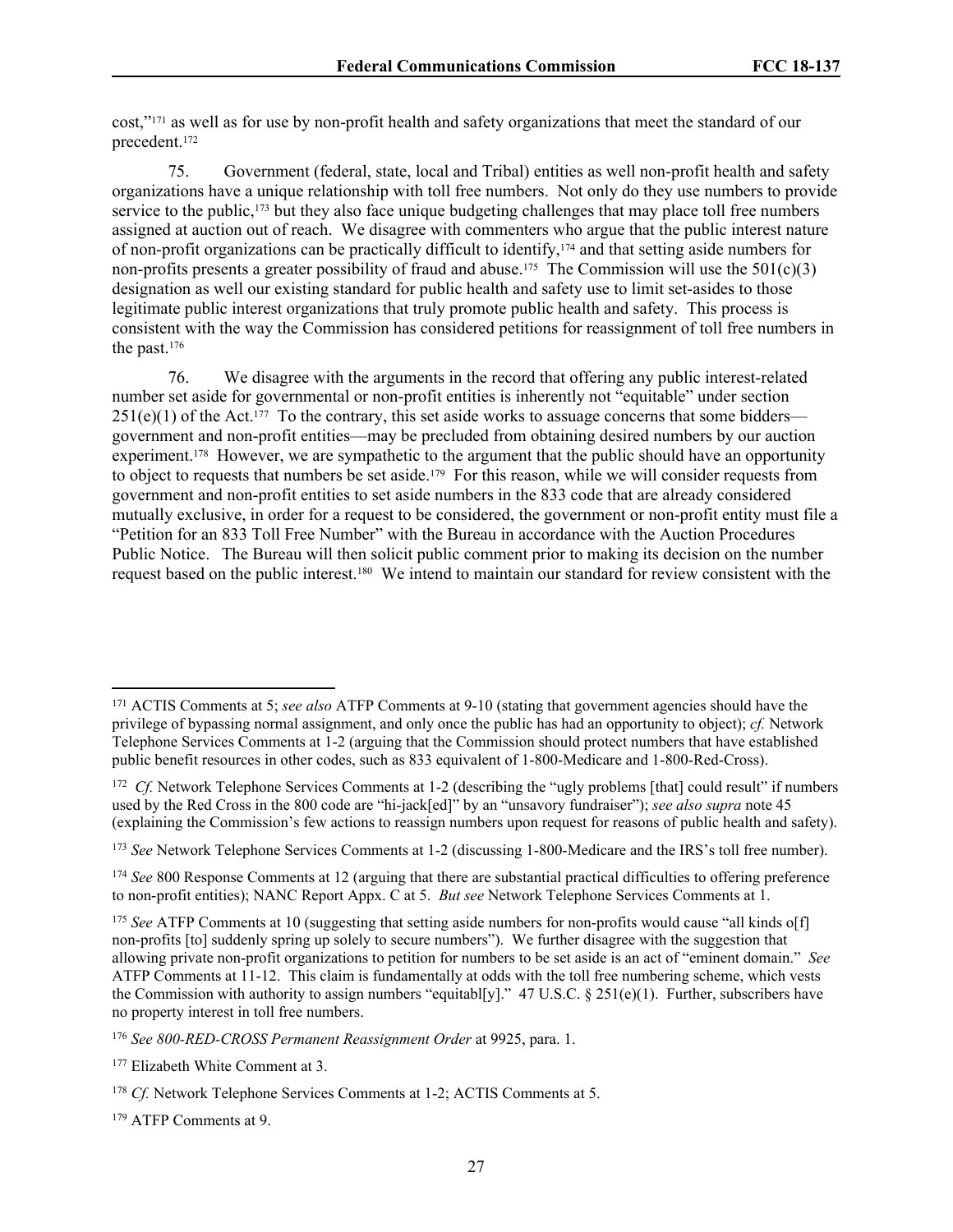cost,"[171] as well as for use by non-profit health and safety organizations that meet the standard of our precedent.[172]

75. Government (federal, state, local and Tribal) entities as well non-profit health and safety organizations have a unique relationship with toll free numbers. Not only do they use numbers to provide service to the public,[173] but they also face unique budgeting challenges that may place toll free numbers assigned at auction out of reach. We disagree with commenters who argue that the public interest nature of non-profit organizations can be practically difficult to identify,[174] and that setting aside numbers for non-profits presents a greater possibility of fraud and abuse.[175] The Commission will use the 501(c)(3) designation as well our existing standard for public health and safety use to limit set-asides to those legitimate public interest organizations that truly promote public health and safety. This process is consistent with the way the Commission has considered petitions for reassignment of toll free numbers in the past.[176]

76. We disagree with the arguments in the record that offering any public interest-related number set aside for governmental or non-profit entities is inherently not "equitable" under section 251(e)(1) of the Act.[177] To the contrary, this set aside works to assuage concerns that some bidders—government and non-profit entities—may be precluded from obtaining desired numbers by our auction experiment.[178] However, we are sympathetic to the argument that the public should have an opportunity to object to requests that numbers be set aside.[179] For this reason, while we will consider requests from government and non-profit entities to set aside numbers in the 833 code that are already considered mutually exclusive, in order for a request to be considered, the government or non-profit entity must file a "Petition for an 833 Toll Free Number" with the Bureau in accordance with the Auction Procedures Public Notice. The Bureau will then solicit public comment prior to making its decision on the number request based on the public interest.[180] We intend to maintain our standard for review consistent with the

---

[171] ACTIS Comments at 5; *see also* ATFP Comments at 9-10 (stating that government agencies should have the privilege of bypassing normal assignment, and only once the public has had an opportunity to object); *cf.* Network Telephone Services Comments at 1-2 (arguing that the Commission should protect numbers that have established public benefit resources in other codes, such as 833 equivalent of 1-800-Medicare and 1-800-Red-Cross).

[172] *Cf.* Network Telephone Services Comments at 1-2 (describing the "ugly problems [that] could result" if numbers used by the Red Cross in the 800 code are "hi-jack[ed]" by an "unsavory fundraiser"); *see also supra* note 45 (explaining the Commission's few actions to reassign numbers upon request for reasons of public health and safety).

[173] *See* Network Telephone Services Comments at 1-2 (discussing 1-800-Medicare and the IRS's toll free number).

[174] *See* 800 Response Comments at 12 (arguing that there are substantial practical difficulties to offering preference to non-profit entities); NANC Report Appx. C at 5. *But see* Network Telephone Services Comments at 1.

[175] *See* ATFP Comments at 10 (suggesting that setting aside numbers for non-profits would cause "all kinds o[f] non-profits [to] suddenly spring up solely to secure numbers"). We further disagree with the suggestion that allowing private non-profit organizations to petition for numbers to be set aside is an act of "eminent domain." *See* ATFP Comments at 11-12. This claim is fundamentally at odds with the toll free numbering scheme, which vests the Commission with authority to assign numbers "equitabl[y]." 47 U.S.C. § 251(e)(1). Further, subscribers have no property interest in toll free numbers.

[176] *See 800-RED-CROSS Permanent Reassignment Order* at 9925, para. 1.

[177] Elizabeth White Comment at 3.

[178] *Cf.* Network Telephone Services Comments at 1-2; ACTIS Comments at 5.

[179] ATFP Comments at 9.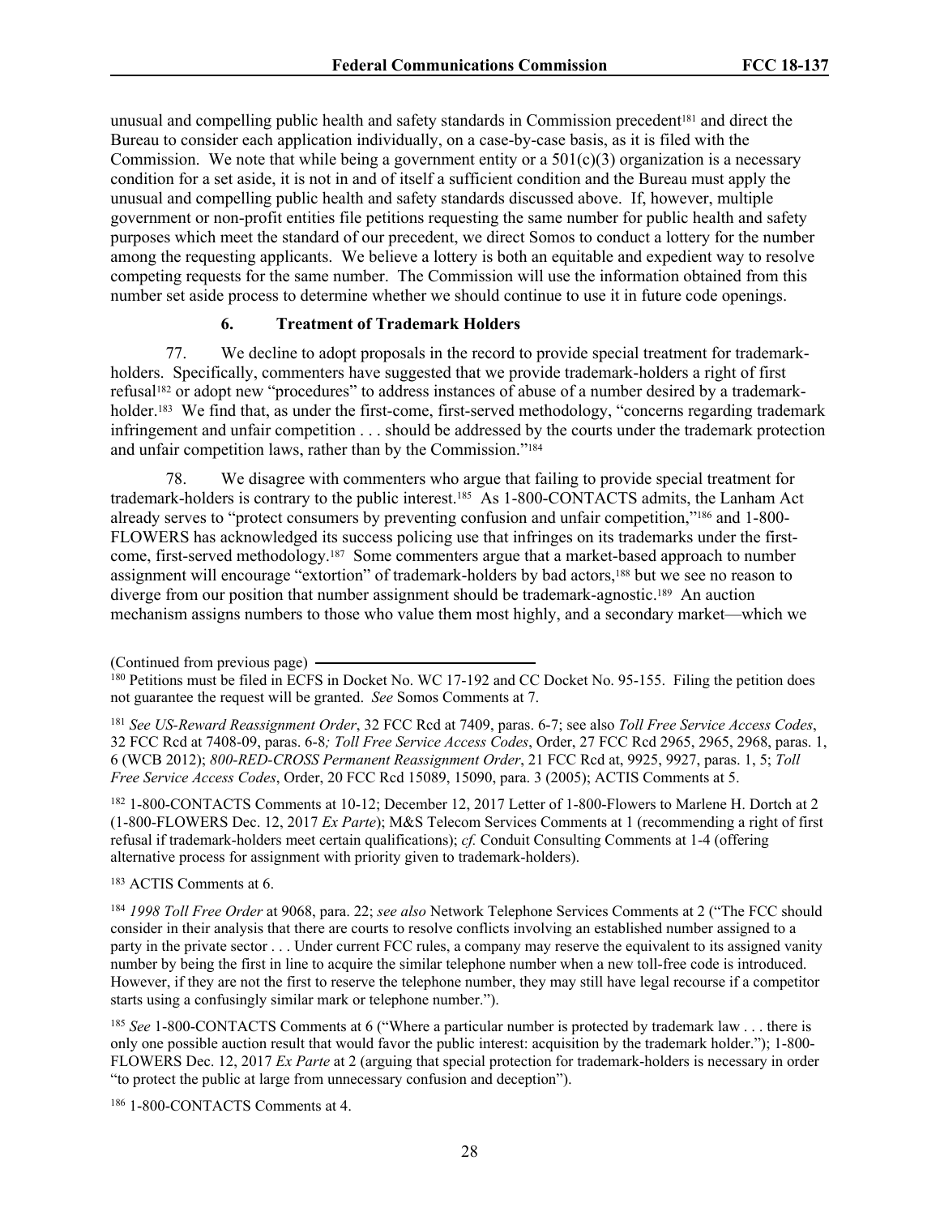unusual and compelling public health and safety standards in Commission precedent[181] and direct the Bureau to consider each application individually, on a case-by-case basis, as it is filed with the Commission. We note that while being a government entity or a 501(c)(3) organization is a necessary condition for a set aside, it is not in and of itself a sufficient condition and the Bureau must apply the unusual and compelling public health and safety standards discussed above. If, however, multiple government or non-profit entities file petitions requesting the same number for public health and safety purposes which meet the standard of our precedent, we direct Somos to conduct a lottery for the number among the requesting applicants. We believe a lottery is both an equitable and expedient way to resolve competing requests for the same number. The Commission will use the information obtained from this number set aside process to determine whether we should continue to use it in future code openings.

### 6. Treatment of Trademark Holders

77. We decline to adopt proposals in the record to provide special treatment for trademark-holders. Specifically, commenters have suggested that we provide trademark-holders a right of first refusal[182] or adopt new "procedures" to address instances of abuse of a number desired by a trademark-holder.[183] We find that, as under the first-come, first-served methodology, "concerns regarding trademark infringement and unfair competition . . . should be addressed by the courts under the trademark protection and unfair competition laws, rather than by the Commission."[184]

78. We disagree with commenters who argue that failing to provide special treatment for trademark-holders is contrary to the public interest.[185] As 1-800-CONTACTS admits, the Lanham Act already serves to "protect consumers by preventing confusion and unfair competition,"[186] and 1-800-FLOWERS has acknowledged its success policing use that infringes on its trademarks under the first-come, first-served methodology.[187] Some commenters argue that a market-based approach to number assignment will encourage "extortion" of trademark-holders by bad actors,[188] but we see no reason to diverge from our position that number assignment should be trademark-agnostic.[189] An auction mechanism assigns numbers to those who value them most highly, and a secondary market—which we

(Continued from previous page)

[180] Petitions must be filed in ECFS in Docket No. WC 17-192 and CC Docket No. 95-155. Filing the petition does not guarantee the request will be granted. *See* Somos Comments at 7.

[181] *See US-Reward Reassignment Order*, 32 FCC Rcd at 7409, paras. 6-7; see also *Toll Free Service Access Codes*, 32 FCC Rcd at 7408-09, paras. 6-8*; Toll Free Service Access Codes*, Order, 27 FCC Rcd 2965, 2965, 2968, paras. 1, 6 (WCB 2012); *800-RED-CROSS Permanent Reassignment Order*, 21 FCC Rcd at, 9925, 9927, paras. 1, 5; *Toll Free Service Access Codes*, Order, 20 FCC Rcd 15089, 15090, para. 3 (2005); ACTIS Comments at 5.

[182] 1-800-CONTACTS Comments at 10-12; December 12, 2017 Letter of 1-800-Flowers to Marlene H. Dortch at 2 (1-800-FLOWERS Dec. 12, 2017 *Ex Parte*); M&S Telecom Services Comments at 1 (recommending a right of first refusal if trademark-holders meet certain qualifications); *cf.* Conduit Consulting Comments at 1-4 (offering alternative process for assignment with priority given to trademark-holders).

[183] ACTIS Comments at 6.

[184] *1998 Toll Free Order* at 9068, para. 22; *see also* Network Telephone Services Comments at 2 ("The FCC should consider in their analysis that there are courts to resolve conflicts involving an established number assigned to a party in the private sector . . . Under current FCC rules, a company may reserve the equivalent to its assigned vanity number by being the first in line to acquire the similar telephone number when a new toll-free code is introduced. However, if they are not the first to reserve the telephone number, they may still have legal recourse if a competitor starts using a confusingly similar mark or telephone number.").

[185] *See* 1-800-CONTACTS Comments at 6 ("Where a particular number is protected by trademark law . . . there is only one possible auction result that would favor the public interest: acquisition by the trademark holder."); 1-800-FLOWERS Dec. 12, 2017 *Ex Parte* at 2 (arguing that special protection for trademark-holders is necessary in order "to protect the public at large from unnecessary confusion and deception").

[186] 1-800-CONTACTS Comments at 4.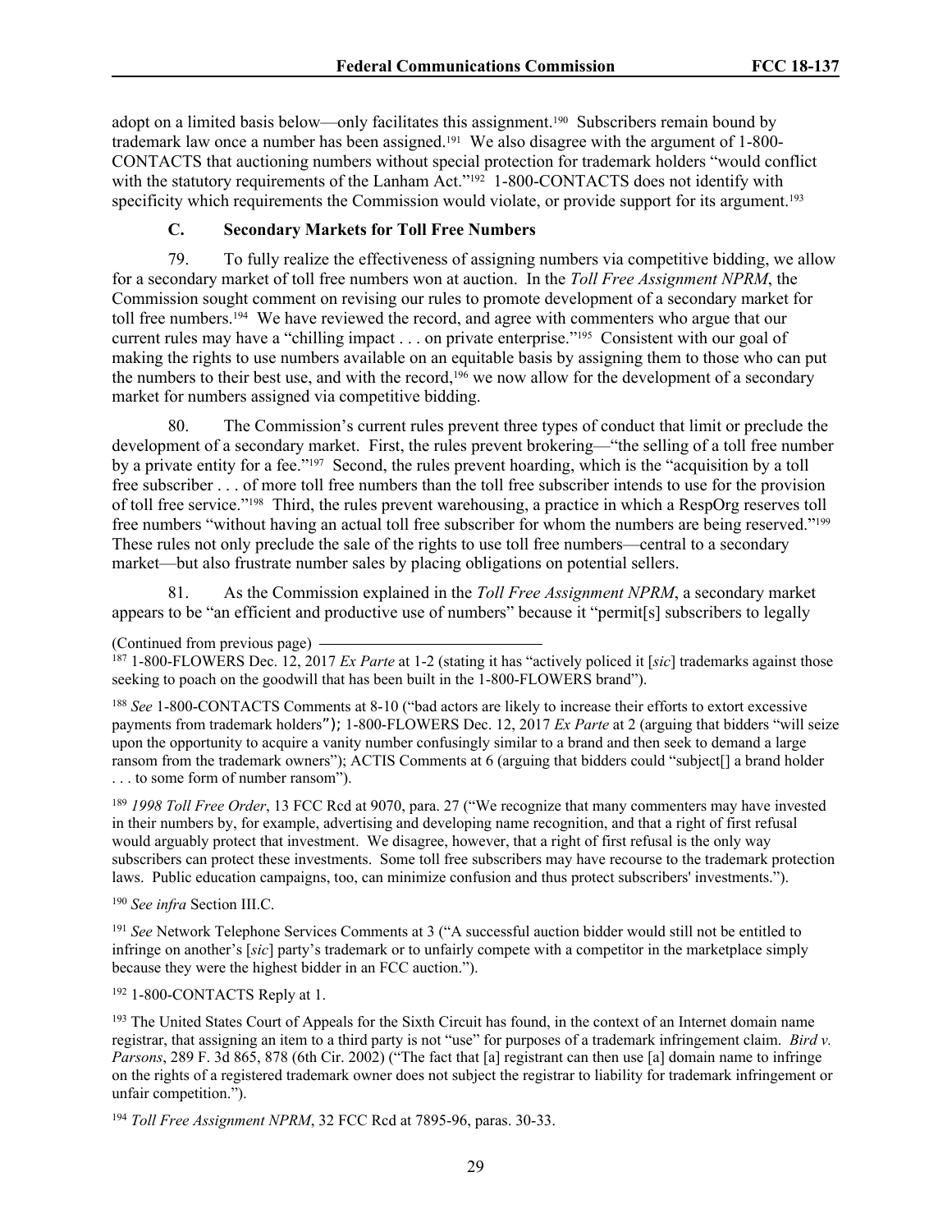adopt on a limited basis below—only facilitates this assignment.[190] Subscribers remain bound by trademark law once a number has been assigned.[191] We also disagree with the argument of 1-800-CONTACTS that auctioning numbers without special protection for trademark holders "would conflict with the statutory requirements of the Lanham Act."[192] 1-800-CONTACTS does not identify with specificity which requirements the Commission would violate, or provide support for its argument.[193]

### C. Secondary Markets for Toll Free Numbers

79. To fully realize the effectiveness of assigning numbers via competitive bidding, we allow for a secondary market of toll free numbers won at auction. In the *Toll Free Assignment NPRM*, the Commission sought comment on revising our rules to promote development of a secondary market for toll free numbers.[194] We have reviewed the record, and agree with commenters who argue that our current rules may have a "chilling impact . . . on private enterprise."[195] Consistent with our goal of making the rights to use numbers available on an equitable basis by assigning them to those who can put the numbers to their best use, and with the record,[196] we now allow for the development of a secondary market for numbers assigned via competitive bidding.

80. The Commission's current rules prevent three types of conduct that limit or preclude the development of a secondary market. First, the rules prevent brokering—"the selling of a toll free number by a private entity for a fee."[197] Second, the rules prevent hoarding, which is the "acquisition by a toll free subscriber . . . of more toll free numbers than the toll free subscriber intends to use for the provision of toll free service."[198] Third, the rules prevent warehousing, a practice in which a RespOrg reserves toll free numbers "without having an actual toll free subscriber for whom the numbers are being reserved."[199] These rules not only preclude the sale of the rights to use toll free numbers—central to a secondary market—but also frustrate number sales by placing obligations on potential sellers.

81. As the Commission explained in the *Toll Free Assignment NPRM*, a secondary market appears to be "an efficient and productive use of numbers" because it "permit[s] subscribers to legally

(Continued from previous page)

[187] 1-800-FLOWERS Dec. 12, 2017 *Ex Parte* at 1-2 (stating it has "actively policed it [*sic*] trademarks against those seeking to poach on the goodwill that has been built in the 1-800-FLOWERS brand").

[188] *See* 1-800-CONTACTS Comments at 8-10 ("bad actors are likely to increase their efforts to extort excessive payments from trademark holders"); 1-800-FLOWERS Dec. 12, 2017 *Ex Parte* at 2 (arguing that bidders "will seize upon the opportunity to acquire a vanity number confusingly similar to a brand and then seek to demand a large ransom from the trademark owners"); ACTIS Comments at 6 (arguing that bidders could "subject[] a brand holder . . . to some form of number ransom").

[189] *1998 Toll Free Order*, 13 FCC Rcd at 9070, para. 27 ("We recognize that many commenters may have invested in their numbers by, for example, advertising and developing name recognition, and that a right of first refusal would arguably protect that investment. We disagree, however, that a right of first refusal is the only way subscribers can protect these investments. Some toll free subscribers may have recourse to the trademark protection laws. Public education campaigns, too, can minimize confusion and thus protect subscribers' investments.").

[190] *See infra* Section III.C.

[191] *See* Network Telephone Services Comments at 3 ("A successful auction bidder would still not be entitled to infringe on another's [*sic*] party's trademark or to unfairly compete with a competitor in the marketplace simply because they were the highest bidder in an FCC auction.").

[192] 1-800-CONTACTS Reply at 1.

[193] The United States Court of Appeals for the Sixth Circuit has found, in the context of an Internet domain name registrar, that assigning an item to a third party is not "use" for purposes of a trademark infringement claim. *Bird v. Parsons*, 289 F. 3d 865, 878 (6th Cir. 2002) ("The fact that [a] registrant can then use [a] domain name to infringe on the rights of a registered trademark owner does not subject the registrar to liability for trademark infringement or unfair competition.").

[194] *Toll Free Assignment NPRM*, 32 FCC Rcd at 7895-96, paras. 30-33.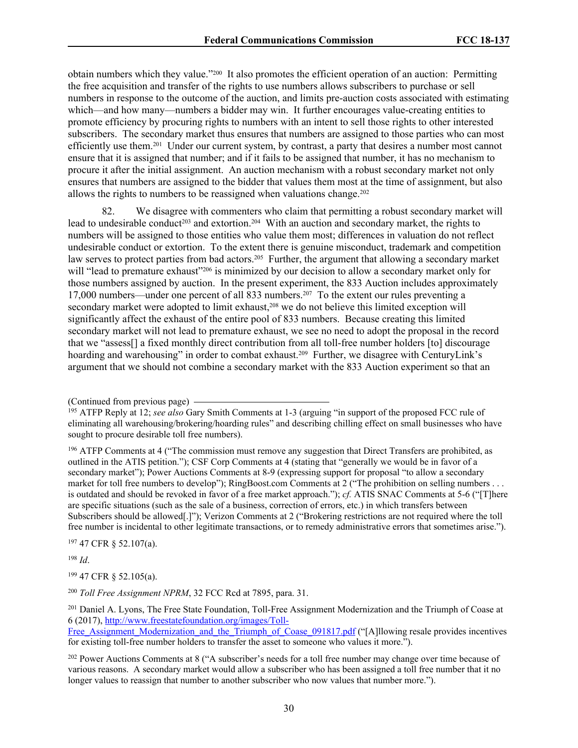obtain numbers which they value."[200] It also promotes the efficient operation of an auction: Permitting the free acquisition and transfer of the rights to use numbers allows subscribers to purchase or sell numbers in response to the outcome of the auction, and limits pre-auction costs associated with estimating which—and how many—numbers a bidder may win. It further encourages value-creating entities to promote efficiency by procuring rights to numbers with an intent to sell those rights to other interested subscribers. The secondary market thus ensures that numbers are assigned to those parties who can most efficiently use them.[201] Under our current system, by contrast, a party that desires a number most cannot ensure that it is assigned that number; and if it fails to be assigned that number, it has no mechanism to procure it after the initial assignment. An auction mechanism with a robust secondary market not only ensures that numbers are assigned to the bidder that values them most at the time of assignment, but also allows the rights to numbers to be reassigned when valuations change.[202]

82. We disagree with commenters who claim that permitting a robust secondary market will lead to undesirable conduct[203] and extortion.[204] With an auction and secondary market, the rights to numbers will be assigned to those entities who value them most; differences in valuation do not reflect undesirable conduct or extortion. To the extent there is genuine misconduct, trademark and competition law serves to protect parties from bad actors.[205] Further, the argument that allowing a secondary market will "lead to premature exhaust"[206] is minimized by our decision to allow a secondary market only for those numbers assigned by auction. In the present experiment, the 833 Auction includes approximately 17,000 numbers—under one percent of all 833 numbers.[207] To the extent our rules preventing a secondary market were adopted to limit exhaust,[208] we do not believe this limited exception will significantly affect the exhaust of the entire pool of 833 numbers. Because creating this limited secondary market will not lead to premature exhaust, we see no need to adopt the proposal in the record that we "assess[] a fixed monthly direct contribution from all toll-free number holders [to] discourage hoarding and warehousing" in order to combat exhaust.[209] Further, we disagree with CenturyLink's argument that we should not combine a secondary market with the 833 Auction experiment so that an

(Continued from previous page)

[195] ATFP Reply at 12; *see also* Gary Smith Comments at 1-3 (arguing "in support of the proposed FCC rule of eliminating all warehousing/brokering/hoarding rules" and describing chilling effect on small businesses who have sought to procure desirable toll free numbers).

[196] ATFP Comments at 4 ("The commission must remove any suggestion that Direct Transfers are prohibited, as outlined in the ATIS petition."); CSF Corp Comments at 4 (stating that "generally we would be in favor of a secondary market"); Power Auctions Comments at 8-9 (expressing support for proposal "to allow a secondary market for toll free numbers to develop"); RingBoost.com Comments at 2 ("The prohibition on selling numbers . . . is outdated and should be revoked in favor of a free market approach."); *cf.* ATIS SNAC Comments at 5-6 ("[T]here are specific situations (such as the sale of a business, correction of errors, etc.) in which transfers between Subscribers should be allowed[.]"); Verizon Comments at 2 ("Brokering restrictions are not required where the toll free number is incidental to other legitimate transactions, or to remedy administrative errors that sometimes arise.").

[197] 47 CFR § 52.107(a).

[198] *Id*.

[199] 47 CFR § 52.105(a).

[200] *Toll Free Assignment NPRM*, 32 FCC Rcd at 7895, para. 31.

[201] Daniel A. Lyons, The Free State Foundation, Toll-Free Assignment Modernization and the Triumph of Coase at 6 (2017), http://www.freestatefoundation.org/images/Toll-Free_Assignment_Modernization_and_the_Triumph_of_Coase_091817.pdf ("[A]llowing resale provides incentives for existing toll-free number holders to transfer the asset to someone who values it more.").

[202] Power Auctions Comments at 8 ("A subscriber's needs for a toll free number may change over time because of various reasons. A secondary market would allow a subscriber who has been assigned a toll free number that it no longer values to reassign that number to another subscriber who now values that number more.").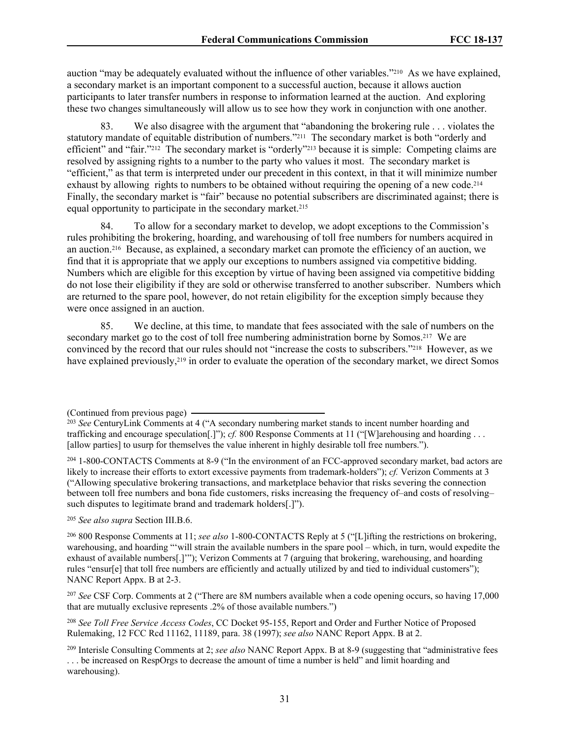auction "may be adequately evaluated without the influence of other variables."[210] As we have explained, a secondary market is an important component to a successful auction, because it allows auction participants to later transfer numbers in response to information learned at the auction. And exploring these two changes simultaneously will allow us to see how they work in conjunction with one another.

83. We also disagree with the argument that "abandoning the brokering rule . . . violates the statutory mandate of equitable distribution of numbers."[211] The secondary market is both "orderly and efficient" and "fair."[212] The secondary market is "orderly"[213] because it is simple: Competing claims are resolved by assigning rights to a number to the party who values it most. The secondary market is "efficient," as that term is interpreted under our precedent in this context, in that it will minimize number exhaust by allowing rights to numbers to be obtained without requiring the opening of a new code.[214] Finally, the secondary market is "fair" because no potential subscribers are discriminated against; there is equal opportunity to participate in the secondary market.[215]

84. To allow for a secondary market to develop, we adopt exceptions to the Commission's rules prohibiting the brokering, hoarding, and warehousing of toll free numbers for numbers acquired in an auction.[216] Because, as explained, a secondary market can promote the efficiency of an auction, we find that it is appropriate that we apply our exceptions to numbers assigned via competitive bidding. Numbers which are eligible for this exception by virtue of having been assigned via competitive bidding do not lose their eligibility if they are sold or otherwise transferred to another subscriber. Numbers which are returned to the spare pool, however, do not retain eligibility for the exception simply because they were once assigned in an auction.

85. We decline, at this time, to mandate that fees associated with the sale of numbers on the secondary market go to the cost of toll free numbering administration borne by Somos.[217] We are convinced by the record that our rules should not "increase the costs to subscribers."[218] However, as we have explained previously,[219] in order to evaluate the operation of the secondary market, we direct Somos

(Continued from previous page)

[203] *See* CenturyLink Comments at 4 ("A secondary numbering market stands to incent number hoarding and trafficking and encourage speculation[.]"); *cf.* 800 Response Comments at 11 ("[W]arehousing and hoarding . . . [allow parties] to usurp for themselves the value inherent in highly desirable toll free numbers.").

[204] 1-800-CONTACTS Comments at 8-9 ("In the environment of an FCC-approved secondary market, bad actors are likely to increase their efforts to extort excessive payments from trademark-holders"); *cf.* Verizon Comments at 3 ("Allowing speculative brokering transactions, and marketplace behavior that risks severing the connection between toll free numbers and bona fide customers, risks increasing the frequency of–and costs of resolving–such disputes to legitimate brand and trademark holders[.]").

[205] *See also supra* Section III.B.6.

[206] 800 Response Comments at 11; *see also* 1-800-CONTACTS Reply at 5 ("[L]ifting the restrictions on brokering, warehousing, and hoarding "'will strain the available numbers in the spare pool – which, in turn, would expedite the exhaust of available numbers[.]'"); Verizon Comments at 7 (arguing that brokering, warehousing, and hoarding rules "ensur[e] that toll free numbers are efficiently and actually utilized by and tied to individual customers"); NANC Report Appx. B at 2-3.

[207] *See* CSF Corp. Comments at 2 ("There are 8M numbers available when a code opening occurs, so having 17,000 that are mutually exclusive represents .2% of those available numbers.")

[208] *See Toll Free Service Access Codes*, CC Docket 95-155, Report and Order and Further Notice of Proposed Rulemaking, 12 FCC Rcd 11162, 11189, para. 38 (1997); *see also* NANC Report Appx. B at 2.

[209] Interisle Consulting Comments at 2; *see also* NANC Report Appx. B at 8-9 (suggesting that "administrative fees . . . be increased on RespOrgs to decrease the amount of time a number is held" and limit hoarding and warehousing).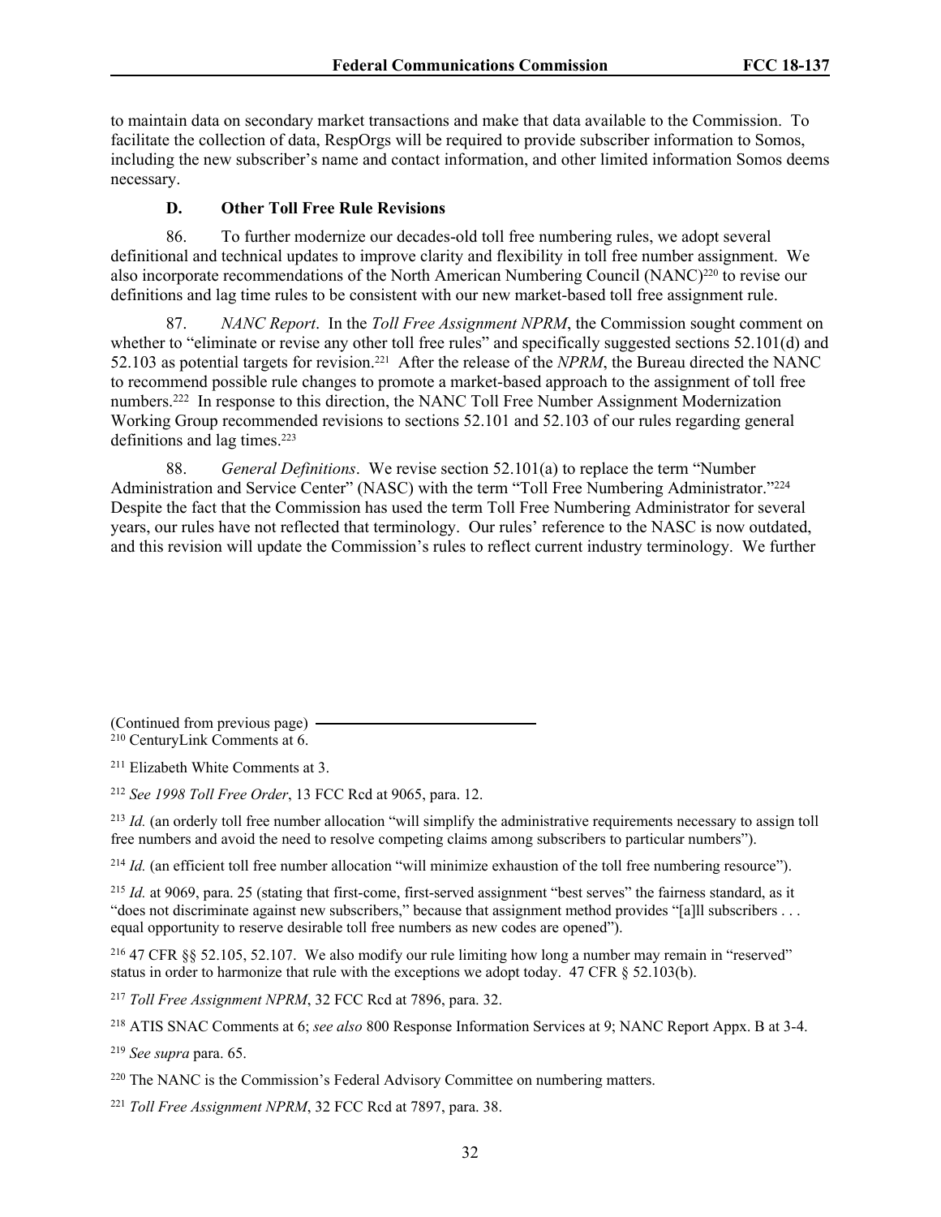to maintain data on secondary market transactions and make that data available to the Commission. To facilitate the collection of data, RespOrgs will be required to provide subscriber information to Somos, including the new subscriber's name and contact information, and other limited information Somos deems necessary.

### D. Other Toll Free Rule Revisions

86. To further modernize our decades-old toll free numbering rules, we adopt several definitional and technical updates to improve clarity and flexibility in toll free number assignment. We also incorporate recommendations of the North American Numbering Council (NANC)[220] to revise our definitions and lag time rules to be consistent with our new market-based toll free assignment rule.

87. *NANC Report*. In the *Toll Free Assignment NPRM*, the Commission sought comment on whether to "eliminate or revise any other toll free rules" and specifically suggested sections 52.101(d) and 52.103 as potential targets for revision.[221] After the release of the *NPRM*, the Bureau directed the NANC to recommend possible rule changes to promote a market-based approach to the assignment of toll free numbers.[222] In response to this direction, the NANC Toll Free Number Assignment Modernization Working Group recommended revisions to sections 52.101 and 52.103 of our rules regarding general definitions and lag times.[223]

88. *General Definitions*. We revise section 52.101(a) to replace the term "Number Administration and Service Center" (NASC) with the term "Toll Free Numbering Administrator."[224] Despite the fact that the Commission has used the term Toll Free Numbering Administrator for several years, our rules have not reflected that terminology. Our rules' reference to the NASC is now outdated, and this revision will update the Commission's rules to reflect current industry terminology. We further

(Continued from previous page)

[210] CenturyLink Comments at 6.

[211] Elizabeth White Comments at 3.

[212] *See 1998 Toll Free Order*, 13 FCC Rcd at 9065, para. 12.

[213] *Id.* (an orderly toll free number allocation "will simplify the administrative requirements necessary to assign toll free numbers and avoid the need to resolve competing claims among subscribers to particular numbers").

[214] *Id.* (an efficient toll free number allocation "will minimize exhaustion of the toll free numbering resource").

[215] *Id.* at 9069, para. 25 (stating that first-come, first-served assignment "best serves" the fairness standard, as it "does not discriminate against new subscribers," because that assignment method provides "[a]ll subscribers . . . equal opportunity to reserve desirable toll free numbers as new codes are opened").

[216] 47 CFR §§ 52.105, 52.107. We also modify our rule limiting how long a number may remain in "reserved" status in order to harmonize that rule with the exceptions we adopt today. 47 CFR § 52.103(b).

[217] *Toll Free Assignment NPRM*, 32 FCC Rcd at 7896, para. 32.

[218] ATIS SNAC Comments at 6; *see also* 800 Response Information Services at 9; NANC Report Appx. B at 3-4.

[219] *See supra* para. 65.

[220] The NANC is the Commission's Federal Advisory Committee on numbering matters.

[221] *Toll Free Assignment NPRM*, 32 FCC Rcd at 7897, para. 38.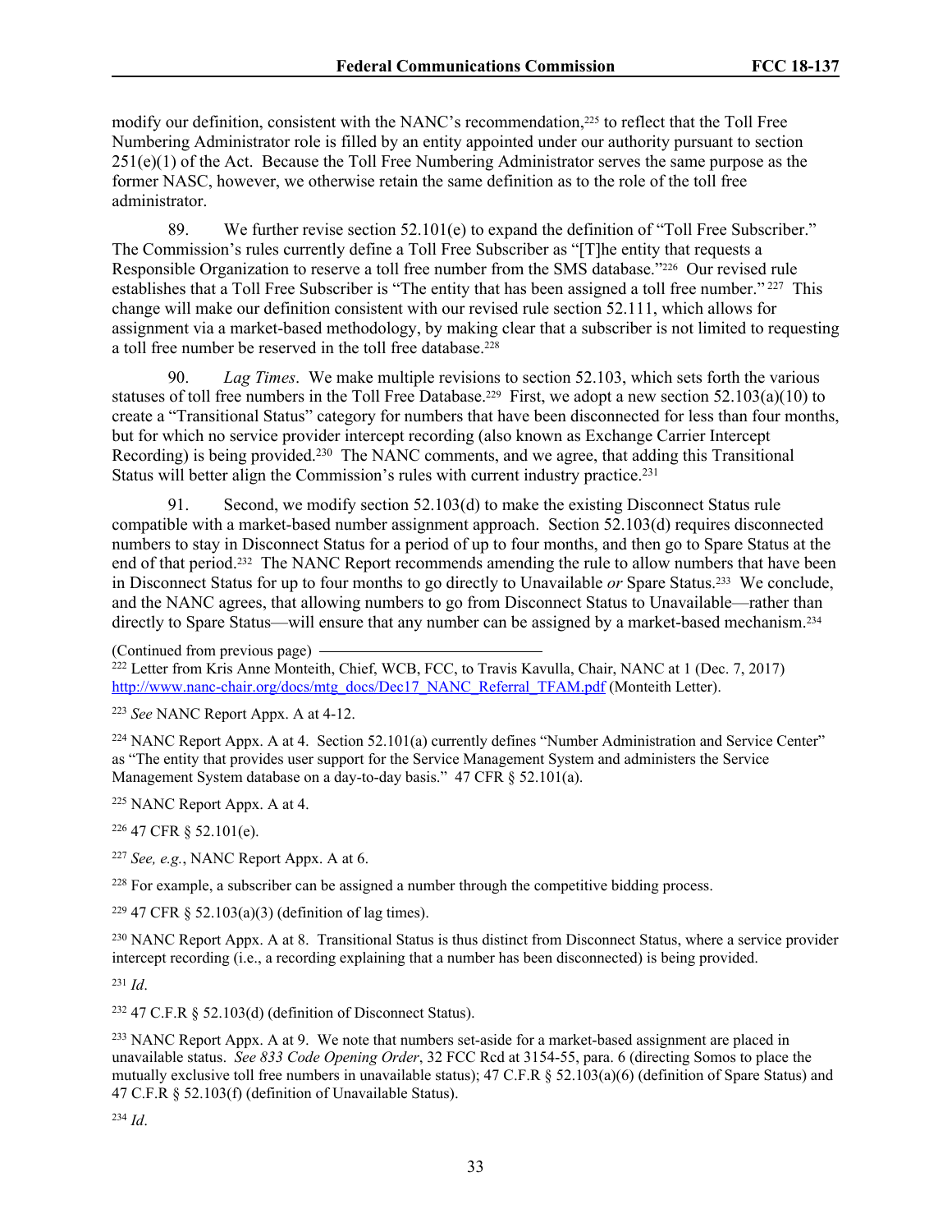modify our definition, consistent with the NANC's recommendation,[225] to reflect that the Toll Free Numbering Administrator role is filled by an entity appointed under our authority pursuant to section 251(e)(1) of the Act. Because the Toll Free Numbering Administrator serves the same purpose as the former NASC, however, we otherwise retain the same definition as to the role of the toll free administrator.

89. We further revise section 52.101(e) to expand the definition of "Toll Free Subscriber." The Commission's rules currently define a Toll Free Subscriber as "[T]he entity that requests a Responsible Organization to reserve a toll free number from the SMS database."[226] Our revised rule establishes that a Toll Free Subscriber is "The entity that has been assigned a toll free number."[227] This change will make our definition consistent with our revised rule section 52.111, which allows for assignment via a market-based methodology, by making clear that a subscriber is not limited to requesting a toll free number be reserved in the toll free database.[228]

90. *Lag Times*. We make multiple revisions to section 52.103, which sets forth the various statuses of toll free numbers in the Toll Free Database.[229] First, we adopt a new section 52.103(a)(10) to create a "Transitional Status" category for numbers that have been disconnected for less than four months, but for which no service provider intercept recording (also known as Exchange Carrier Intercept Recording) is being provided.[230] The NANC comments, and we agree, that adding this Transitional Status will better align the Commission's rules with current industry practice.[231]

91. Second, we modify section 52.103(d) to make the existing Disconnect Status rule compatible with a market-based number assignment approach. Section 52.103(d) requires disconnected numbers to stay in Disconnect Status for a period of up to four months, and then go to Spare Status at the end of that period.[232] The NANC Report recommends amending the rule to allow numbers that have been in Disconnect Status for up to four months to go directly to Unavailable *or* Spare Status.[233] We conclude, and the NANC agrees, that allowing numbers to go from Disconnect Status to Unavailable—rather than directly to Spare Status—will ensure that any number can be assigned by a market-based mechanism.[234]

(Continued from previous page)

[222] Letter from Kris Anne Monteith, Chief, WCB, FCC, to Travis Kavulla, Chair, NANC at 1 (Dec. 7, 2017) http://www.nanc-chair.org/docs/mtg_docs/Dec17_NANC_Referral_TFAM.pdf (Monteith Letter).

[223] *See* NANC Report Appx. A at 4-12.

[224] NANC Report Appx. A at 4. Section 52.101(a) currently defines "Number Administration and Service Center" as "The entity that provides user support for the Service Management System and administers the Service Management System database on a day-to-day basis." 47 CFR § 52.101(a).

[225] NANC Report Appx. A at 4.

[226] 47 CFR § 52.101(e).

[227] *See, e.g.*, NANC Report Appx. A at 6.

[228] For example, a subscriber can be assigned a number through the competitive bidding process.

[229] 47 CFR § 52.103(a)(3) (definition of lag times).

[230] NANC Report Appx. A at 8. Transitional Status is thus distinct from Disconnect Status, where a service provider intercept recording (i.e., a recording explaining that a number has been disconnected) is being provided.

[231] *Id*.

[232] 47 C.F.R § 52.103(d) (definition of Disconnect Status).

[233] NANC Report Appx. A at 9. We note that numbers set-aside for a market-based assignment are placed in unavailable status. *See 833 Code Opening Order*, 32 FCC Rcd at 3154-55, para. 6 (directing Somos to place the mutually exclusive toll free numbers in unavailable status); 47 C.F.R § 52.103(a)(6) (definition of Spare Status) and 47 C.F.R § 52.103(f) (definition of Unavailable Status).

[234] *Id*.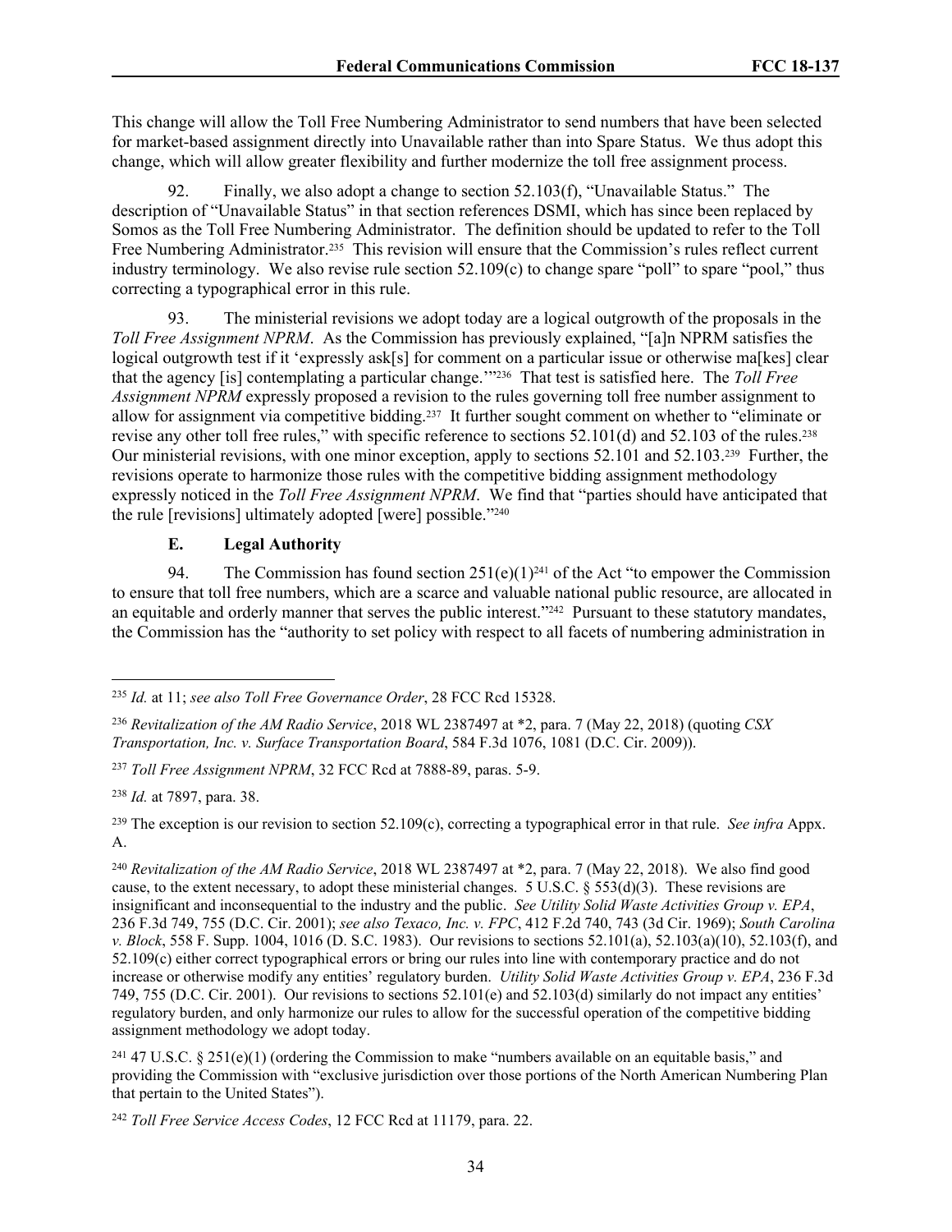This change will allow the Toll Free Numbering Administrator to send numbers that have been selected for market-based assignment directly into Unavailable rather than into Spare Status. We thus adopt this change, which will allow greater flexibility and further modernize the toll free assignment process.

92. Finally, we also adopt a change to section 52.103(f), "Unavailable Status." The description of "Unavailable Status" in that section references DSMI, which has since been replaced by Somos as the Toll Free Numbering Administrator. The definition should be updated to refer to the Toll Free Numbering Administrator.[235] This revision will ensure that the Commission's rules reflect current industry terminology. We also revise rule section 52.109(c) to change spare "poll" to spare "pool," thus correcting a typographical error in this rule.

93. The ministerial revisions we adopt today are a logical outgrowth of the proposals in the *Toll Free Assignment NPRM*. As the Commission has previously explained, "[a]n NPRM satisfies the logical outgrowth test if it 'expressly ask[s] for comment on a particular issue or otherwise ma[kes] clear that the agency [is] contemplating a particular change.'"[236] That test is satisfied here. The *Toll Free Assignment NPRM* expressly proposed a revision to the rules governing toll free number assignment to allow for assignment via competitive bidding.[237] It further sought comment on whether to "eliminate or revise any other toll free rules," with specific reference to sections 52.101(d) and 52.103 of the rules.[238] Our ministerial revisions, with one minor exception, apply to sections 52.101 and 52.103.[239] Further, the revisions operate to harmonize those rules with the competitive bidding assignment methodology expressly noticed in the *Toll Free Assignment NPRM*. We find that "parties should have anticipated that the rule [revisions] ultimately adopted [were] possible."[240]

### E. Legal Authority

94. The Commission has found section 251(e)(1)[241] of the Act "to empower the Commission to ensure that toll free numbers, which are a scarce and valuable national public resource, are allocated in an equitable and orderly manner that serves the public interest."[242] Pursuant to these statutory mandates, the Commission has the "authority to set policy with respect to all facets of numbering administration in

---

[235] *Id.* at 11; *see also Toll Free Governance Order*, 28 FCC Rcd 15328.

[236] *Revitalization of the AM Radio Service*, 2018 WL 2387497 at *2, para. 7 (May 22, 2018) (quoting *CSX Transportation, Inc. v. Surface Transportation Board*, 584 F.3d 1076, 1081 (D.C. Cir. 2009)).

[237] *Toll Free Assignment NPRM*, 32 FCC Rcd at 7888-89, paras. 5-9.

[238] *Id.* at 7897, para. 38.

[239] The exception is our revision to section 52.109(c), correcting a typographical error in that rule. *See infra* Appx. A.

[240] *Revitalization of the AM Radio Service*, 2018 WL 2387497 at *2, para. 7 (May 22, 2018). We also find good cause, to the extent necessary, to adopt these ministerial changes. 5 U.S.C. § 553(d)(3). These revisions are insignificant and inconsequential to the industry and the public. *See Utility Solid Waste Activities Group v. EPA*, 236 F.3d 749, 755 (D.C. Cir. 2001); *see also Texaco, Inc. v. FPC*, 412 F.2d 740, 743 (3d Cir. 1969); *South Carolina v. Block*, 558 F. Supp. 1004, 1016 (D. S.C. 1983). Our revisions to sections 52.101(a), 52.103(a)(10), 52.103(f), and 52.109(c) either correct typographical errors or bring our rules into line with contemporary practice and do not increase or otherwise modify any entities' regulatory burden. *Utility Solid Waste Activities Group v. EPA*, 236 F.3d 749, 755 (D.C. Cir. 2001). Our revisions to sections 52.101(e) and 52.103(d) similarly do not impact any entities' regulatory burden, and only harmonize our rules to allow for the successful operation of the competitive bidding assignment methodology we adopt today.

[241] 47 U.S.C. § 251(e)(1) (ordering the Commission to make "numbers available on an equitable basis," and providing the Commission with "exclusive jurisdiction over those portions of the North American Numbering Plan that pertain to the United States").

[242] *Toll Free Service Access Codes*, 12 FCC Rcd at 11179, para. 22.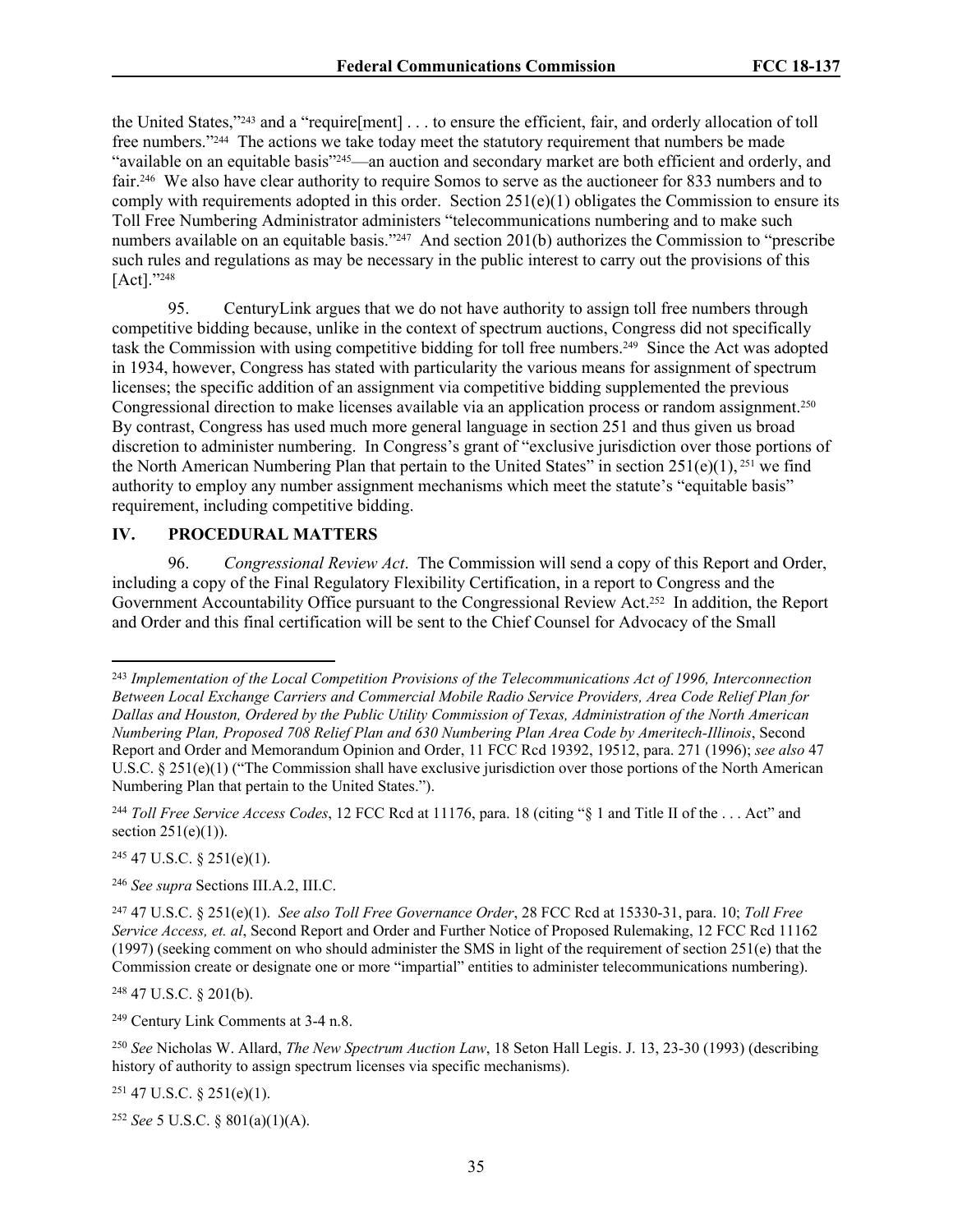the United States,"[243] and a "require[ment] . . . to ensure the efficient, fair, and orderly allocation of toll free numbers."[244] The actions we take today meet the statutory requirement that numbers be made "available on an equitable basis"[245]—an auction and secondary market are both efficient and orderly, and fair.[246] We also have clear authority to require Somos to serve as the auctioneer for 833 numbers and to comply with requirements adopted in this order. Section 251(e)(1) obligates the Commission to ensure its Toll Free Numbering Administrator administers "telecommunications numbering and to make such numbers available on an equitable basis."[247] And section 201(b) authorizes the Commission to "prescribe such rules and regulations as may be necessary in the public interest to carry out the provisions of this [Act]."[248]

95. CenturyLink argues that we do not have authority to assign toll free numbers through competitive bidding because, unlike in the context of spectrum auctions, Congress did not specifically task the Commission with using competitive bidding for toll free numbers.[249] Since the Act was adopted in 1934, however, Congress has stated with particularity the various means for assignment of spectrum licenses; the specific addition of an assignment via competitive bidding supplemented the previous Congressional direction to make licenses available via an application process or random assignment.[250] By contrast, Congress has used much more general language in section 251 and thus given us broad discretion to administer numbering. In Congress's grant of "exclusive jurisdiction over those portions of the North American Numbering Plan that pertain to the United States" in section 251(e)(1), [251] we find authority to employ any number assignment mechanisms which meet the statute's "equitable basis" requirement, including competitive bidding.

## IV. PROCEDURAL MATTERS

96. *Congressional Review Act*. The Commission will send a copy of this Report and Order, including a copy of the Final Regulatory Flexibility Certification, in a report to Congress and the Government Accountability Office pursuant to the Congressional Review Act.[252] In addition, the Report and Order and this final certification will be sent to the Chief Counsel for Advocacy of the Small

---

[243] *Implementation of the Local Competition Provisions of the Telecommunications Act of 1996, Interconnection Between Local Exchange Carriers and Commercial Mobile Radio Service Providers, Area Code Relief Plan for Dallas and Houston, Ordered by the Public Utility Commission of Texas, Administration of the North American Numbering Plan, Proposed 708 Relief Plan and 630 Numbering Plan Area Code by Ameritech-Illinois*, Second Report and Order and Memorandum Opinion and Order, 11 FCC Rcd 19392, 19512, para. 271 (1996); *see also* 47 U.S.C. § 251(e)(1) ("The Commission shall have exclusive jurisdiction over those portions of the North American Numbering Plan that pertain to the United States.").

[244] *Toll Free Service Access Codes*, 12 FCC Rcd at 11176, para. 18 (citing "§ 1 and Title II of the . . . Act" and section 251(e)(1)).

[245] 47 U.S.C. § 251(e)(1).

[246] *See supra* Sections III.A.2, III.C.

[247] 47 U.S.C. § 251(e)(1). *See also Toll Free Governance Order*, 28 FCC Rcd at 15330-31, para. 10; *Toll Free Service Access, et. al*, Second Report and Order and Further Notice of Proposed Rulemaking, 12 FCC Rcd 11162 (1997) (seeking comment on who should administer the SMS in light of the requirement of section 251(e) that the Commission create or designate one or more "impartial" entities to administer telecommunications numbering).

[248] 47 U.S.C. § 201(b).

[249] Century Link Comments at 3-4 n.8.

[250] *See* Nicholas W. Allard, *The New Spectrum Auction Law*, 18 Seton Hall Legis. J. 13, 23-30 (1993) (describing history of authority to assign spectrum licenses via specific mechanisms).

[251] 47 U.S.C. § 251(e)(1).

[252] *See* 5 U.S.C. § 801(a)(1)(A).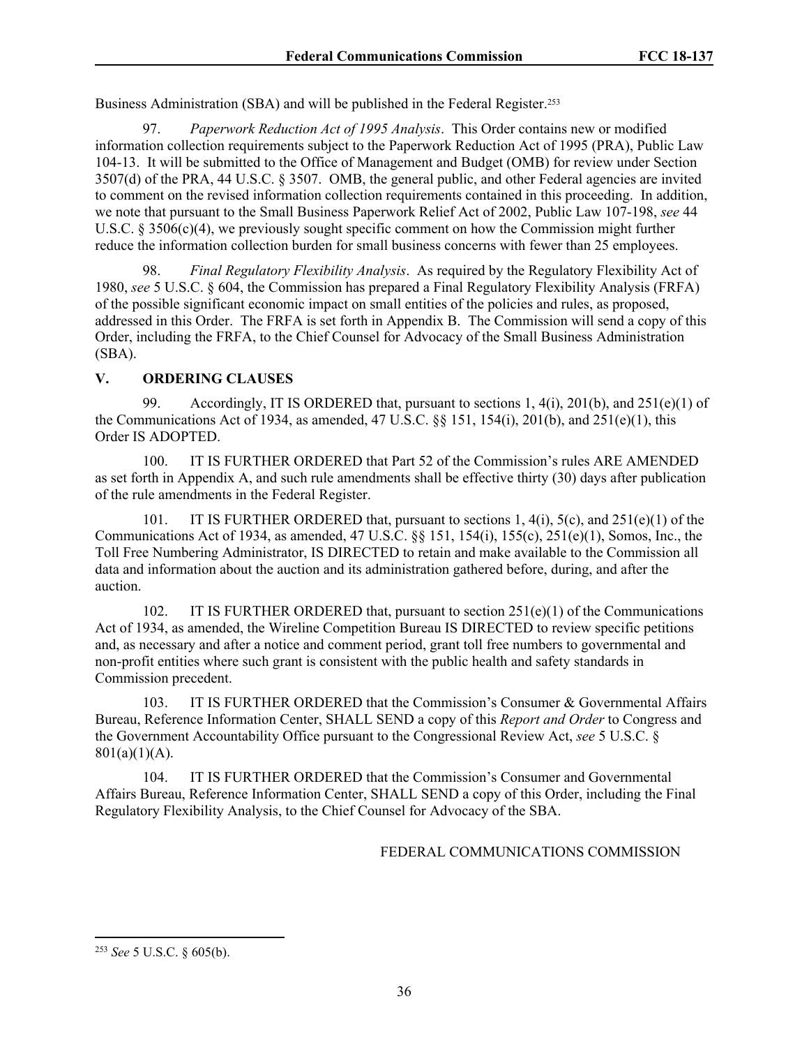Business Administration (SBA) and will be published in the Federal Register.[253]

97. *Paperwork Reduction Act of 1995 Analysis*. This Order contains new or modified information collection requirements subject to the Paperwork Reduction Act of 1995 (PRA), Public Law 104-13. It will be submitted to the Office of Management and Budget (OMB) for review under Section 3507(d) of the PRA, 44 U.S.C. § 3507. OMB, the general public, and other Federal agencies are invited to comment on the revised information collection requirements contained in this proceeding. In addition, we note that pursuant to the Small Business Paperwork Relief Act of 2002, Public Law 107-198, *see* 44 U.S.C. § 3506(c)(4), we previously sought specific comment on how the Commission might further reduce the information collection burden for small business concerns with fewer than 25 employees.

98. *Final Regulatory Flexibility Analysis*. As required by the Regulatory Flexibility Act of 1980, *see* 5 U.S.C. § 604, the Commission has prepared a Final Regulatory Flexibility Analysis (FRFA) of the possible significant economic impact on small entities of the policies and rules, as proposed, addressed in this Order. The FRFA is set forth in Appendix B. The Commission will send a copy of this Order, including the FRFA, to the Chief Counsel for Advocacy of the Small Business Administration (SBA).

## V. ORDERING CLAUSES

99. Accordingly, IT IS ORDERED that, pursuant to sections 1, 4(i), 201(b), and 251(e)(1) of the Communications Act of 1934, as amended, 47 U.S.C. §§ 151, 154(i), 201(b), and 251(e)(1), this Order IS ADOPTED.

100. IT IS FURTHER ORDERED that Part 52 of the Commission's rules ARE AMENDED as set forth in Appendix A, and such rule amendments shall be effective thirty (30) days after publication of the rule amendments in the Federal Register.

101. IT IS FURTHER ORDERED that, pursuant to sections 1, 4(i), 5(c), and 251(e)(1) of the Communications Act of 1934, as amended, 47 U.S.C. §§ 151, 154(i), 155(c), 251(e)(1), Somos, Inc., the Toll Free Numbering Administrator, IS DIRECTED to retain and make available to the Commission all data and information about the auction and its administration gathered before, during, and after the auction.

102. IT IS FURTHER ORDERED that, pursuant to section 251(e)(1) of the Communications Act of 1934, as amended, the Wireline Competition Bureau IS DIRECTED to review specific petitions and, as necessary and after a notice and comment period, grant toll free numbers to governmental and non-profit entities where such grant is consistent with the public health and safety standards in Commission precedent.

103. IT IS FURTHER ORDERED that the Commission's Consumer & Governmental Affairs Bureau, Reference Information Center, SHALL SEND a copy of this *Report and Order* to Congress and the Government Accountability Office pursuant to the Congressional Review Act, *see* 5 U.S.C. § 801(a)(1)(A).

104. IT IS FURTHER ORDERED that the Commission's Consumer and Governmental Affairs Bureau, Reference Information Center, SHALL SEND a copy of this Order, including the Final Regulatory Flexibility Analysis, to the Chief Counsel for Advocacy of the SBA.

FEDERAL COMMUNICATIONS COMMISSION

---

[253] *See* 5 U.S.C. § 605(b).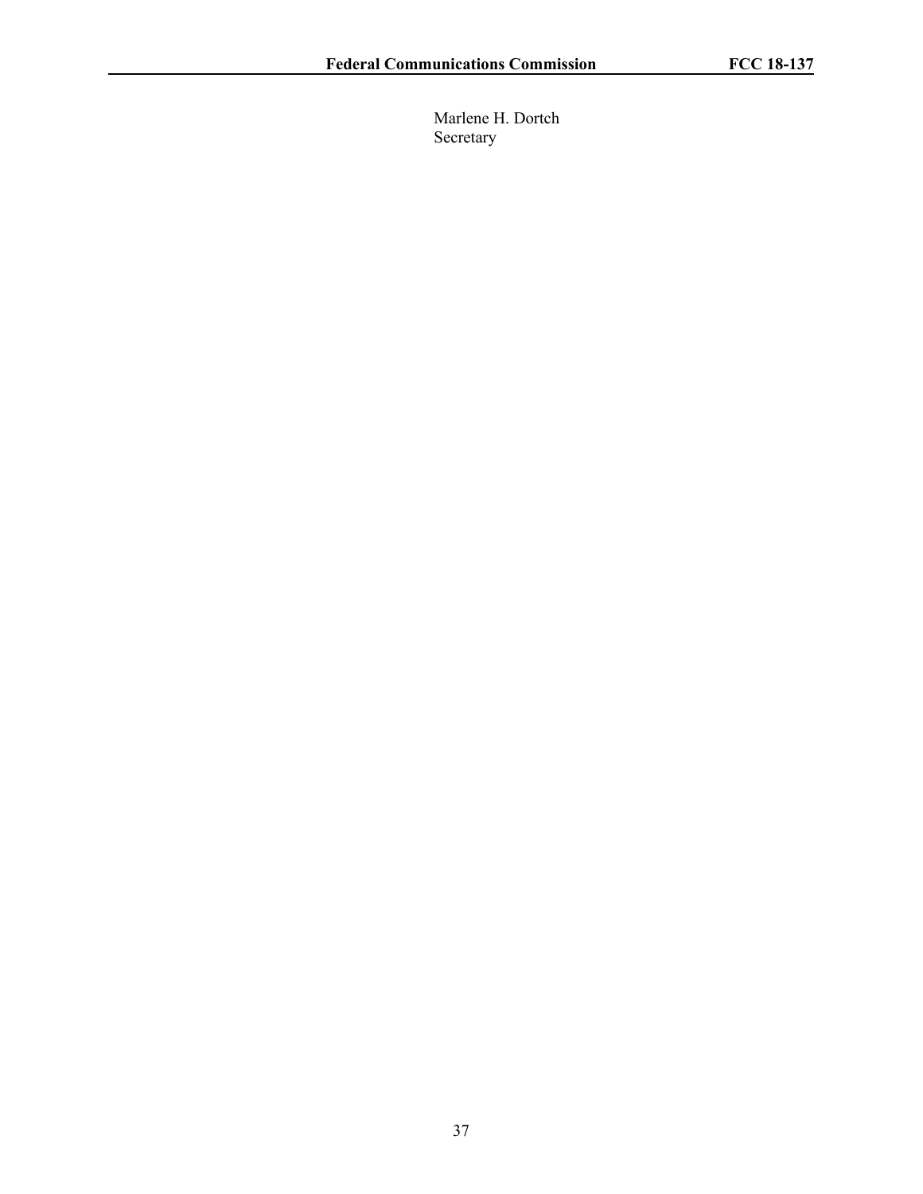Marlene H. Dortch  
Secretary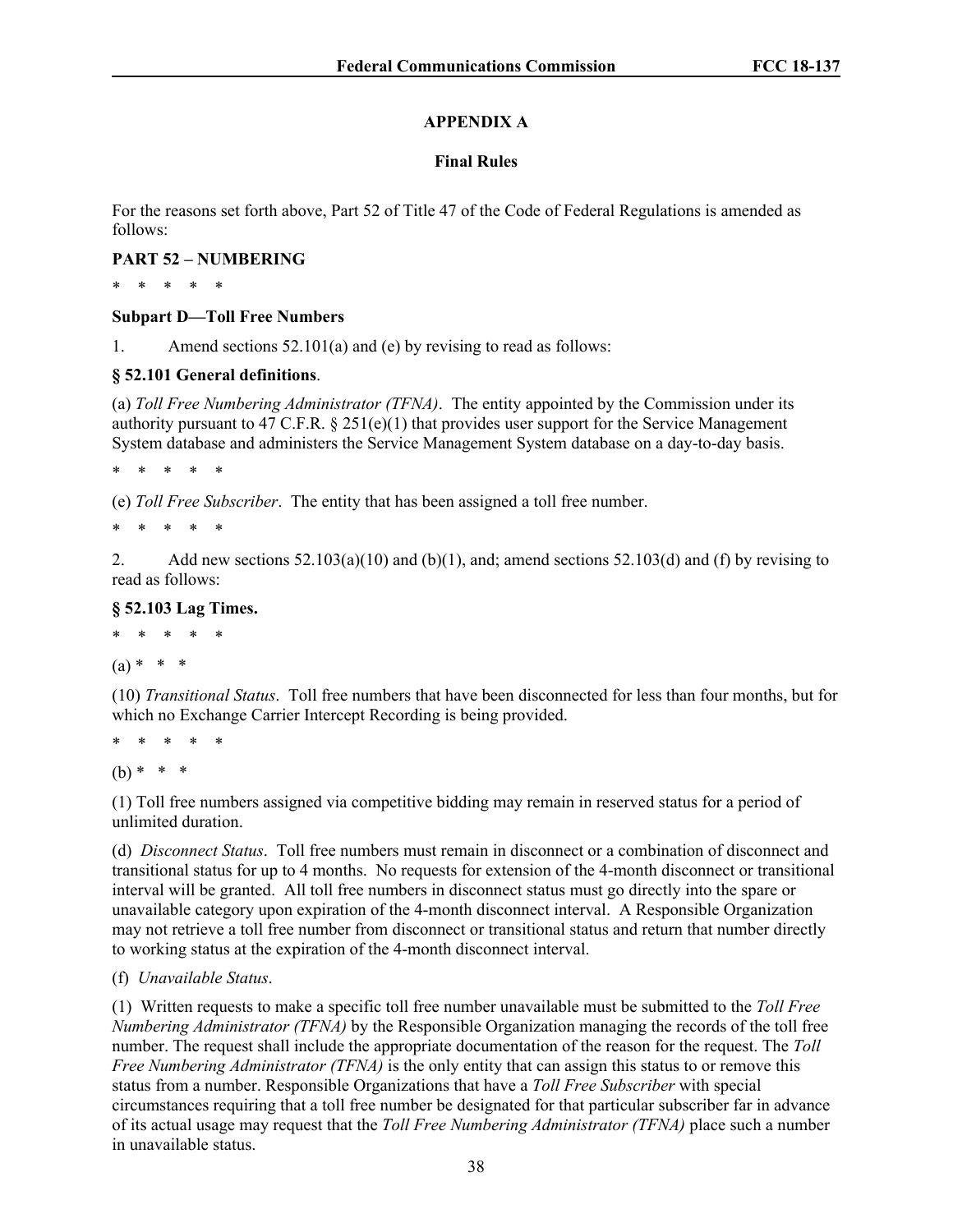## APPENDIX A

### Final Rules

For the reasons set forth above, Part 52 of Title 47 of the Code of Federal Regulations is amended as follows:

**PART 52 – NUMBERING**

\* \* \* \* \*

**Subpart D—Toll Free Numbers**

1. Amend sections 52.101(a) and (e) by revising to read as follows:

**§ 52.101 General definitions**.

(a) *Toll Free Numbering Administrator (TFNA)*. The entity appointed by the Commission under its authority pursuant to 47 C.F.R. § 251(e)(1) that provides user support for the Service Management System database and administers the Service Management System database on a day-to-day basis.

\* \* \* \* \*

(e) *Toll Free Subscriber*. The entity that has been assigned a toll free number.

\* \* \* \* \*

2. Add new sections 52.103(a)(10) and (b)(1), and; amend sections 52.103(d) and (f) by revising to read as follows:

**§ 52.103 Lag Times.**

\* \* \* \* \*

(a) \* \* \*

(10) *Transitional Status*. Toll free numbers that have been disconnected for less than four months, but for which no Exchange Carrier Intercept Recording is being provided.

\* \* \* \* \*

(b) \* \* \*

(1) Toll free numbers assigned via competitive bidding may remain in reserved status for a period of unlimited duration.

(d) *Disconnect Status*. Toll free numbers must remain in disconnect or a combination of disconnect and transitional status for up to 4 months. No requests for extension of the 4-month disconnect or transitional interval will be granted. All toll free numbers in disconnect status must go directly into the spare or unavailable category upon expiration of the 4-month disconnect interval. A Responsible Organization may not retrieve a toll free number from disconnect or transitional status and return that number directly to working status at the expiration of the 4-month disconnect interval.

(f) *Unavailable Status*.

(1) Written requests to make a specific toll free number unavailable must be submitted to the *Toll Free Numbering Administrator (TFNA)* by the Responsible Organization managing the records of the toll free number. The request shall include the appropriate documentation of the reason for the request. The *Toll Free Numbering Administrator (TFNA)* is the only entity that can assign this status to or remove this status from a number. Responsible Organizations that have a *Toll Free Subscriber* with special circumstances requiring that a toll free number be designated for that particular subscriber far in advance of its actual usage may request that the *Toll Free Numbering Administrator (TFNA)* place such a number in unavailable status.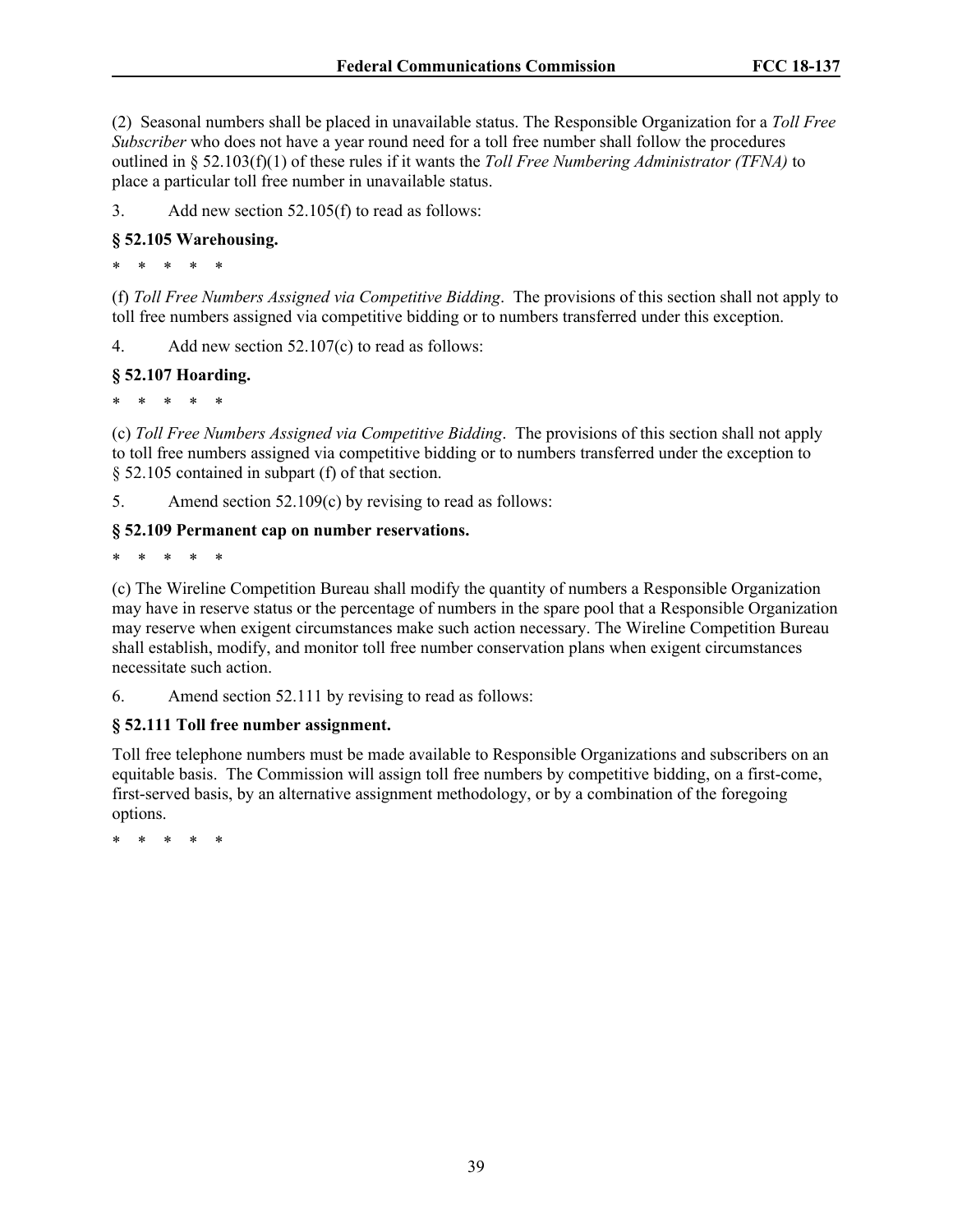(2) Seasonal numbers shall be placed in unavailable status. The Responsible Organization for a *Toll Free Subscriber* who does not have a year round need for a toll free number shall follow the procedures outlined in § 52.103(f)(1) of these rules if it wants the *Toll Free Numbering Administrator (TFNA)* to place a particular toll free number in unavailable status.

3. Add new section 52.105(f) to read as follows:

**§ 52.105 Warehousing.**

\* \* \* \* \*

(f) *Toll Free Numbers Assigned via Competitive Bidding*. The provisions of this section shall not apply to toll free numbers assigned via competitive bidding or to numbers transferred under this exception.

4. Add new section 52.107(c) to read as follows:

**§ 52.107 Hoarding.**

\* \* \* \* \*

(c) *Toll Free Numbers Assigned via Competitive Bidding*. The provisions of this section shall not apply to toll free numbers assigned via competitive bidding or to numbers transferred under the exception to § 52.105 contained in subpart (f) of that section.

5. Amend section 52.109(c) by revising to read as follows:

**§ 52.109 Permanent cap on number reservations.**

\* \* \* \* \*

(c) The Wireline Competition Bureau shall modify the quantity of numbers a Responsible Organization may have in reserve status or the percentage of numbers in the spare pool that a Responsible Organization may reserve when exigent circumstances make such action necessary. The Wireline Competition Bureau shall establish, modify, and monitor toll free number conservation plans when exigent circumstances necessitate such action.

6. Amend section 52.111 by revising to read as follows:

**§ 52.111 Toll free number assignment.**

Toll free telephone numbers must be made available to Responsible Organizations and subscribers on an equitable basis. The Commission will assign toll free numbers by competitive bidding, on a first-come, first-served basis, by an alternative assignment methodology, or by a combination of the foregoing options.

\* \* \* \* \*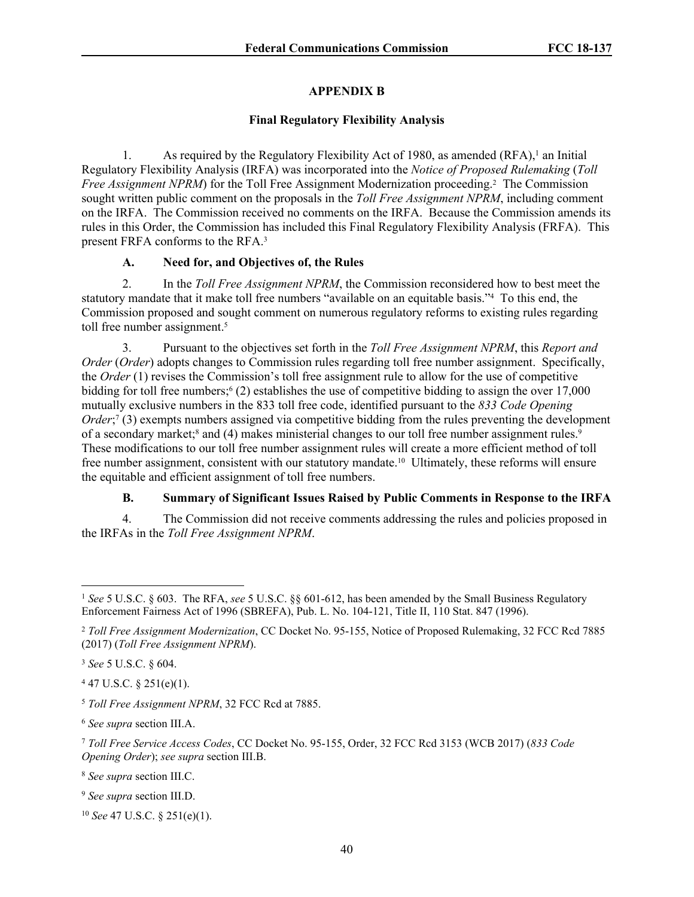## APPENDIX B

### Final Regulatory Flexibility Analysis

1. As required by the Regulatory Flexibility Act of 1980, as amended (RFA),[1] an Initial Regulatory Flexibility Analysis (IRFA) was incorporated into the *Notice of Proposed Rulemaking* (*Toll Free Assignment NPRM*) for the Toll Free Assignment Modernization proceeding.[2] The Commission sought written public comment on the proposals in the *Toll Free Assignment NPRM*, including comment on the IRFA. The Commission received no comments on the IRFA. Because the Commission amends its rules in this Order, the Commission has included this Final Regulatory Flexibility Analysis (FRFA). This present FRFA conforms to the RFA.[3]

#### A. Need for, and Objectives of, the Rules

2. In the *Toll Free Assignment NPRM*, the Commission reconsidered how to best meet the statutory mandate that it make toll free numbers "available on an equitable basis."[4] To this end, the Commission proposed and sought comment on numerous regulatory reforms to existing rules regarding toll free number assignment.[5]

3. Pursuant to the objectives set forth in the *Toll Free Assignment NPRM*, this *Report and Order* (*Order*) adopts changes to Commission rules regarding toll free number assignment. Specifically, the *Order* (1) revises the Commission's toll free assignment rule to allow for the use of competitive bidding for toll free numbers;[6] (2) establishes the use of competitive bidding to assign the over 17,000 mutually exclusive numbers in the 833 toll free code, identified pursuant to the *833 Code Opening Order*;[7] (3) exempts numbers assigned via competitive bidding from the rules preventing the development of a secondary market;[8] and (4) makes ministerial changes to our toll free number assignment rules.[9] These modifications to our toll free number assignment rules will create a more efficient method of toll free number assignment, consistent with our statutory mandate.[10] Ultimately, these reforms will ensure the equitable and efficient assignment of toll free numbers.

#### B. Summary of Significant Issues Raised by Public Comments in Response to the IRFA

4. The Commission did not receive comments addressing the rules and policies proposed in the IRFAs in the *Toll Free Assignment NPRM*.

---

[1] *See* 5 U.S.C. § 603. The RFA, *see* 5 U.S.C. §§ 601-612, has been amended by the Small Business Regulatory Enforcement Fairness Act of 1996 (SBREFA), Pub. L. No. 104-121, Title II, 110 Stat. 847 (1996).

[2] *Toll Free Assignment Modernization*, CC Docket No. 95-155, Notice of Proposed Rulemaking, 32 FCC Rcd 7885 (2017) (*Toll Free Assignment NPRM*).

[3] *See* 5 U.S.C. § 604.

[4] 47 U.S.C. § 251(e)(1).

[5] *Toll Free Assignment NPRM*, 32 FCC Rcd at 7885.

[6] *See supra* section III.A.

[7] *Toll Free Service Access Codes*, CC Docket No. 95-155, Order, 32 FCC Rcd 3153 (WCB 2017) (*833 Code Opening Order*); *see supra* section III.B.

[8] *See supra* section III.C.

[9] *See supra* section III.D.

[10] *See* 47 U.S.C. § 251(e)(1).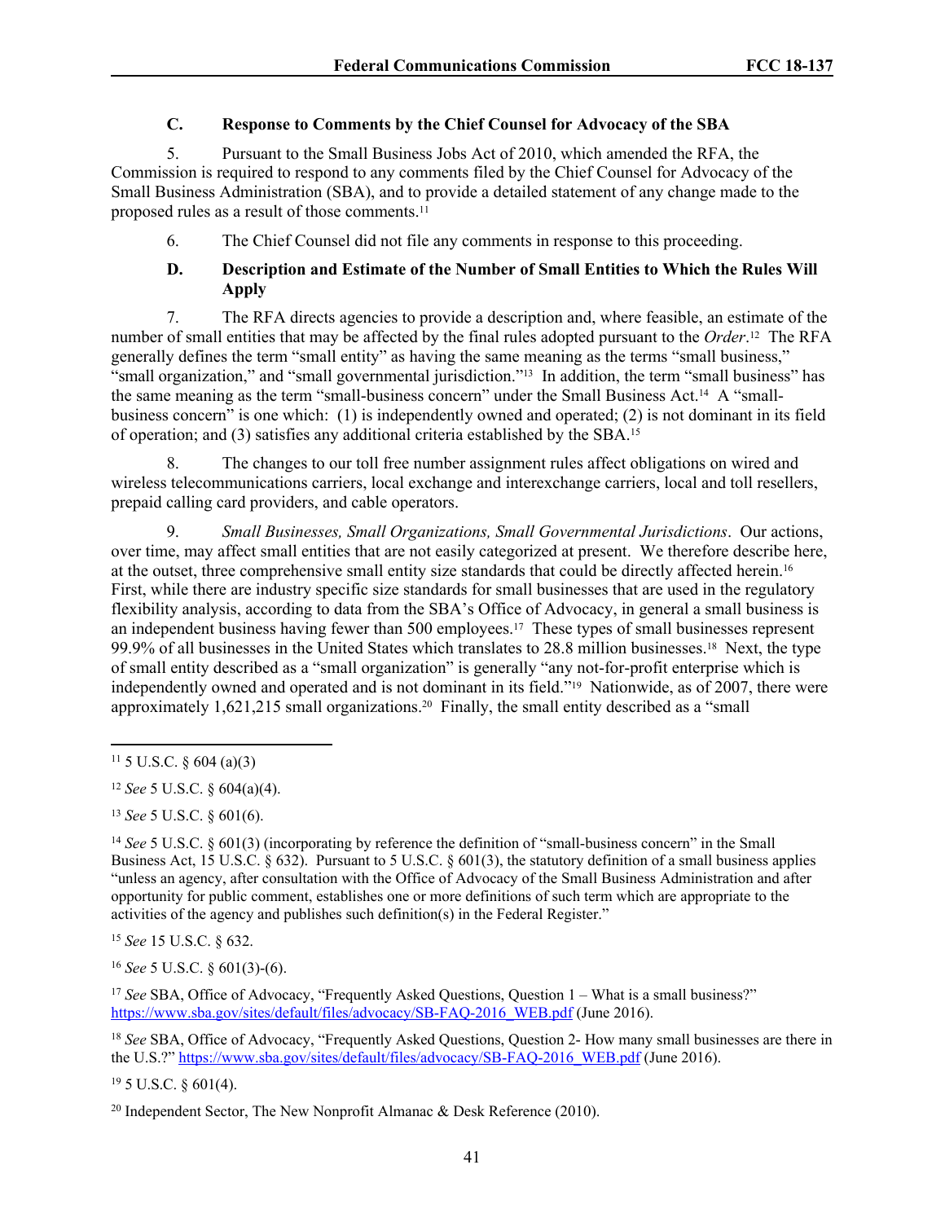### C. Response to Comments by the Chief Counsel for Advocacy of the SBA

5. Pursuant to the Small Business Jobs Act of 2010, which amended the RFA, the Commission is required to respond to any comments filed by the Chief Counsel for Advocacy of the Small Business Administration (SBA), and to provide a detailed statement of any change made to the proposed rules as a result of those comments.[11]

6. The Chief Counsel did not file any comments in response to this proceeding.

### D. Description and Estimate of the Number of Small Entities to Which the Rules Will Apply

7. The RFA directs agencies to provide a description and, where feasible, an estimate of the number of small entities that may be affected by the final rules adopted pursuant to the *Order*.[12] The RFA generally defines the term "small entity" as having the same meaning as the terms "small business," "small organization," and "small governmental jurisdiction."[13] In addition, the term "small business" has the same meaning as the term "small-business concern" under the Small Business Act.[14] A "small-business concern" is one which: (1) is independently owned and operated; (2) is not dominant in its field of operation; and (3) satisfies any additional criteria established by the SBA.[15]

8. The changes to our toll free number assignment rules affect obligations on wired and wireless telecommunications carriers, local exchange and interexchange carriers, local and toll resellers, prepaid calling card providers, and cable operators.

9. *Small Businesses, Small Organizations, Small Governmental Jurisdictions*. Our actions, over time, may affect small entities that are not easily categorized at present. We therefore describe here, at the outset, three comprehensive small entity size standards that could be directly affected herein.[16] First, while there are industry specific size standards for small businesses that are used in the regulatory flexibility analysis, according to data from the SBA's Office of Advocacy, in general a small business is an independent business having fewer than 500 employees.[17] These types of small businesses represent 99.9% of all businesses in the United States which translates to 28.8 million businesses.[18] Next, the type of small entity described as a "small organization" is generally "any not-for-profit enterprise which is independently owned and operated and is not dominant in its field."[19] Nationwide, as of 2007, there were approximately 1,621,215 small organizations.[20] Finally, the small entity described as a "small

---

[11] 5 U.S.C. § 604 (a)(3)

[12] *See* 5 U.S.C. § 604(a)(4).

[13] *See* 5 U.S.C. § 601(6).

[14] *See* 5 U.S.C. § 601(3) (incorporating by reference the definition of "small-business concern" in the Small Business Act, 15 U.S.C. § 632). Pursuant to 5 U.S.C. § 601(3), the statutory definition of a small business applies "unless an agency, after consultation with the Office of Advocacy of the Small Business Administration and after opportunity for public comment, establishes one or more definitions of such term which are appropriate to the activities of the agency and publishes such definition(s) in the Federal Register."

[15] *See* 15 U.S.C. § 632.

[16] *See* 5 U.S.C. § 601(3)-(6).

[17] *See* SBA, Office of Advocacy, "Frequently Asked Questions, Question 1 – What is a small business?" https://www.sba.gov/sites/default/files/advocacy/SB-FAQ-2016_WEB.pdf (June 2016).

[18] *See* SBA, Office of Advocacy, "Frequently Asked Questions, Question 2- How many small businesses are there in the U.S.?" https://www.sba.gov/sites/default/files/advocacy/SB-FAQ-2016_WEB.pdf (June 2016).

[19] 5 U.S.C. § 601(4).

[20] Independent Sector, The New Nonprofit Almanac & Desk Reference (2010).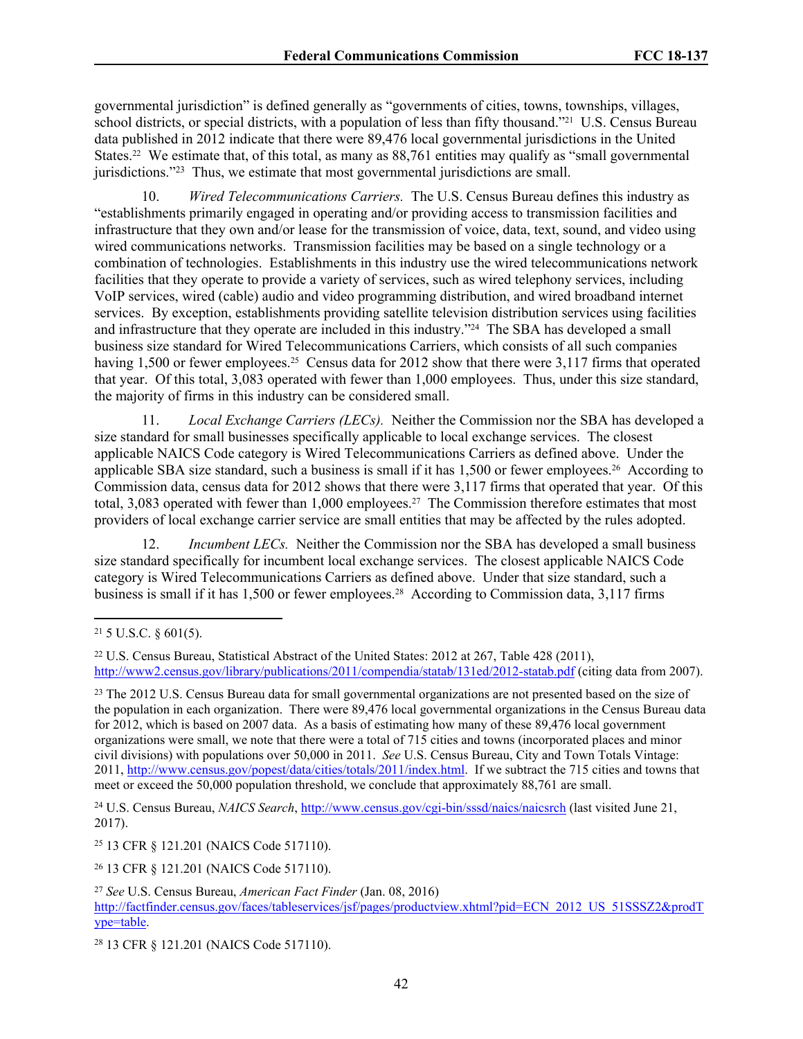governmental jurisdiction" is defined generally as "governments of cities, towns, townships, villages, school districts, or special districts, with a population of less than fifty thousand."[21] U.S. Census Bureau data published in 2012 indicate that there were 89,476 local governmental jurisdictions in the United States.[22] We estimate that, of this total, as many as 88,761 entities may qualify as "small governmental jurisdictions."[23] Thus, we estimate that most governmental jurisdictions are small.

10. *Wired Telecommunications Carriers.* The U.S. Census Bureau defines this industry as "establishments primarily engaged in operating and/or providing access to transmission facilities and infrastructure that they own and/or lease for the transmission of voice, data, text, sound, and video using wired communications networks. Transmission facilities may be based on a single technology or a combination of technologies. Establishments in this industry use the wired telecommunications network facilities that they operate to provide a variety of services, such as wired telephony services, including VoIP services, wired (cable) audio and video programming distribution, and wired broadband internet services. By exception, establishments providing satellite television distribution services using facilities and infrastructure that they operate are included in this industry."[24] The SBA has developed a small business size standard for Wired Telecommunications Carriers, which consists of all such companies having 1,500 or fewer employees.[25] Census data for 2012 show that there were 3,117 firms that operated that year. Of this total, 3,083 operated with fewer than 1,000 employees. Thus, under this size standard, the majority of firms in this industry can be considered small.

11. *Local Exchange Carriers (LECs).* Neither the Commission nor the SBA has developed a size standard for small businesses specifically applicable to local exchange services. The closest applicable NAICS Code category is Wired Telecommunications Carriers as defined above. Under the applicable SBA size standard, such a business is small if it has 1,500 or fewer employees.[26] According to Commission data, census data for 2012 shows that there were 3,117 firms that operated that year. Of this total, 3,083 operated with fewer than 1,000 employees.[27] The Commission therefore estimates that most providers of local exchange carrier service are small entities that may be affected by the rules adopted.

12. *Incumbent LECs.* Neither the Commission nor the SBA has developed a small business size standard specifically for incumbent local exchange services. The closest applicable NAICS Code category is Wired Telecommunications Carriers as defined above. Under that size standard, such a business is small if it has 1,500 or fewer employees.[28] According to Commission data, 3,117 firms

---

[21] 5 U.S.C. § 601(5).

[22] U.S. Census Bureau, Statistical Abstract of the United States: 2012 at 267, Table 428 (2011), http://www2.census.gov/library/publications/2011/compendia/statab/131ed/2012-statab.pdf (citing data from 2007).

[23] The 2012 U.S. Census Bureau data for small governmental organizations are not presented based on the size of the population in each organization. There were 89,476 local governmental organizations in the Census Bureau data for 2012, which is based on 2007 data. As a basis of estimating how many of these 89,476 local government organizations were small, we note that there were a total of 715 cities and towns (incorporated places and minor civil divisions) with populations over 50,000 in 2011. *See* U.S. Census Bureau, City and Town Totals Vintage: 2011, http://www.census.gov/popest/data/cities/totals/2011/index.html. If we subtract the 715 cities and towns that meet or exceed the 50,000 population threshold, we conclude that approximately 88,761 are small.

[24] U.S. Census Bureau, *NAICS Search*, http://www.census.gov/cgi-bin/sssd/naics/naicsrch (last visited June 21, 2017).

[25] 13 CFR § 121.201 (NAICS Code 517110).

[26] 13 CFR § 121.201 (NAICS Code 517110).

[27] *See* U.S. Census Bureau, *American Fact Finder* (Jan. 08, 2016) http://factfinder.census.gov/faces/tableservices/jsf/pages/productview.xhtml?pid=ECN_2012_US_51SSSZ2&prodType=table.

[28] 13 CFR § 121.201 (NAICS Code 517110).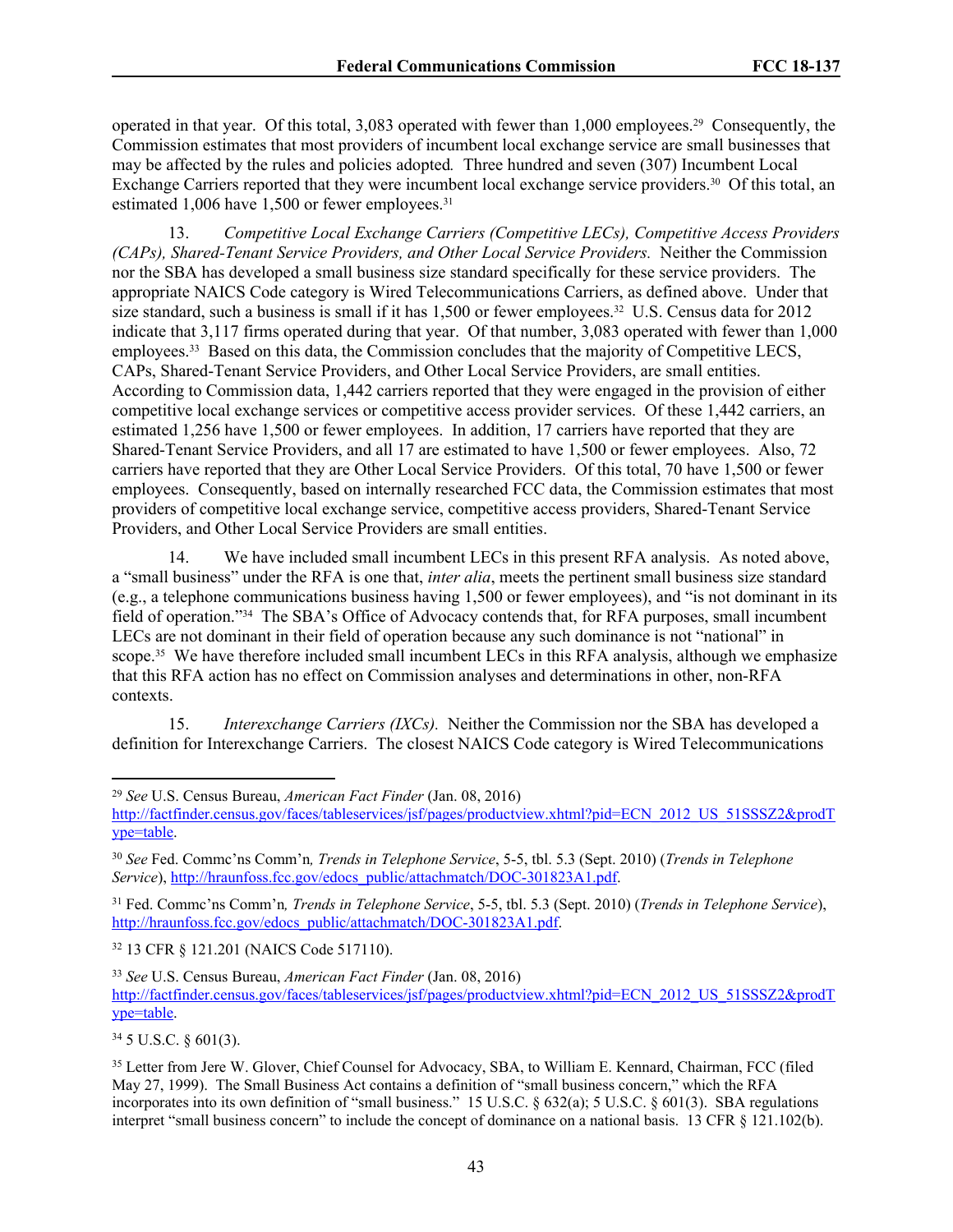operated in that year. Of this total, 3,083 operated with fewer than 1,000 employees.[29] Consequently, the Commission estimates that most providers of incumbent local exchange service are small businesses that may be affected by the rules and policies adopted*.* Three hundred and seven (307) Incumbent Local Exchange Carriers reported that they were incumbent local exchange service providers.[30] Of this total, an estimated 1,006 have 1,500 or fewer employees.[31]

13. *Competitive Local Exchange Carriers (Competitive LECs), Competitive Access Providers (CAPs), Shared-Tenant Service Providers, and Other Local Service Providers.* Neither the Commission nor the SBA has developed a small business size standard specifically for these service providers. The appropriate NAICS Code category is Wired Telecommunications Carriers, as defined above. Under that size standard, such a business is small if it has 1,500 or fewer employees.[32] U.S. Census data for 2012 indicate that 3,117 firms operated during that year. Of that number, 3,083 operated with fewer than 1,000 employees.[33] Based on this data, the Commission concludes that the majority of Competitive LECS, CAPs, Shared-Tenant Service Providers, and Other Local Service Providers, are small entities. According to Commission data, 1,442 carriers reported that they were engaged in the provision of either competitive local exchange services or competitive access provider services. Of these 1,442 carriers, an estimated 1,256 have 1,500 or fewer employees. In addition, 17 carriers have reported that they are Shared-Tenant Service Providers, and all 17 are estimated to have 1,500 or fewer employees. Also, 72 carriers have reported that they are Other Local Service Providers. Of this total, 70 have 1,500 or fewer employees. Consequently, based on internally researched FCC data, the Commission estimates that most providers of competitive local exchange service, competitive access providers, Shared-Tenant Service Providers, and Other Local Service Providers are small entities.

14. We have included small incumbent LECs in this present RFA analysis. As noted above, a "small business" under the RFA is one that, *inter alia*, meets the pertinent small business size standard (e.g., a telephone communications business having 1,500 or fewer employees), and "is not dominant in its field of operation."[34] The SBA's Office of Advocacy contends that, for RFA purposes, small incumbent LECs are not dominant in their field of operation because any such dominance is not "national" in scope.[35] We have therefore included small incumbent LECs in this RFA analysis, although we emphasize that this RFA action has no effect on Commission analyses and determinations in other, non-RFA contexts.

15. *Interexchange Carriers (IXCs).* Neither the Commission nor the SBA has developed a definition for Interexchange Carriers. The closest NAICS Code category is Wired Telecommunications

---

[29] *See* U.S. Census Bureau, *American Fact Finder* (Jan. 08, 2016) http://factfinder.census.gov/faces/tableservices/jsf/pages/productview.xhtml?pid=ECN_2012_US_51SSSZ2&prodType=table.

[30] *See* Fed. Commc'ns Comm'n*, Trends in Telephone Service*, 5-5, tbl. 5.3 (Sept. 2010) (*Trends in Telephone Service*), http://hraunfoss.fcc.gov/edocs_public/attachmatch/DOC-301823A1.pdf.

[31] Fed. Commc'ns Comm'n*, Trends in Telephone Service*, 5-5, tbl. 5.3 (Sept. 2010) (*Trends in Telephone Service*), http://hraunfoss.fcc.gov/edocs_public/attachmatch/DOC-301823A1.pdf.

[32] 13 CFR § 121.201 (NAICS Code 517110).

[33] *See* U.S. Census Bureau, *American Fact Finder* (Jan. 08, 2016) http://factfinder.census.gov/faces/tableservices/jsf/pages/productview.xhtml?pid=ECN_2012_US_51SSSZ2&prodType=table.

[34] 5 U.S.C. § 601(3).

[35] Letter from Jere W. Glover, Chief Counsel for Advocacy, SBA, to William E. Kennard, Chairman, FCC (filed May 27, 1999). The Small Business Act contains a definition of "small business concern," which the RFA incorporates into its own definition of "small business." 15 U.S.C. § 632(a); 5 U.S.C. § 601(3). SBA regulations interpret "small business concern" to include the concept of dominance on a national basis. 13 CFR § 121.102(b).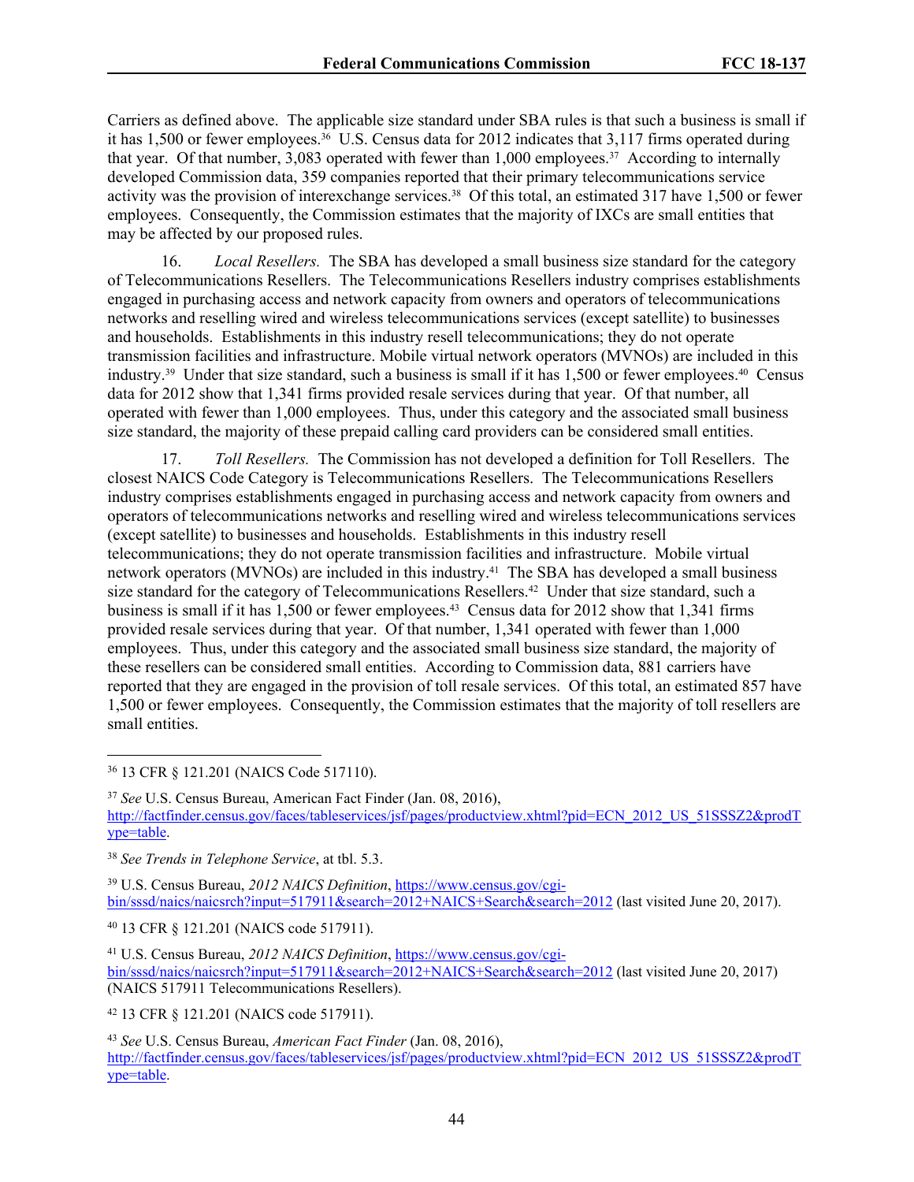Carriers as defined above. The applicable size standard under SBA rules is that such a business is small if it has 1,500 or fewer employees.[36] U.S. Census data for 2012 indicates that 3,117 firms operated during that year. Of that number, 3,083 operated with fewer than 1,000 employees.[37] According to internally developed Commission data, 359 companies reported that their primary telecommunications service activity was the provision of interexchange services.[38] Of this total, an estimated 317 have 1,500 or fewer employees. Consequently, the Commission estimates that the majority of IXCs are small entities that may be affected by our proposed rules.

16. *Local Resellers.* The SBA has developed a small business size standard for the category of Telecommunications Resellers. The Telecommunications Resellers industry comprises establishments engaged in purchasing access and network capacity from owners and operators of telecommunications networks and reselling wired and wireless telecommunications services (except satellite) to businesses and households. Establishments in this industry resell telecommunications; they do not operate transmission facilities and infrastructure. Mobile virtual network operators (MVNOs) are included in this industry.[39] Under that size standard, such a business is small if it has 1,500 or fewer employees.[40] Census data for 2012 show that 1,341 firms provided resale services during that year. Of that number, all operated with fewer than 1,000 employees. Thus, under this category and the associated small business size standard, the majority of these prepaid calling card providers can be considered small entities.

17. *Toll Resellers.* The Commission has not developed a definition for Toll Resellers. The closest NAICS Code Category is Telecommunications Resellers. The Telecommunications Resellers industry comprises establishments engaged in purchasing access and network capacity from owners and operators of telecommunications networks and reselling wired and wireless telecommunications services (except satellite) to businesses and households. Establishments in this industry resell telecommunications; they do not operate transmission facilities and infrastructure. Mobile virtual network operators (MVNOs) are included in this industry.[41] The SBA has developed a small business size standard for the category of Telecommunications Resellers.[42] Under that size standard, such a business is small if it has 1,500 or fewer employees.[43] Census data for 2012 show that 1,341 firms provided resale services during that year. Of that number, 1,341 operated with fewer than 1,000 employees. Thus, under this category and the associated small business size standard, the majority of these resellers can be considered small entities. According to Commission data, 881 carriers have reported that they are engaged in the provision of toll resale services. Of this total, an estimated 857 have 1,500 or fewer employees. Consequently, the Commission estimates that the majority of toll resellers are small entities.

---

[36] 13 CFR § 121.201 (NAICS Code 517110).

[37] *See* U.S. Census Bureau, American Fact Finder (Jan. 08, 2016), http://factfinder.census.gov/faces/tableservices/jsf/pages/productview.xhtml?pid=ECN_2012_US_51SSSZ2&prodType=table.

[38] *See Trends in Telephone Service*, at tbl. 5.3.

[39] U.S. Census Bureau, *2012 NAICS Definition*, https://www.census.gov/cgi-bin/sssd/naics/naicsrch?input=517911&search=2012+NAICS+Search&search=2012 (last visited June 20, 2017).

[40] 13 CFR § 121.201 (NAICS code 517911).

[41] U.S. Census Bureau, *2012 NAICS Definition*, https://www.census.gov/cgi-bin/sssd/naics/naicsrch?input=517911&search=2012+NAICS+Search&search=2012 (last visited June 20, 2017) (NAICS 517911 Telecommunications Resellers).

[42] 13 CFR § 121.201 (NAICS code 517911).

[43] *See* U.S. Census Bureau, *American Fact Finder* (Jan. 08, 2016), http://factfinder.census.gov/faces/tableservices/jsf/pages/productview.xhtml?pid=ECN_2012_US_51SSSZ2&prodType=table.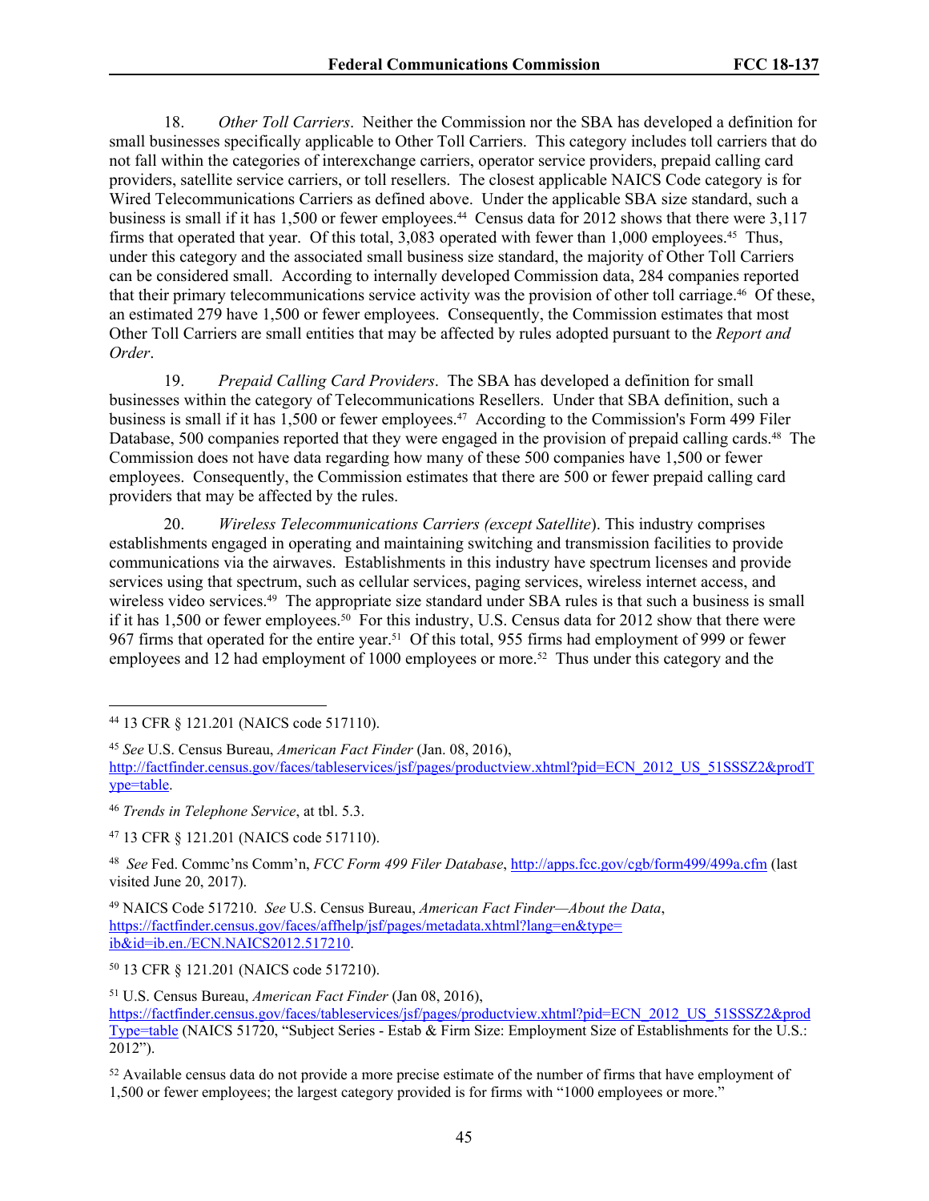18. *Other Toll Carriers*. Neither the Commission nor the SBA has developed a definition for small businesses specifically applicable to Other Toll Carriers. This category includes toll carriers that do not fall within the categories of interexchange carriers, operator service providers, prepaid calling card providers, satellite service carriers, or toll resellers. The closest applicable NAICS Code category is for Wired Telecommunications Carriers as defined above. Under the applicable SBA size standard, such a business is small if it has 1,500 or fewer employees.[44] Census data for 2012 shows that there were 3,117 firms that operated that year. Of this total, 3,083 operated with fewer than 1,000 employees.[45] Thus, under this category and the associated small business size standard, the majority of Other Toll Carriers can be considered small. According to internally developed Commission data, 284 companies reported that their primary telecommunications service activity was the provision of other toll carriage.[46] Of these, an estimated 279 have 1,500 or fewer employees. Consequently, the Commission estimates that most Other Toll Carriers are small entities that may be affected by rules adopted pursuant to the *Report and Order*.

19. *Prepaid Calling Card Providers*. The SBA has developed a definition for small businesses within the category of Telecommunications Resellers. Under that SBA definition, such a business is small if it has 1,500 or fewer employees.[47] According to the Commission's Form 499 Filer Database, 500 companies reported that they were engaged in the provision of prepaid calling cards.[48] The Commission does not have data regarding how many of these 500 companies have 1,500 or fewer employees. Consequently, the Commission estimates that there are 500 or fewer prepaid calling card providers that may be affected by the rules.

20. *Wireless Telecommunications Carriers (except Satellite*). This industry comprises establishments engaged in operating and maintaining switching and transmission facilities to provide communications via the airwaves. Establishments in this industry have spectrum licenses and provide services using that spectrum, such as cellular services, paging services, wireless internet access, and wireless video services.[49] The appropriate size standard under SBA rules is that such a business is small if it has 1,500 or fewer employees.[50] For this industry, U.S. Census data for 2012 show that there were 967 firms that operated for the entire year.[51] Of this total, 955 firms had employment of 999 or fewer employees and 12 had employment of 1000 employees or more.[52] Thus under this category and the

---

[44] 13 CFR § 121.201 (NAICS code 517110).

[45] *See* U.S. Census Bureau, *American Fact Finder* (Jan. 08, 2016), http://factfinder.census.gov/faces/tableservices/jsf/pages/productview.xhtml?pid=ECN_2012_US_51SSSZ2&prodType=table.

[46] *Trends in Telephone Service*, at tbl. 5.3.

[47] 13 CFR § 121.201 (NAICS code 517110).

[48] *See* Fed. Commc'ns Comm'n, *FCC Form 499 Filer Database*, http://apps.fcc.gov/cgb/form499/499a.cfm (last visited June 20, 2017).

[49] NAICS Code 517210. *See* U.S. Census Bureau, *American Fact Finder—About the Data*, https://factfinder.census.gov/faces/affhelp/jsf/pages/metadata.xhtml?lang=en&type=ib&id=ib.en./ECN.NAICS2012.517210.

[50] 13 CFR § 121.201 (NAICS code 517210).

[51] U.S. Census Bureau, *American Fact Finder* (Jan 08, 2016), https://factfinder.census.gov/faces/tableservices/jsf/pages/productview.xhtml?pid=ECN_2012_US_51SSSZ2&prodType=table (NAICS 51720, "Subject Series - Estab & Firm Size: Employment Size of Establishments for the U.S.: 2012").

[52] Available census data do not provide a more precise estimate of the number of firms that have employment of 1,500 or fewer employees; the largest category provided is for firms with "1000 employees or more."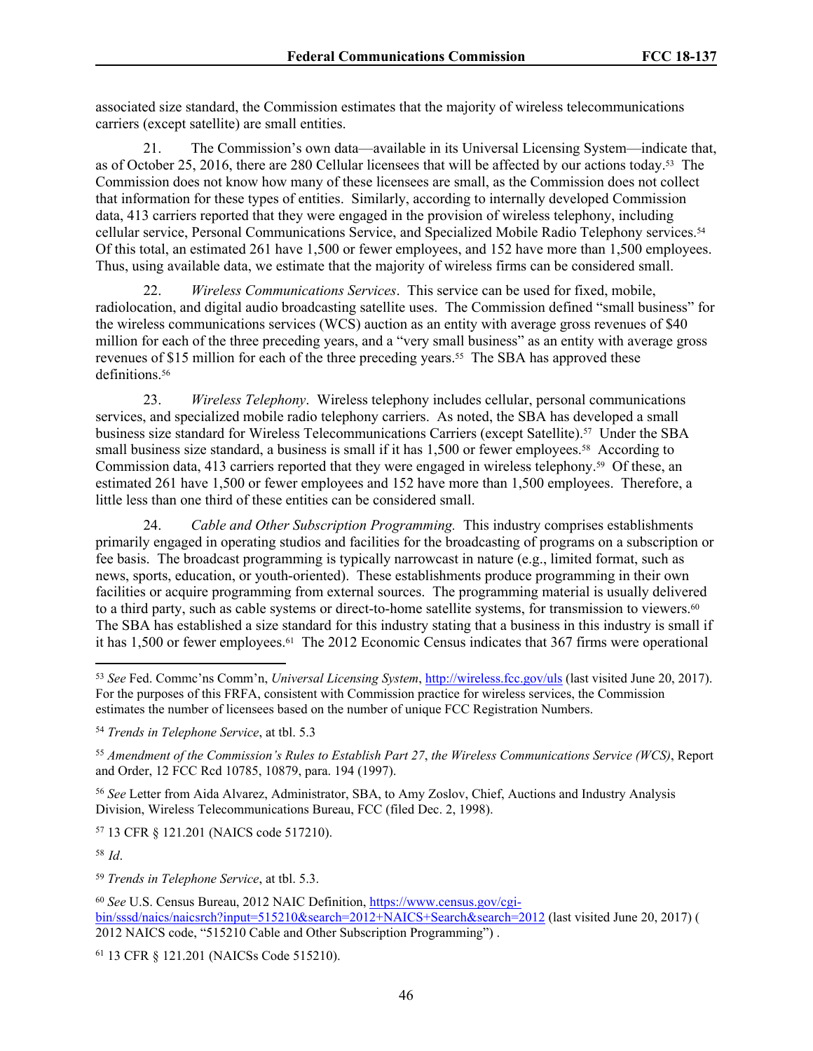associated size standard, the Commission estimates that the majority of wireless telecommunications carriers (except satellite) are small entities.

21. The Commission's own data—available in its Universal Licensing System—indicate that, as of October 25, 2016, there are 280 Cellular licensees that will be affected by our actions today.[53] The Commission does not know how many of these licensees are small, as the Commission does not collect that information for these types of entities. Similarly, according to internally developed Commission data, 413 carriers reported that they were engaged in the provision of wireless telephony, including cellular service, Personal Communications Service, and Specialized Mobile Radio Telephony services.[54] Of this total, an estimated 261 have 1,500 or fewer employees, and 152 have more than 1,500 employees. Thus, using available data, we estimate that the majority of wireless firms can be considered small.

22. *Wireless Communications Services*. This service can be used for fixed, mobile, radiolocation, and digital audio broadcasting satellite uses. The Commission defined "small business" for the wireless communications services (WCS) auction as an entity with average gross revenues of $40 million for each of the three preceding years, and a "very small business" as an entity with average gross revenues of $15 million for each of the three preceding years.[55] The SBA has approved these definitions.[56]

23. *Wireless Telephony*. Wireless telephony includes cellular, personal communications services, and specialized mobile radio telephony carriers. As noted, the SBA has developed a small business size standard for Wireless Telecommunications Carriers (except Satellite).[57] Under the SBA small business size standard, a business is small if it has 1,500 or fewer employees.[58] According to Commission data, 413 carriers reported that they were engaged in wireless telephony.[59] Of these, an estimated 261 have 1,500 or fewer employees and 152 have more than 1,500 employees. Therefore, a little less than one third of these entities can be considered small.

24. *Cable and Other Subscription Programming.* This industry comprises establishments primarily engaged in operating studios and facilities for the broadcasting of programs on a subscription or fee basis. The broadcast programming is typically narrowcast in nature (e.g., limited format, such as news, sports, education, or youth-oriented). These establishments produce programming in their own facilities or acquire programming from external sources. The programming material is usually delivered to a third party, such as cable systems or direct-to-home satellite systems, for transmission to viewers.[60] The SBA has established a size standard for this industry stating that a business in this industry is small if it has 1,500 or fewer employees.[61] The 2012 Economic Census indicates that 367 firms were operational

---

[53] *See* Fed. Commc'ns Comm'n, *Universal Licensing System*, http://wireless.fcc.gov/uls (last visited June 20, 2017). For the purposes of this FRFA, consistent with Commission practice for wireless services, the Commission estimates the number of licensees based on the number of unique FCC Registration Numbers.

[54] *Trends in Telephone Service*, at tbl. 5.3

[55] *Amendment of the Commission's Rules to Establish Part 27*, *the Wireless Communications Service (WCS)*, Report and Order, 12 FCC Rcd 10785, 10879, para. 194 (1997).

[56] *See* Letter from Aida Alvarez, Administrator, SBA, to Amy Zoslov, Chief, Auctions and Industry Analysis Division, Wireless Telecommunications Bureau, FCC (filed Dec. 2, 1998).

[57] 13 CFR § 121.201 (NAICS code 517210).

[58] *Id*.

[59] *Trends in Telephone Service*, at tbl. 5.3.

[60] *See* U.S. Census Bureau, 2012 NAIC Definition, https://www.census.gov/cgi-bin/sssd/naics/naicsrch?input=515210&search=2012+NAICS+Search&search=2012 (last visited June 20, 2017) ( 2012 NAICS code, "515210 Cable and Other Subscription Programming") .

[61] 13 CFR § 121.201 (NAICSs Code 515210).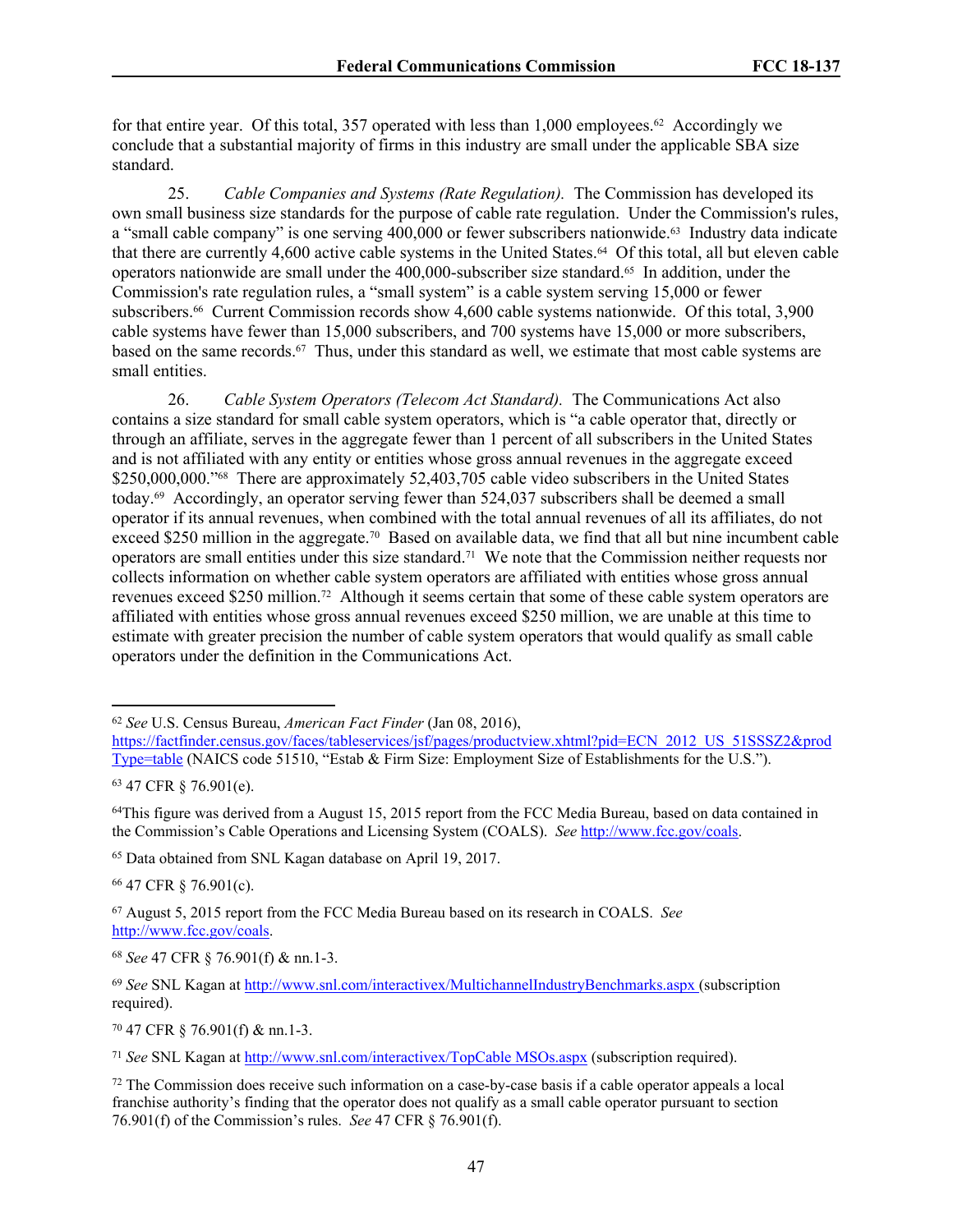for that entire year. Of this total, 357 operated with less than 1,000 employees.[62] Accordingly we conclude that a substantial majority of firms in this industry are small under the applicable SBA size standard.

25. *Cable Companies and Systems (Rate Regulation).* The Commission has developed its own small business size standards for the purpose of cable rate regulation. Under the Commission's rules, a "small cable company" is one serving 400,000 or fewer subscribers nationwide.[63] Industry data indicate that there are currently 4,600 active cable systems in the United States.[64] Of this total, all but eleven cable operators nationwide are small under the 400,000-subscriber size standard.[65] In addition, under the Commission's rate regulation rules, a "small system" is a cable system serving 15,000 or fewer subscribers.[66] Current Commission records show 4,600 cable systems nationwide. Of this total, 3,900 cable systems have fewer than 15,000 subscribers, and 700 systems have 15,000 or more subscribers, based on the same records.[67] Thus, under this standard as well, we estimate that most cable systems are small entities.

26. *Cable System Operators (Telecom Act Standard).* The Communications Act also contains a size standard for small cable system operators, which is "a cable operator that, directly or through an affiliate, serves in the aggregate fewer than 1 percent of all subscribers in the United States and is not affiliated with any entity or entities whose gross annual revenues in the aggregate exceed $250,000,000."[68] There are approximately 52,403,705 cable video subscribers in the United States today.[69] Accordingly, an operator serving fewer than 524,037 subscribers shall be deemed a small operator if its annual revenues, when combined with the total annual revenues of all its affiliates, do not exceed $250 million in the aggregate.[70] Based on available data, we find that all but nine incumbent cable operators are small entities under this size standard.[71] We note that the Commission neither requests nor collects information on whether cable system operators are affiliated with entities whose gross annual revenues exceed $250 million.[72] Although it seems certain that some of these cable system operators are affiliated with entities whose gross annual revenues exceed $250 million, we are unable at this time to estimate with greater precision the number of cable system operators that would qualify as small cable operators under the definition in the Communications Act.

---

[62] *See* U.S. Census Bureau, *American Fact Finder* (Jan 08, 2016), https://factfinder.census.gov/faces/tableservices/jsf/pages/productview.xhtml?pid=ECN_2012_US_51SSSZ2&prodType=table (NAICS code 51510, "Estab & Firm Size: Employment Size of Establishments for the U.S.").

[63] 47 CFR § 76.901(e).

[64] This figure was derived from a August 15, 2015 report from the FCC Media Bureau, based on data contained in the Commission's Cable Operations and Licensing System (COALS). *See* http://www.fcc.gov/coals.

[65] Data obtained from SNL Kagan database on April 19, 2017.

[66] 47 CFR § 76.901(c).

[67] August 5, 2015 report from the FCC Media Bureau based on its research in COALS. *See* http://www.fcc.gov/coals.

[68] *See* 47 CFR § 76.901(f) & nn.1-3.

[69] *See* SNL Kagan at http://www.snl.com/interactivex/MultichannelIndustryBenchmarks.aspx (subscription required).

[70] 47 CFR § 76.901(f) & nn.1-3.

[71] *See* SNL Kagan at http://www.snl.com/interactivex/TopCable MSOs.aspx (subscription required).

[72] The Commission does receive such information on a case-by-case basis if a cable operator appeals a local franchise authority's finding that the operator does not qualify as a small cable operator pursuant to section 76.901(f) of the Commission's rules. *See* 47 CFR § 76.901(f).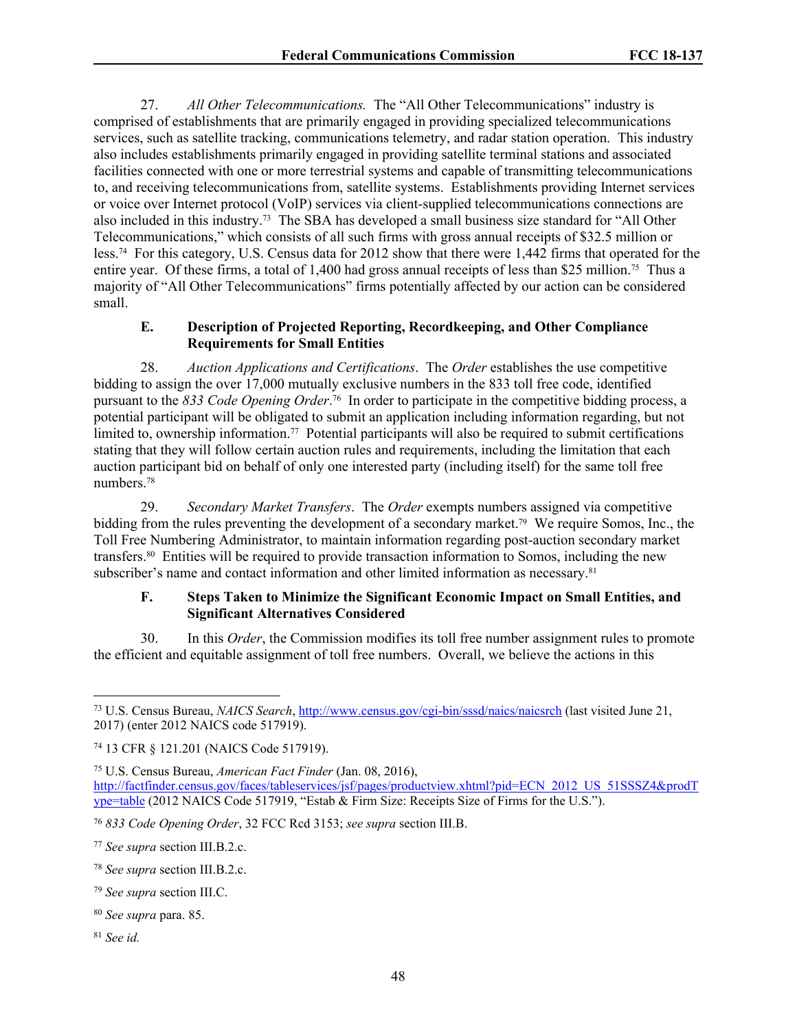27. *All Other Telecommunications.* The "All Other Telecommunications" industry is comprised of establishments that are primarily engaged in providing specialized telecommunications services, such as satellite tracking, communications telemetry, and radar station operation. This industry also includes establishments primarily engaged in providing satellite terminal stations and associated facilities connected with one or more terrestrial systems and capable of transmitting telecommunications to, and receiving telecommunications from, satellite systems. Establishments providing Internet services or voice over Internet protocol (VoIP) services via client-supplied telecommunications connections are also included in this industry.[73] The SBA has developed a small business size standard for "All Other Telecommunications," which consists of all such firms with gross annual receipts of $32.5 million or less.[74] For this category, U.S. Census data for 2012 show that there were 1,442 firms that operated for the entire year. Of these firms, a total of 1,400 had gross annual receipts of less than $25 million.[75] Thus a majority of "All Other Telecommunications" firms potentially affected by our action can be considered small.

### E. Description of Projected Reporting, Recordkeeping, and Other Compliance Requirements for Small Entities

28. *Auction Applications and Certifications*. The *Order* establishes the use competitive bidding to assign the over 17,000 mutually exclusive numbers in the 833 toll free code, identified pursuant to the *833 Code Opening Order*.[76] In order to participate in the competitive bidding process, a potential participant will be obligated to submit an application including information regarding, but not limited to, ownership information.[77] Potential participants will also be required to submit certifications stating that they will follow certain auction rules and requirements, including the limitation that each auction participant bid on behalf of only one interested party (including itself) for the same toll free numbers.[78]

29. *Secondary Market Transfers*. The *Order* exempts numbers assigned via competitive bidding from the rules preventing the development of a secondary market.[79] We require Somos, Inc., the Toll Free Numbering Administrator, to maintain information regarding post-auction secondary market transfers.[80] Entities will be required to provide transaction information to Somos, including the new subscriber's name and contact information and other limited information as necessary.[81]

### F. Steps Taken to Minimize the Significant Economic Impact on Small Entities, and Significant Alternatives Considered

30. In this *Order*, the Commission modifies its toll free number assignment rules to promote the efficient and equitable assignment of toll free numbers. Overall, we believe the actions in this

---

[73] U.S. Census Bureau, *NAICS Search*, http://www.census.gov/cgi-bin/sssd/naics/naicsrch (last visited June 21, 2017) (enter 2012 NAICS code 517919).

[74] 13 CFR § 121.201 (NAICS Code 517919).

[75] U.S. Census Bureau, *American Fact Finder* (Jan. 08, 2016), http://factfinder.census.gov/faces/tableservices/jsf/pages/productview.xhtml?pid=ECN_2012_US_51SSSZ4&prodType=table (2012 NAICS Code 517919, "Estab & Firm Size: Receipts Size of Firms for the U.S.").

[76] *833 Code Opening Order*, 32 FCC Rcd 3153; *see supra* section III.B.

[77] *See supra* section III.B.2.c.

[78] *See supra* section III.B.2.c.

[79] *See supra* section III.C.

[80] *See supra* para. 85.

[81] *See id.*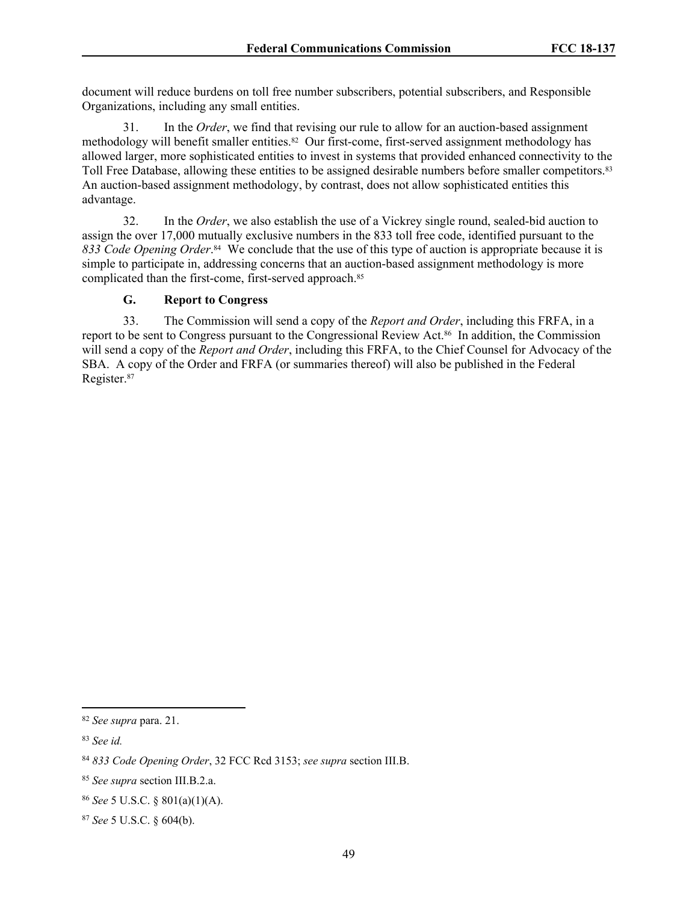document will reduce burdens on toll free number subscribers, potential subscribers, and Responsible Organizations, including any small entities.

31. In the *Order*, we find that revising our rule to allow for an auction-based assignment methodology will benefit smaller entities.[82] Our first-come, first-served assignment methodology has allowed larger, more sophisticated entities to invest in systems that provided enhanced connectivity to the Toll Free Database, allowing these entities to be assigned desirable numbers before smaller competitors.[83] An auction-based assignment methodology, by contrast, does not allow sophisticated entities this advantage.

32. In the *Order*, we also establish the use of a Vickrey single round, sealed-bid auction to assign the over 17,000 mutually exclusive numbers in the 833 toll free code, identified pursuant to the *833 Code Opening Order*.[84] We conclude that the use of this type of auction is appropriate because it is simple to participate in, addressing concerns that an auction-based assignment methodology is more complicated than the first-come, first-served approach.[85]

### G. Report to Congress

33. The Commission will send a copy of the *Report and Order*, including this FRFA, in a report to be sent to Congress pursuant to the Congressional Review Act.[86] In addition, the Commission will send a copy of the *Report and Order*, including this FRFA, to the Chief Counsel for Advocacy of the SBA. A copy of the Order and FRFA (or summaries thereof) will also be published in the Federal Register.[87]

---

[82] *See supra* para. 21.

[83] *See id.*

[84] *833 Code Opening Order*, 32 FCC Rcd 3153; *see supra* section III.B.

[85] *See supra* section III.B.2.a.

[86] *See* 5 U.S.C. § 801(a)(1)(A).

[87] *See* 5 U.S.C. § 604(b).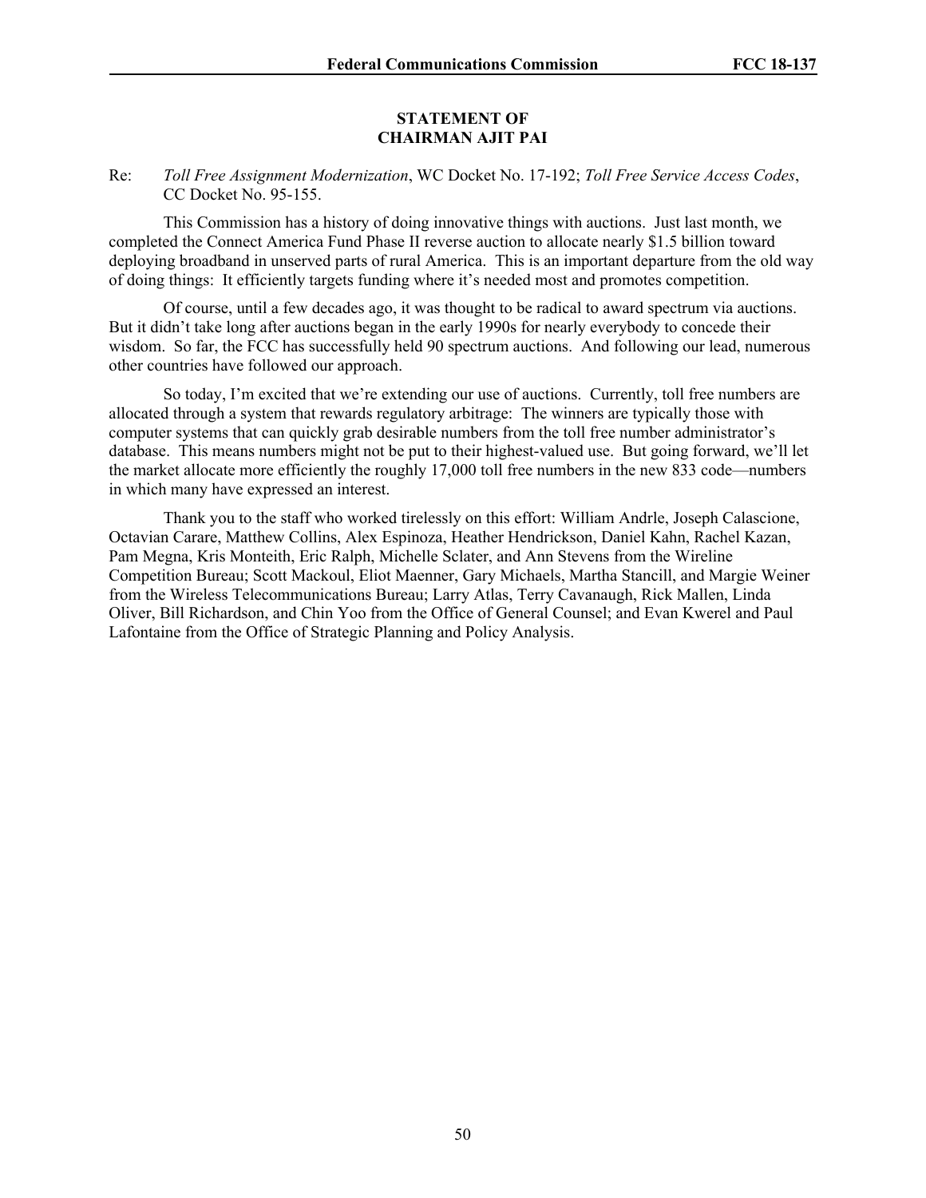**STATEMENT OF**
**CHAIRMAN AJIT PAI**

Re: *Toll Free Assignment Modernization*, WC Docket No. 17-192; *Toll Free Service Access Codes*, CC Docket No. 95-155.

This Commission has a history of doing innovative things with auctions. Just last month, we completed the Connect America Fund Phase II reverse auction to allocate nearly $1.5 billion toward deploying broadband in unserved parts of rural America. This is an important departure from the old way of doing things: It efficiently targets funding where it's needed most and promotes competition.

Of course, until a few decades ago, it was thought to be radical to award spectrum via auctions. But it didn't take long after auctions began in the early 1990s for nearly everybody to concede their wisdom. So far, the FCC has successfully held 90 spectrum auctions. And following our lead, numerous other countries have followed our approach.

So today, I'm excited that we're extending our use of auctions. Currently, toll free numbers are allocated through a system that rewards regulatory arbitrage: The winners are typically those with computer systems that can quickly grab desirable numbers from the toll free number administrator's database. This means numbers might not be put to their highest-valued use. But going forward, we'll let the market allocate more efficiently the roughly 17,000 toll free numbers in the new 833 code—numbers in which many have expressed an interest.

Thank you to the staff who worked tirelessly on this effort: William Andrle, Joseph Calascione, Octavian Carare, Matthew Collins, Alex Espinoza, Heather Hendrickson, Daniel Kahn, Rachel Kazan, Pam Megna, Kris Monteith, Eric Ralph, Michelle Sclater, and Ann Stevens from the Wireline Competition Bureau; Scott Mackoul, Eliot Maenner, Gary Michaels, Martha Stancill, and Margie Weiner from the Wireless Telecommunications Bureau; Larry Atlas, Terry Cavanaugh, Rick Mallen, Linda Oliver, Bill Richardson, and Chin Yoo from the Office of General Counsel; and Evan Kwerel and Paul Lafontaine from the Office of Strategic Planning and Policy Analysis.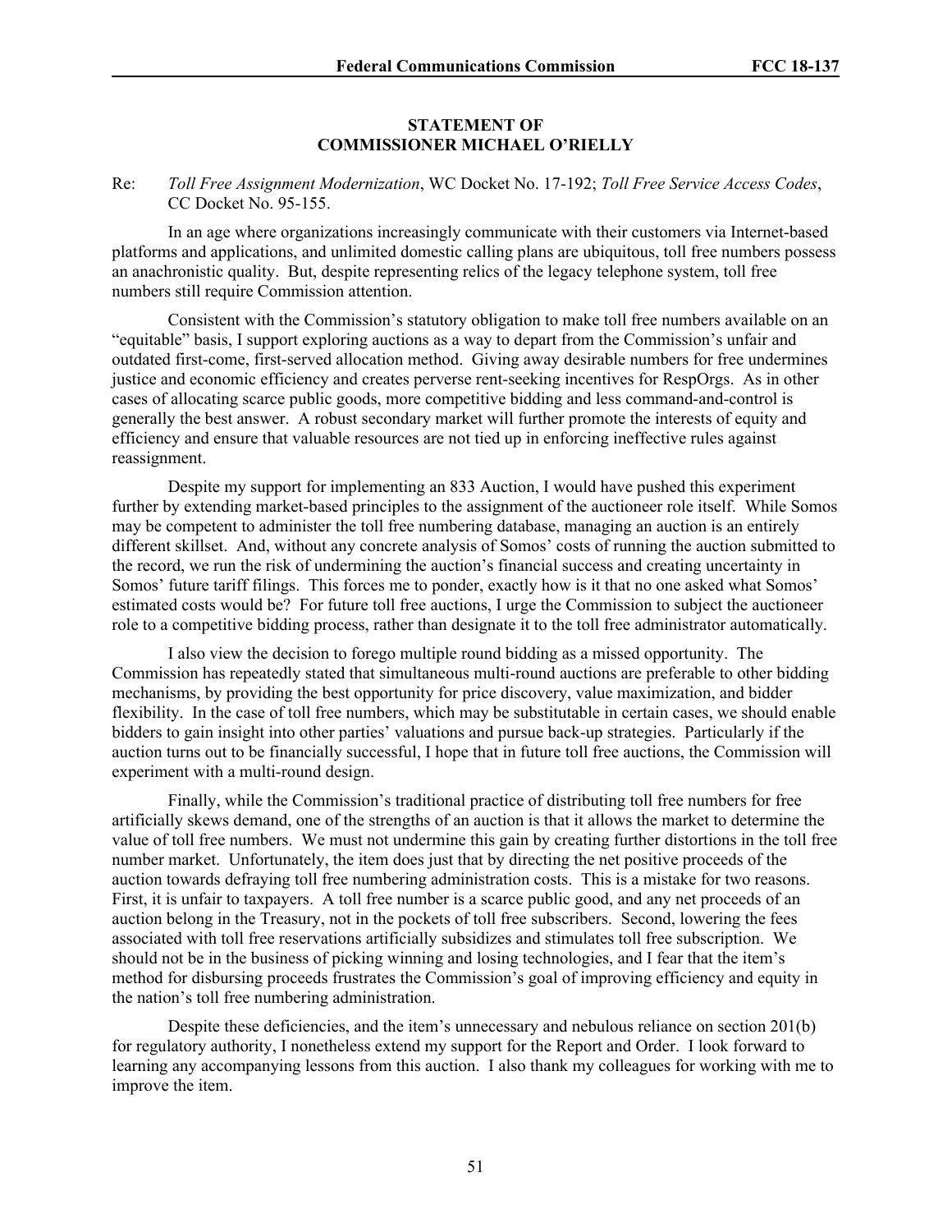**STATEMENT OF**
**COMMISSIONER MICHAEL O'RIELLY**

Re: *Toll Free Assignment Modernization*, WC Docket No. 17-192; *Toll Free Service Access Codes*, CC Docket No. 95-155.

In an age where organizations increasingly communicate with their customers via Internet-based platforms and applications, and unlimited domestic calling plans are ubiquitous, toll free numbers possess an anachronistic quality. But, despite representing relics of the legacy telephone system, toll free numbers still require Commission attention.

Consistent with the Commission's statutory obligation to make toll free numbers available on an "equitable" basis, I support exploring auctions as a way to depart from the Commission's unfair and outdated first-come, first-served allocation method. Giving away desirable numbers for free undermines justice and economic efficiency and creates perverse rent-seeking incentives for RespOrgs. As in other cases of allocating scarce public goods, more competitive bidding and less command-and-control is generally the best answer. A robust secondary market will further promote the interests of equity and efficiency and ensure that valuable resources are not tied up in enforcing ineffective rules against reassignment.

Despite my support for implementing an 833 Auction, I would have pushed this experiment further by extending market-based principles to the assignment of the auctioneer role itself. While Somos may be competent to administer the toll free numbering database, managing an auction is an entirely different skillset. And, without any concrete analysis of Somos' costs of running the auction submitted to the record, we run the risk of undermining the auction's financial success and creating uncertainty in Somos' future tariff filings. This forces me to ponder, exactly how is it that no one asked what Somos' estimated costs would be? For future toll free auctions, I urge the Commission to subject the auctioneer role to a competitive bidding process, rather than designate it to the toll free administrator automatically.

I also view the decision to forego multiple round bidding as a missed opportunity. The Commission has repeatedly stated that simultaneous multi-round auctions are preferable to other bidding mechanisms, by providing the best opportunity for price discovery, value maximization, and bidder flexibility. In the case of toll free numbers, which may be substitutable in certain cases, we should enable bidders to gain insight into other parties' valuations and pursue back-up strategies. Particularly if the auction turns out to be financially successful, I hope that in future toll free auctions, the Commission will experiment with a multi-round design.

Finally, while the Commission's traditional practice of distributing toll free numbers for free artificially skews demand, one of the strengths of an auction is that it allows the market to determine the value of toll free numbers. We must not undermine this gain by creating further distortions in the toll free number market. Unfortunately, the item does just that by directing the net positive proceeds of the auction towards defraying toll free numbering administration costs. This is a mistake for two reasons. First, it is unfair to taxpayers. A toll free number is a scarce public good, and any net proceeds of an auction belong in the Treasury, not in the pockets of toll free subscribers. Second, lowering the fees associated with toll free reservations artificially subsidizes and stimulates toll free subscription. We should not be in the business of picking winning and losing technologies, and I fear that the item's method for disbursing proceeds frustrates the Commission's goal of improving efficiency and equity in the nation's toll free numbering administration.

Despite these deficiencies, and the item's unnecessary and nebulous reliance on section 201(b) for regulatory authority, I nonetheless extend my support for the Report and Order. I look forward to learning any accompanying lessons from this auction. I also thank my colleagues for working with me to improve the item.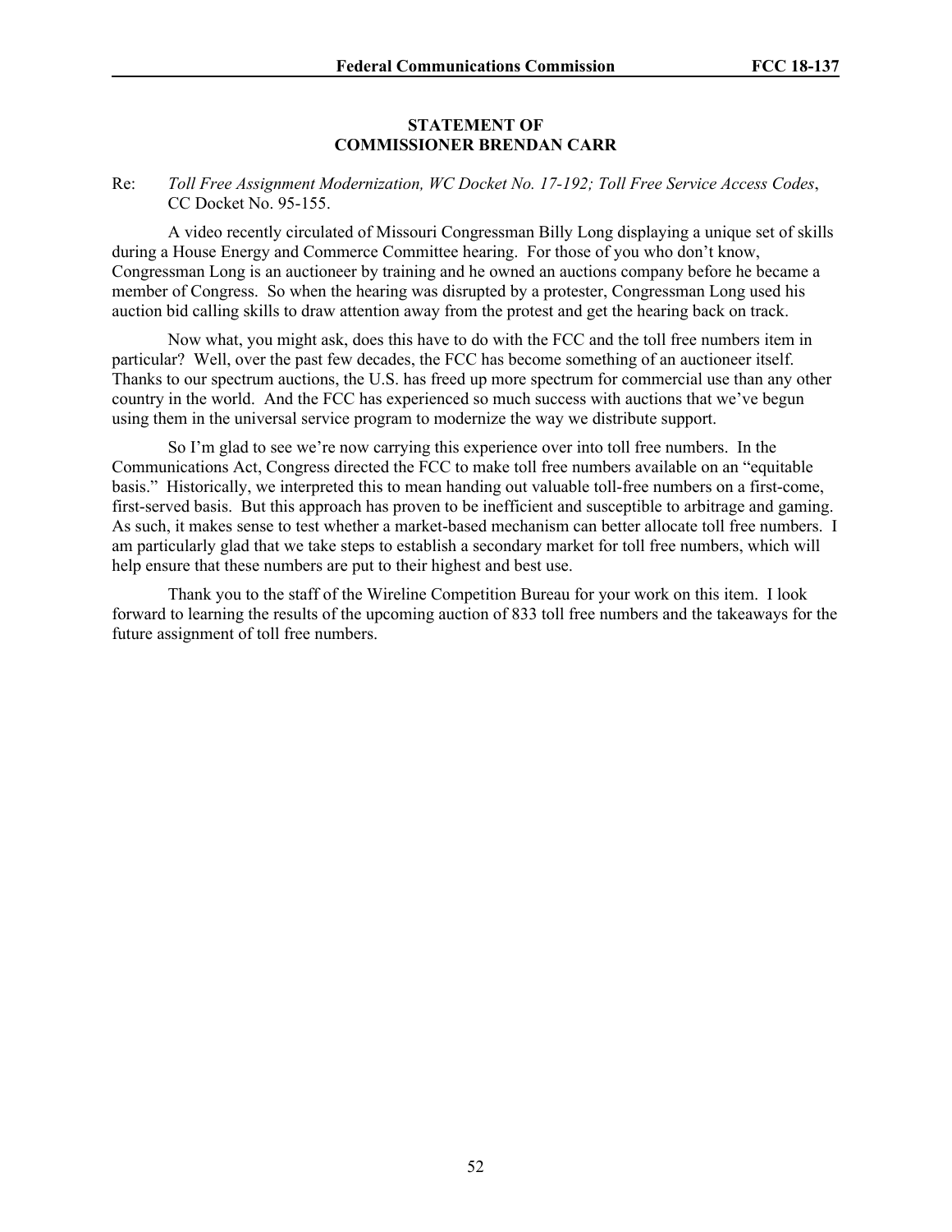**STATEMENT OF**
**COMMISSIONER BRENDAN CARR**

Re: *Toll Free Assignment Modernization, WC Docket No. 17-192; Toll Free Service Access Codes*, CC Docket No. 95-155.

A video recently circulated of Missouri Congressman Billy Long displaying a unique set of skills during a House Energy and Commerce Committee hearing. For those of you who don't know, Congressman Long is an auctioneer by training and he owned an auctions company before he became a member of Congress. So when the hearing was disrupted by a protester, Congressman Long used his auction bid calling skills to draw attention away from the protest and get the hearing back on track.

Now what, you might ask, does this have to do with the FCC and the toll free numbers item in particular? Well, over the past few decades, the FCC has become something of an auctioneer itself. Thanks to our spectrum auctions, the U.S. has freed up more spectrum for commercial use than any other country in the world. And the FCC has experienced so much success with auctions that we've begun using them in the universal service program to modernize the way we distribute support.

So I'm glad to see we're now carrying this experience over into toll free numbers. In the Communications Act, Congress directed the FCC to make toll free numbers available on an "equitable basis." Historically, we interpreted this to mean handing out valuable toll-free numbers on a first-come, first-served basis. But this approach has proven to be inefficient and susceptible to arbitrage and gaming. As such, it makes sense to test whether a market-based mechanism can better allocate toll free numbers. I am particularly glad that we take steps to establish a secondary market for toll free numbers, which will help ensure that these numbers are put to their highest and best use.

Thank you to the staff of the Wireline Competition Bureau for your work on this item. I look forward to learning the results of the upcoming auction of 833 toll free numbers and the takeaways for the future assignment of toll free numbers.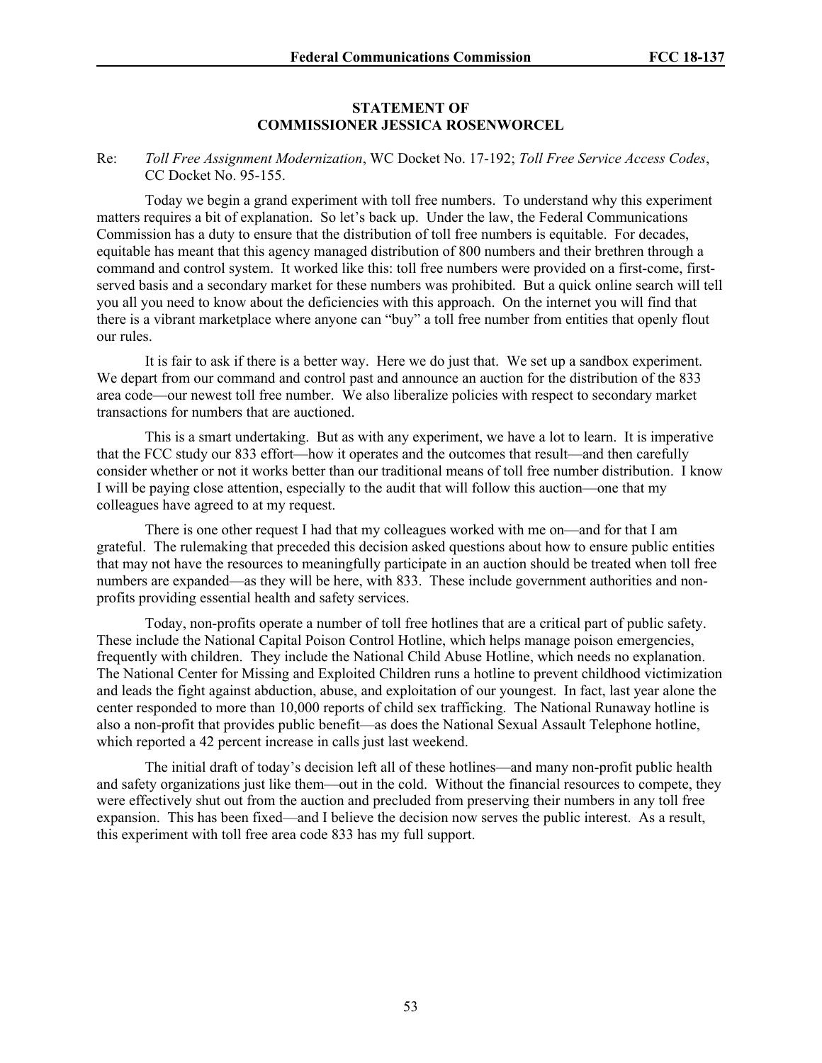**STATEMENT OF**
**COMMISSIONER JESSICA ROSENWORCEL**

Re: *Toll Free Assignment Modernization*, WC Docket No. 17-192; *Toll Free Service Access Codes*, CC Docket No. 95-155.

Today we begin a grand experiment with toll free numbers. To understand why this experiment matters requires a bit of explanation. So let's back up. Under the law, the Federal Communications Commission has a duty to ensure that the distribution of toll free numbers is equitable. For decades, equitable has meant that this agency managed distribution of 800 numbers and their brethren through a command and control system. It worked like this: toll free numbers were provided on a first-come, first-served basis and a secondary market for these numbers was prohibited. But a quick online search will tell you all you need to know about the deficiencies with this approach. On the internet you will find that there is a vibrant marketplace where anyone can "buy" a toll free number from entities that openly flout our rules.

It is fair to ask if there is a better way. Here we do just that. We set up a sandbox experiment. We depart from our command and control past and announce an auction for the distribution of the 833 area code—our newest toll free number. We also liberalize policies with respect to secondary market transactions for numbers that are auctioned.

This is a smart undertaking. But as with any experiment, we have a lot to learn. It is imperative that the FCC study our 833 effort—how it operates and the outcomes that result—and then carefully consider whether or not it works better than our traditional means of toll free number distribution. I know I will be paying close attention, especially to the audit that will follow this auction—one that my colleagues have agreed to at my request.

There is one other request I had that my colleagues worked with me on—and for that I am grateful. The rulemaking that preceded this decision asked questions about how to ensure public entities that may not have the resources to meaningfully participate in an auction should be treated when toll free numbers are expanded—as they will be here, with 833. These include government authorities and non-profits providing essential health and safety services.

Today, non-profits operate a number of toll free hotlines that are a critical part of public safety. These include the National Capital Poison Control Hotline, which helps manage poison emergencies, frequently with children. They include the National Child Abuse Hotline, which needs no explanation. The National Center for Missing and Exploited Children runs a hotline to prevent childhood victimization and leads the fight against abduction, abuse, and exploitation of our youngest. In fact, last year alone the center responded to more than 10,000 reports of child sex trafficking. The National Runaway hotline is also a non-profit that provides public benefit—as does the National Sexual Assault Telephone hotline, which reported a 42 percent increase in calls just last weekend.

The initial draft of today's decision left all of these hotlines—and many non-profit public health and safety organizations just like them—out in the cold. Without the financial resources to compete, they were effectively shut out from the auction and precluded from preserving their numbers in any toll free expansion. This has been fixed—and I believe the decision now serves the public interest. As a result, this experiment with toll free area code 833 has my full support.